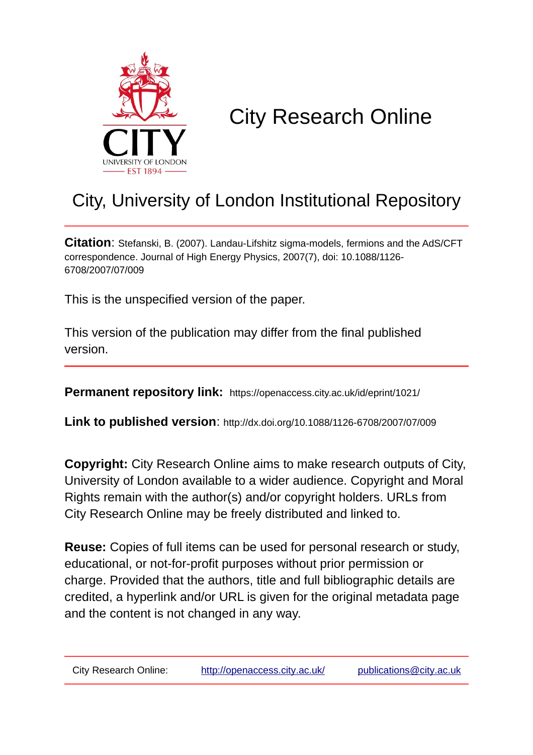# City Research Online

## City, University of London Institutional Repository

**Citation**: Stefanski, B. (2007). Landau-Lifshitz sigma-models, fermions and the AdS/CFT correspondence. Journal of High Energy Physics, 2007(7), doi: 10.1088/1126-6708/2007/07/009

This is the unspecified version of the paper.

This version of the publication may differ from the final published version.

**Permanent repository link:** https://openaccess.city.ac.uk/id/eprint/1021/

**Link to published version**: http://dx.doi.org/10.1088/1126-6708/2007/07/009

**Copyright:** City Research Online aims to make research outputs of City, University of London available to a wider audience. Copyright and Moral Rights remain with the author(s) and/or copyright holders. URLs from City Research Online may be freely distributed and linked to.

**Reuse:** Copies of full items can be used for personal research or study, educational, or not-for-profit purposes without prior permission or charge. Provided that the authors, title and full bibliographic details are credited, a hyperlink and/or URL is given for the original metadata page and the content is not changed in any way.

City Research Online: http://openaccess.city.ac.uk/ publications@city.ac.uk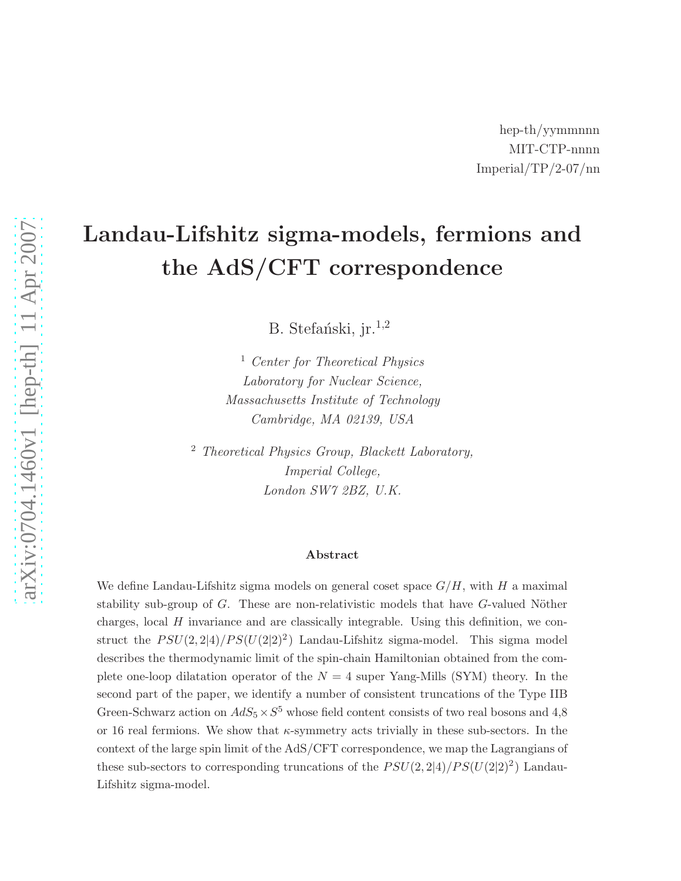hep-th/yymmnnn
MIT-CTP-nnnn
Imperial/TP/2-07/nn

# Landau-Lifshitz sigma-models, fermions and the AdS/CFT correspondence

B. Stefański, jr.[1,2]

[1] *Center for Theoretical Physics*
*Laboratory for Nuclear Science,*
*Massachusetts Institute of Technology*
*Cambridge, MA 02139, USA*

[2] *Theoretical Physics Group, Blackett Laboratory,*
*Imperial College,*
*London SW7 2BZ, U.K.*

### Abstract

We define Landau-Lifshitz sigma models on general coset space $G/H$, with $H$ a maximal stability sub-group of $G$. These are non-relativistic models that have $G$-valued Nöther charges, local $H$ invariance and are classically integrable. Using this definition, we construct the $PSU(2,2|4)/PS(U(2|2)^2)$ Landau-Lifshitz sigma-model. This sigma model describes the thermodynamic limit of the spin-chain Hamiltonian obtained from the complete one-loop dilatation operator of the $N=4$ super Yang-Mills (SYM) theory. In the second part of the paper, we identify a number of consistent truncations of the Type IIB Green-Schwarz action on $AdS_5 \times S^5$ whose field content consists of two real bosons and 4,8 or 16 real fermions. We show that $\kappa$-symmetry acts trivially in these sub-sectors. In the context of the large spin limit of the AdS/CFT correspondence, we map the Lagrangians of these sub-sectors to corresponding truncations of the $PSU(2,2|4)/PS(U(2|2)^2)$ Landau-Lifshitz sigma-model.

arXiv:0704.1460v1 [hep-th] 11 Apr 2007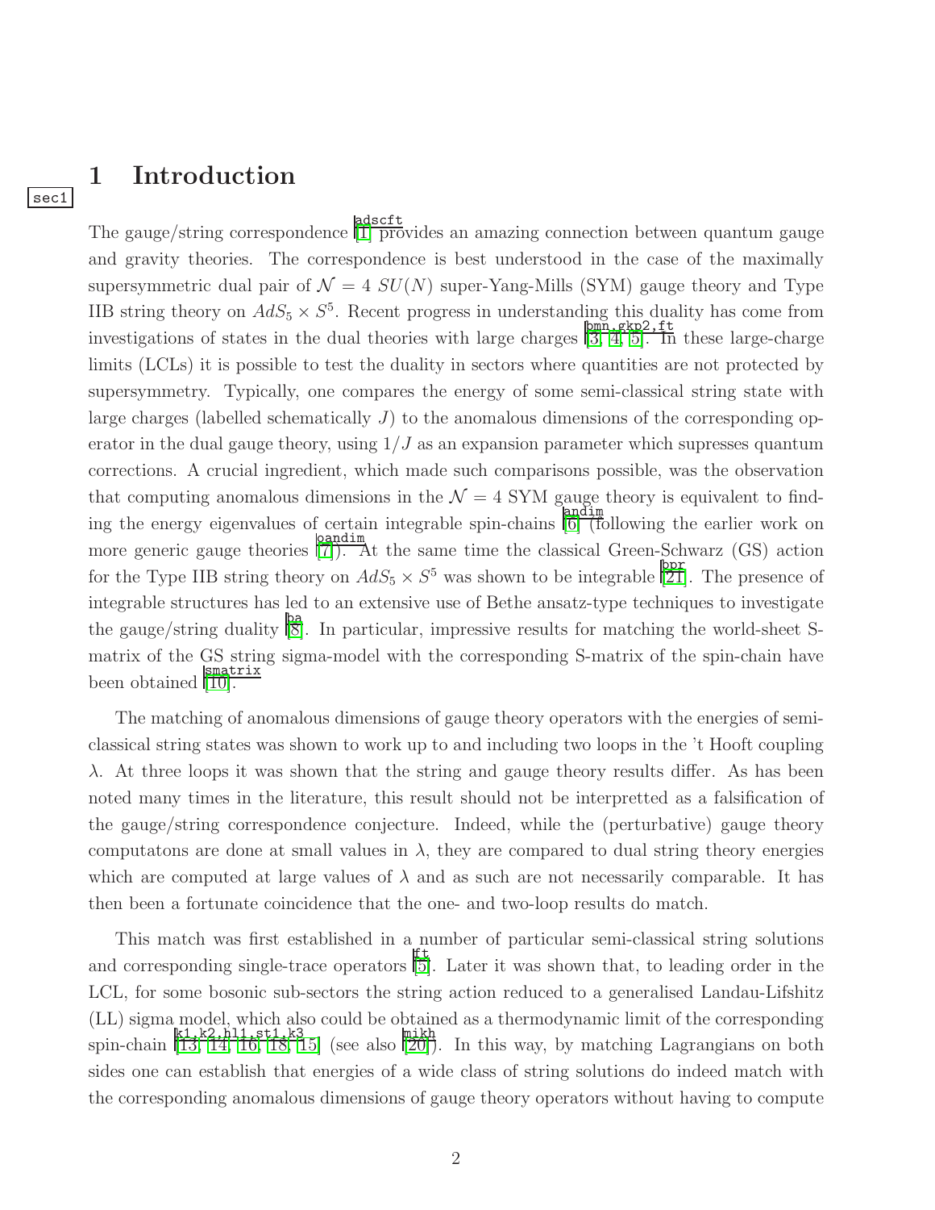# 1 Introduction

The gauge/string correspondence [1] provides an amazing connection between quantum gauge and gravity theories. The correspondence is best understood in the case of the maximally supersymmetric dual pair of $\mathcal{N} = 4$ $SU(N)$ super-Yang-Mills (SYM) gauge theory and Type IIB string theory on $AdS_5 \times S^5$. Recent progress in understanding this duality has come from investigations of states in the dual theories with large charges [3, 4, 5]. In these large-charge limits (LCLs) it is possible to test the duality in sectors where quantities are not protected by supersymmetry. Typically, one compares the energy of some semi-classical string state with large charges (labelled schematically $J$) to the anomalous dimensions of the corresponding operator in the dual gauge theory, using $1/J$ as an expansion parameter which supresses quantum corrections. A crucial ingredient, which made such comparisons possible, was the observation that computing anomalous dimensions in the $\mathcal{N} = 4$ SYM gauge theory is equivalent to finding the energy eigenvalues of certain integrable spin-chains [6] (following the earlier work on more generic gauge theories [7]). At the same time the classical Green-Schwarz (GS) action for the Type IIB string theory on $AdS_5 \times S^5$ was shown to be integrable [21]. The presence of integrable structures has led to an extensive use of Bethe ansatz-type techniques to investigate the gauge/string duality [8]. In particular, impressive results for matching the world-sheet S-matrix of the GS string sigma-model with the corresponding S-matrix of the spin-chain have been obtained [10].

The matching of anomalous dimensions of gauge theory operators with the energies of semi-classical string states was shown to work up to and including two loops in the 't Hooft coupling $\lambda$. At three loops it was shown that the string and gauge theory results differ. As has been noted many times in the literature, this result should not be interpretted as a falsification of the gauge/string correspondence conjecture. Indeed, while the (perturbative) gauge theory computatons are done at small values in $\lambda$, they are compared to dual string theory energies which are computed at large values of $\lambda$ and as such are not necessarily comparable. It has then been a fortunate coincidence that the one- and two-loop results do match.

This match was first established in a number of particular semi-classical string solutions and corresponding single-trace operators [5]. Later it was shown that, to leading order in the LCL, for some bosonic sub-sectors the string action reduced to a generalised Landau-Lifshitz (LL) sigma model, which also could be obtained as a thermodynamic limit of the corresponding spin-chain [13, 14, 16, 18, 15] (see also [20]). In this way, by matching Lagrangians on both sides one can establish that energies of a wide class of string solutions do indeed match with the corresponding anomalous dimensions of gauge theory operators without having to compute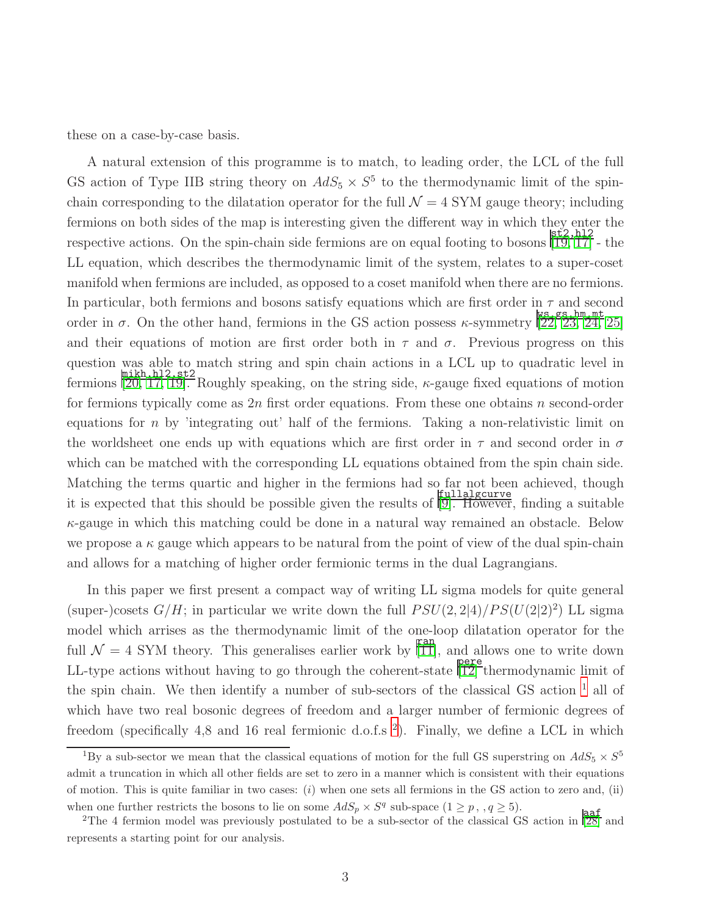these on a case-by-case basis.

A natural extension of this programme is to match, to leading order, the LCL of the full GS action of Type IIB string theory on $AdS_5 \times S^5$ to the thermodynamic limit of the spin-chain corresponding to the dilatation operator for the full $\mathcal{N}=4$ SYM gauge theory; including fermions on both sides of the map is interesting given the different way in which they enter the respective actions. On the spin-chain side fermions are on equal footing to bosons [19, 17] - the LL equation, which describes the thermodynamic limit of the system, relates to a super-coset manifold when fermions are included, as opposed to a coset manifold when there are no fermions. In particular, both fermions and bosons satisfy equations which are first order in $\tau$ and second order in $\sigma$. On the other hand, fermions in the GS action possess $\kappa$-symmetry [22, 23, 24, 25] and their equations of motion are first order both in $\tau$ and $\sigma$. Previous progress on this question was able to match string and spin chain actions in a LCL up to quadratic level in fermions [20, 17, 19]. Roughly speaking, on the string side, $\kappa$-gauge fixed equations of motion for fermions typically come as $2n$ first order equations. From these one obtains $n$ second-order equations for $n$ by 'integrating out' half of the fermions. Taking a non-relativistic limit on the worldsheet one ends up with equations which are first order in $\tau$ and second order in $\sigma$ which can be matched with the corresponding LL equations obtained from the spin chain side. Matching the terms quartic and higher in the fermions had so far not been achieved, though it is expected that this should be possible given the results of [9]. However, finding a suitable $\kappa$-gauge in which this matching could be done in a natural way remained an obstacle. Below we propose a $\kappa$ gauge which appears to be natural from the point of view of the dual spin-chain and allows for a matching of higher order fermionic terms in the dual Lagrangians.

In this paper we first present a compact way of writing LL sigma models for quite general (super-)cosets $G/H$; in particular we write down the full $PSU(2,2|4)/PS(U(2|2)^2)$ LL sigma model which arrises as the thermodynamic limit of the one-loop dilatation operator for the full $\mathcal{N}=4$ SYM theory. This generalises earlier work by [11], and allows one to write down LL-type actions without having to go through the coherent-state [12] thermodynamic limit of the spin chain. We then identify a number of sub-sectors of the classical GS action [1] all of which have two real bosonic degrees of freedom and a larger number of fermionic degrees of freedom (specifically 4,8 and 16 real fermionic d.o.f.s [2]). Finally, we define a LCL in which

[1] By a sub-sector we mean that the classical equations of motion for the full GS superstring on $AdS_5 \times S^5$ admit a truncation in which all other fields are set to zero in a manner which is consistent with their equations of motion. This is quite familiar in two cases: $(i)$ when one sets all fermions in the GS action to zero and, (ii) when one further restricts the bosons to lie on some $AdS_p \times S^q$ sub-space $(1 \geq p\,,\,,q \geq 5)$.

[2] The 4 fermion model was previously postulated to be a sub-sector of the classical GS action in [28] and represents a starting point for our analysis.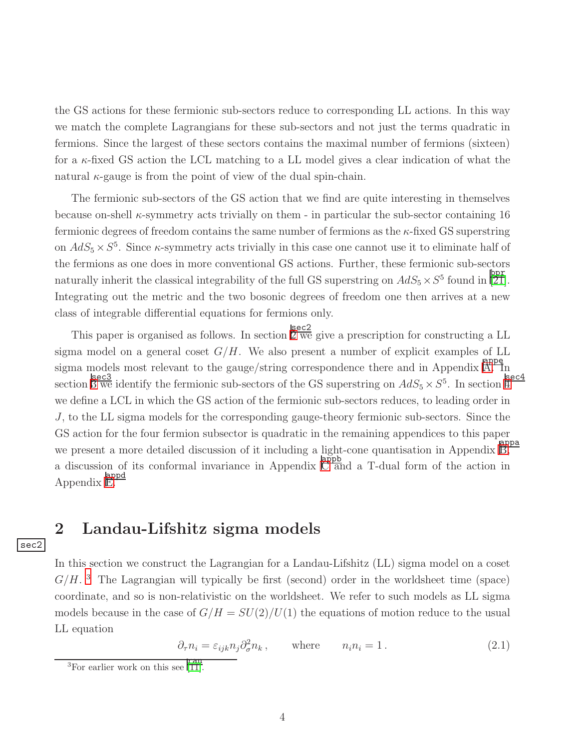the GS actions for these fermionic sub-sectors reduce to corresponding LL actions. In this way we match the complete Lagrangians for these sub-sectors and not just the terms quadratic in fermions. Since the largest of these sectors contains the maximal number of fermions (sixteen) for a $\kappa$-fixed GS action the LCL matching to a LL model gives a clear indication of what the natural $\kappa$-gauge is from the point of view of the dual spin-chain.

The fermionic sub-sectors of the GS action that we find are quite interesting in themselves because on-shell $\kappa$-symmetry acts trivially on them - in particular the sub-sector containing 16 fermionic degrees of freedom contains the same number of fermions as the $\kappa$-fixed GS superstring on $AdS_5 \times S^5$. Since $\kappa$-symmetry acts trivially in this case one cannot use it to eliminate half of the fermions as one does in more conventional GS actions. Further, these fermionic sub-sectors naturally inherit the classical integrability of the full GS superstring on $AdS_5 \times S^5$ found in [21]. Integrating out the metric and the two bosonic degrees of freedom one then arrives at a new class of integrable differential equations for fermions only.

This paper is organised as follows. In section 2 we give a prescription for constructing a LL sigma model on a general coset $G/H$. We also present a number of explicit examples of LL sigma models most relevant to the gauge/string correspondence there and in Appendix A. In section 3 we identify the fermionic sub-sectors of the GS superstring on $AdS_5 \times S^5$. In section 4 we define a LCL in which the GS action of the fermionic sub-sectors reduces, to leading order in $J$, to the LL sigma models for the corresponding gauge-theory fermionic sub-sectors. Since the GS action for the four fermion subsector is quadratic in the remaining appendices to this paper we present a more detailed discussion of it including a light-cone quantisation in Appendix B, a discussion of its conformal invariance in Appendix C and a T-dual form of the action in Appendix E.

## 2 Landau-Lifshitz sigma models

In this section we construct the Lagrangian for a Landau-Lifshitz (LL) sigma model on a coset $G/H$.[3] The Lagrangian will typically be first (second) order in the worldsheet time (space) coordinate, and so is non-relativistic on the worldsheet. We refer to such models as LL sigma models because in the case of $G/H = SU(2)/U(1)$ the equations of motion reduce to the usual LL equation

$$\partial_\tau n_i = \varepsilon_{ijk} n_j \partial_\sigma^2 n_k \,, \qquad \text{where} \qquad n_i n_i = 1 \,. \tag{2.1}$$

[3] For earlier work on this see [11].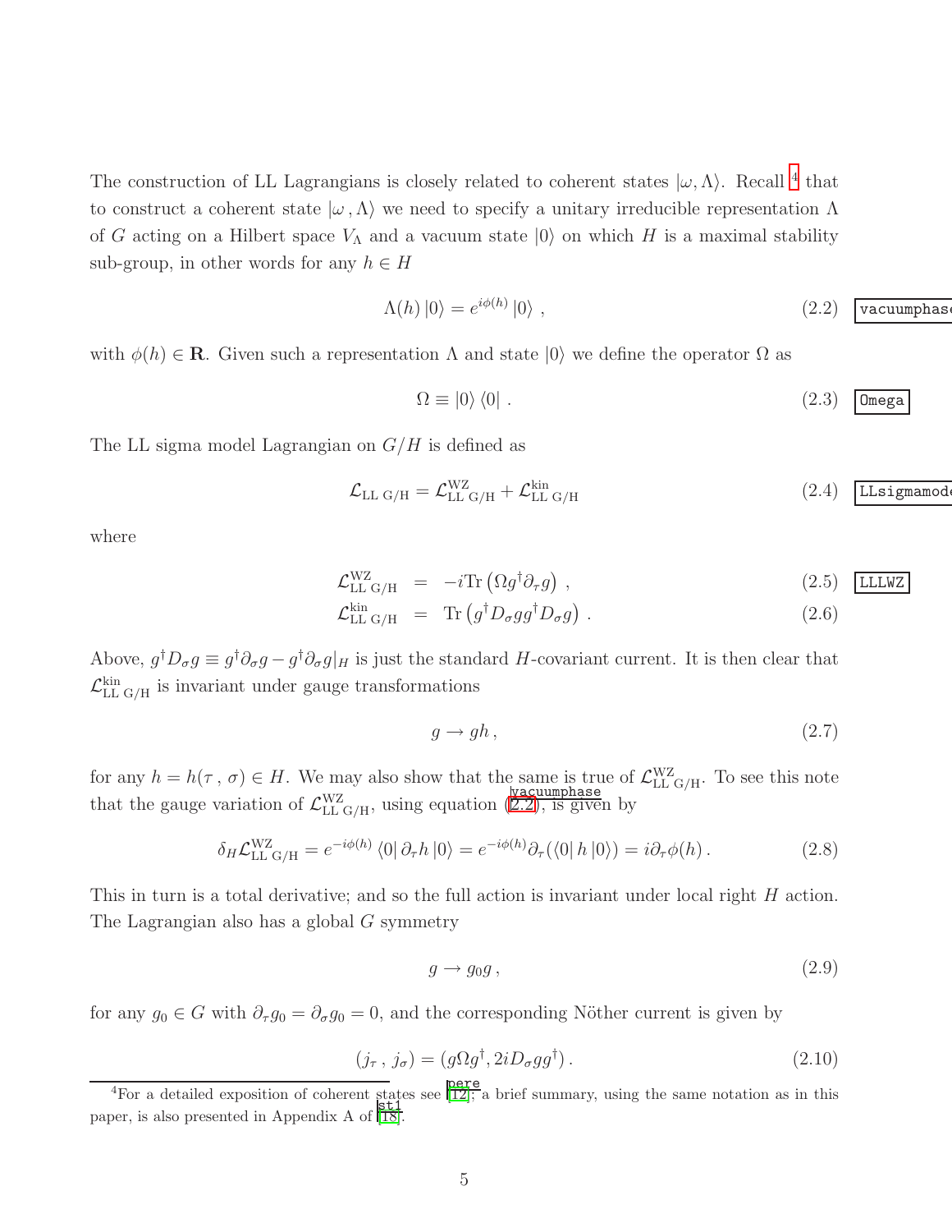The construction of LL Lagrangians is closely related to coherent states $|\omega, \Lambda\rangle$. Recall [4] that to construct a coherent state $|\omega\,, \Lambda\rangle$ we need to specify a unitary irreducible representation $\Lambda$ of $G$ acting on a Hilbert space $V_\Lambda$ and a vacuum state $|0\rangle$ on which $H$ is a maximal stability sub-group, in other words for any $h \in H$

$$\Lambda(h)\,|0\rangle = e^{i\phi(h)}\,|0\rangle \ , \tag{2.2}$$

with $\phi(h) \in \mathbf{R}$. Given such a representation $\Lambda$ and state $|0\rangle$ we define the operator $\Omega$ as

$$\Omega \equiv |0\rangle\,\langle 0| \ . \tag{2.3}$$

The LL sigma model Lagrangian on $G/H$ is defined as

$$\mathcal{L}_{\rm LL\ G/H} = \mathcal{L}^{\rm WZ}_{\rm LL\ G/H} + \mathcal{L}^{\rm kin}_{\rm LL\ G/H} \tag{2.4}$$

where

$$\mathcal{L}^{\rm WZ}_{\rm LL\ G/H} = -i{\rm Tr}\left(\Omega g^\dagger \partial_\tau g\right) \ , \tag{2.5}$$

$$\mathcal{L}^{\rm kin}_{\rm LL\ G/H} = {\rm Tr}\left(g^\dagger D_\sigma g g^\dagger D_\sigma g\right) \ . \tag{2.6}$$

Above, $g^\dagger D_\sigma g \equiv g^\dagger \partial_\sigma g - g^\dagger \partial_\sigma g|_H$ is just the standard $H$-covariant current. It is then clear that $\mathcal{L}^{\rm kin}_{\rm LL\ G/H}$ is invariant under gauge transformations

$$g \rightarrow gh \,, \tag{2.7}$$

for any $h = h(\tau\,,\,\sigma) \in H$. We may also show that the same is true of $\mathcal{L}^{\rm WZ}_{\rm LL\ G/H}$. To see this note that the gauge variation of $\mathcal{L}^{\rm WZ}_{\rm LL\ G/H}$, using equation (2.2), is given by

$$\delta_H \mathcal{L}^{\rm WZ}_{\rm LL\ G/H} = e^{-i\phi(h)}\,\langle 0|\,\partial_\tau h\,|0\rangle = e^{-i\phi(h)}\partial_\tau(\langle 0|\,h\,|0\rangle) = i\partial_\tau\phi(h)\,. \tag{2.8}$$

This in turn is a total derivative; and so the full action is invariant under local right $H$ action. The Lagrangian also has a global $G$ symmetry

$$g \rightarrow g_0 g\,, \tag{2.9}$$

for any $g_0 \in G$ with $\partial_\tau g_0 = \partial_\sigma g_0 = 0$, and the corresponding Nöther current is given by

$$(j_\tau\,,\,j_\sigma) = (g\Omega g^\dagger, 2iD_\sigma g g^\dagger)\,. \tag{2.10}$$

[4] For a detailed exposition of coherent states see [12]; a brief summary, using the same notation as in this paper, is also presented in Appendix A of [18].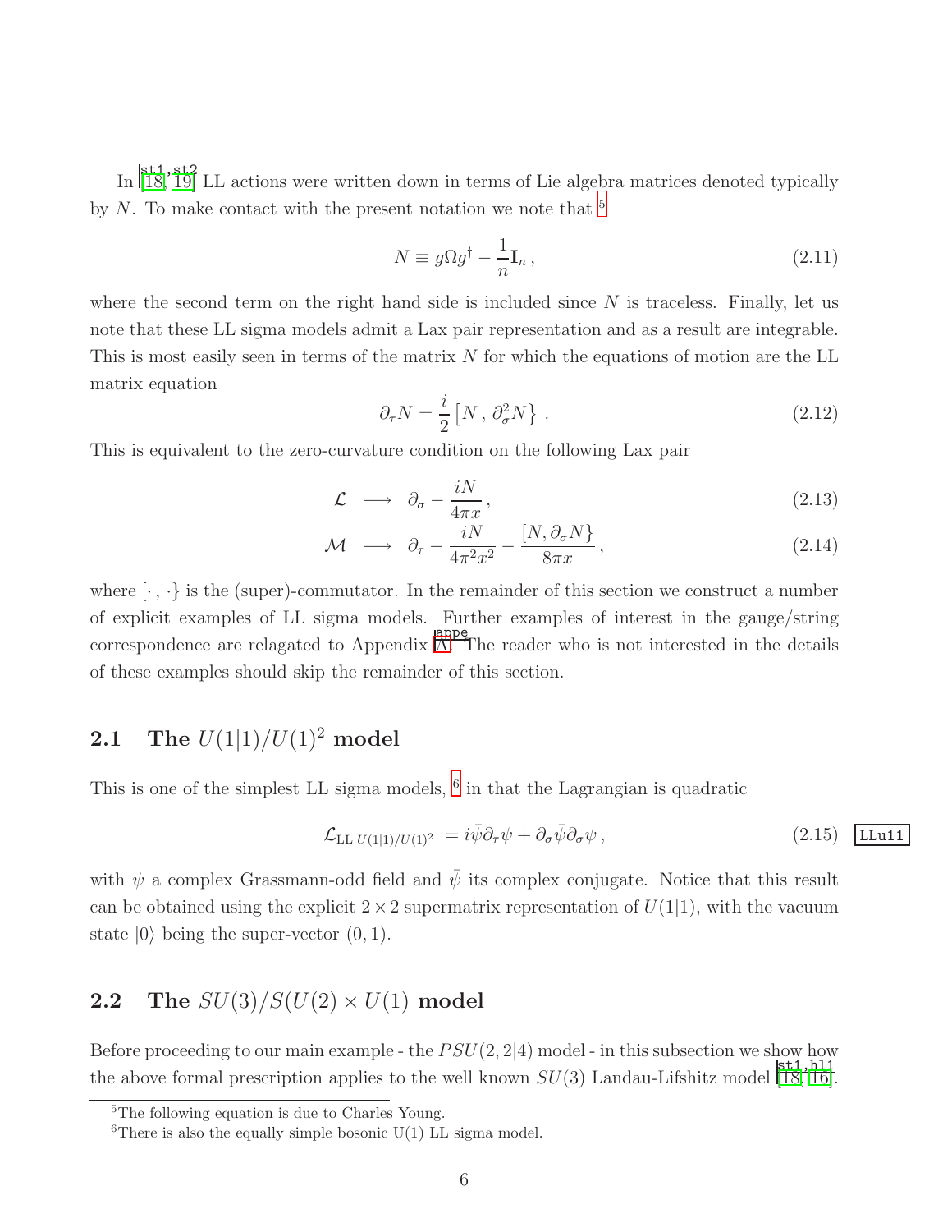In [18, 19] LL actions were written down in terms of Lie algebra matrices denoted typically by $N$. To make contact with the present notation we note that [5]

$$N \equiv g\Omega g^\dagger - \frac{1}{n}\mathbf{I}_n\,, \tag{2.11}$$

where the second term on the right hand side is included since $N$ is traceless. Finally, let us note that these LL sigma models admit a Lax pair representation and as a result are integrable. This is most easily seen in terms of the matrix $N$ for which the equations of motion are the LL matrix equation

$$\partial_\tau N = \frac{i}{2}\left[N\,,\,\partial_\sigma^2 N\right\}\,. \tag{2.12}$$

This is equivalent to the zero-curvature condition on the following Lax pair

$$\mathcal{L} \;\longrightarrow\; \partial_\sigma - \frac{iN}{4\pi x}\,, \tag{2.13}$$

$$\mathcal{M} \;\longrightarrow\; \partial_\tau - \frac{iN}{4\pi^2 x^2} - \frac{[N,\partial_\sigma N\}}{8\pi x}\,, \tag{2.14}$$

where $[\cdot\,,\cdot\}$ is the (super)-commutator. In the remainder of this section we construct a number of explicit examples of LL sigma models. Further examples of interest in the gauge/string correspondence are relagated to Appendix A. The reader who is not interested in the details of these examples should skip the remainder of this section.

## 2.1 The $U(1|1)/U(1)^2$ model

This is one of the simplest LL sigma models, [6] in that the Lagrangian is quadratic

$$\mathcal{L}_{\mathrm{LL}\;U(1|1)/U(1)^2} = i\bar\psi\partial_\tau\psi + \partial_\sigma\bar\psi\partial_\sigma\psi\,, \tag{2.15}$$

with $\psi$ a complex Grassmann-odd field and $\bar\psi$ its complex conjugate. Notice that this result can be obtained using the explicit $2\times 2$ supermatrix representation of $U(1|1)$, with the vacuum state $|0\rangle$ being the super-vector $(0,1)$.

## 2.2 The $SU(3)/S(U(2)\times U(1)$ model

Before proceeding to our main example - the $PSU(2,2|4)$ model - in this subsection we show how the above formal prescription applies to the well known $SU(3)$ Landau-Lifshitz model [18, 16].

[5] The following equation is due to Charles Young.

[6] There is also the equally simple bosonic U(1) LL sigma model.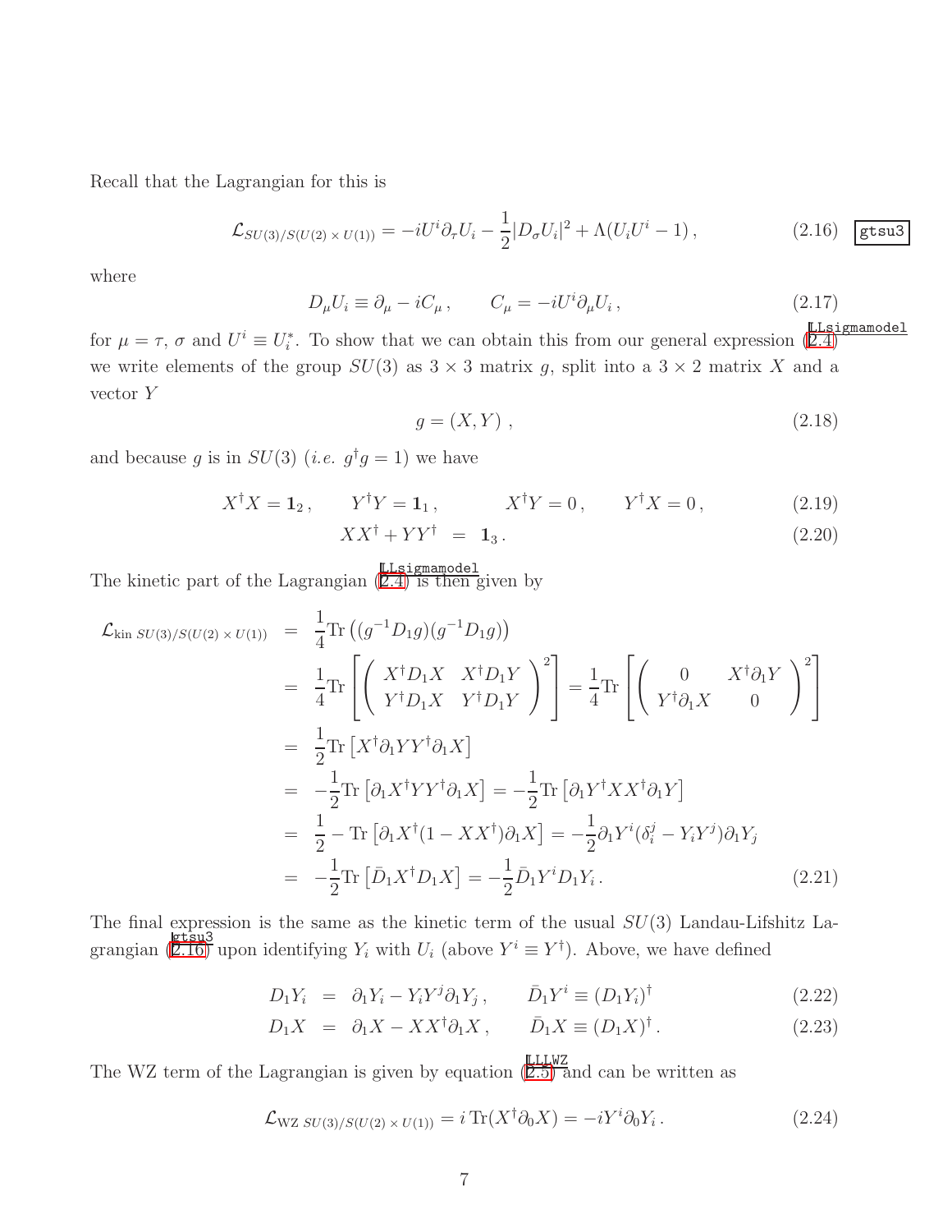Recall that the Lagrangian for this is

$$\mathcal{L}_{SU(3)/S(U(2)\times U(1))} = -iU^i\partial_\tau U_i - \frac{1}{2}|D_\sigma U_i|^2 + \Lambda(U_iU^i - 1)\,, \tag{2.16}$$

where

$$D_\mu U_i \equiv \partial_\mu - iC_\mu\,, \qquad C_\mu = -iU^i\partial_\mu U_i\,, \tag{2.17}$$

for $\mu = \tau$, $\sigma$ and $U^i \equiv U_i^*$. To show that we can obtain this from our general expression (2.4) we write elements of the group $SU(3)$ as $3\times 3$ matrix $g$, split into a $3\times 2$ matrix $X$ and a vector $Y$

$$g = (X, Y)\,, \tag{2.18}$$

and because $g$ is in $SU(3)$ (*i.e.* $g^\dagger g = 1$) we have

$$X^\dagger X = \mathbf{1}_2\,, \qquad Y^\dagger Y = \mathbf{1}_1\,, \qquad X^\dagger Y = 0\,, \qquad Y^\dagger X = 0\,, \tag{2.19}$$

$$XX^\dagger + YY^\dagger = \mathbf{1}_3\,. \tag{2.20}$$

The kinetic part of the Lagrangian (2.4) is then given by

$$\begin{aligned}
\mathcal{L}_{\text{kin }SU(3)/S(U(2)\times U(1))} &= \frac{1}{4}\text{Tr}\left((g^{-1}D_1 g)(g^{-1}D_1 g)\right) \\
&= \frac{1}{4}\text{Tr}\left[\begin{pmatrix} X^\dagger D_1 X & X^\dagger D_1 Y \\ Y^\dagger D_1 X & Y^\dagger D_1 Y\end{pmatrix}^2\right] = \frac{1}{4}\text{Tr}\left[\begin{pmatrix} 0 & X^\dagger \partial_1 Y \\ Y^\dagger \partial_1 X & 0\end{pmatrix}^2\right] \\
&= \frac{1}{2}\text{Tr}\left[X^\dagger\partial_1 Y Y^\dagger \partial_1 X\right] \\
&= -\frac{1}{2}\text{Tr}\left[\partial_1 X^\dagger Y Y^\dagger \partial_1 X\right] = -\frac{1}{2}\text{Tr}\left[\partial_1 Y^\dagger X X^\dagger \partial_1 Y\right] \\
&= \frac{1}{2} - \text{Tr}\left[\partial_1 X^\dagger (1 - XX^\dagger)\partial_1 X\right] = -\frac{1}{2}\partial_1 Y^i(\delta_i^j - Y_iY^j)\partial_1 Y_j \\
&= -\frac{1}{2}\text{Tr}\left[\bar{D}_1 X^\dagger D_1 X\right] = -\frac{1}{2}\bar{D}_1 Y^i D_1 Y_i\,.
\end{aligned} \tag{2.21}$$

The final expression is the same as the kinetic term of the usual $SU(3)$ Landau-Lifshitz Lagrangian (2.16) upon identifying $Y_i$ with $U_i$ (above $Y^i \equiv Y^\dagger$). Above, we have defined

$$D_1 Y_i = \partial_1 Y_i - Y_iY^j\partial_1 Y_j\,, \qquad \bar{D}_1 Y^i \equiv (D_1 Y_i)^\dagger \tag{2.22}$$

$$D_1 X = \partial_1 X - XX^\dagger\partial_1 X\,, \qquad \bar{D}_1 X \equiv (D_1 X)^\dagger\,. \tag{2.23}$$

The WZ term of the Lagrangian is given by equation (2.5) and can be written as

$$\mathcal{L}_{\text{WZ }SU(3)/S(U(2)\times U(1))} = i\,\text{Tr}(X^\dagger\partial_0 X) = -iY^i\partial_0 Y_i\,. \tag{2.24}$$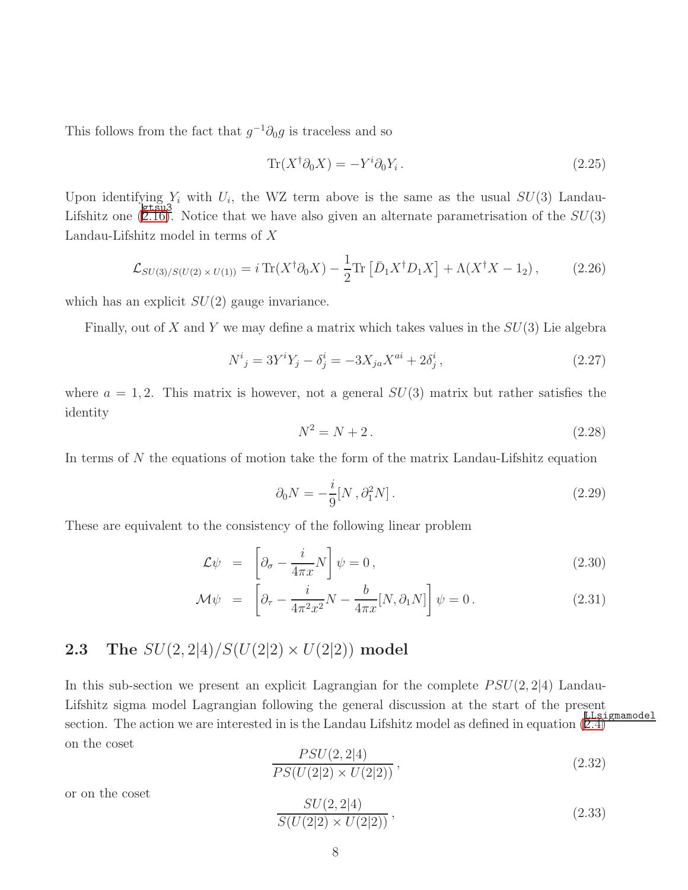This follows from the fact that $g^{-1}\partial_0 g$ is traceless and so

$$\mathrm{Tr}(X^\dagger \partial_0 X) = -Y^i \partial_0 Y_i \,. \tag{2.25}$$

Upon identifying $Y_i$ with $U_i$, the WZ term above is the same as the usual $SU(3)$ Landau-Lifshitz one (2.16). Notice that we have also given an alternate parametrisation of the $SU(3)$ Landau-Lifshitz model in terms of $X$

$$\mathcal{L}_{SU(3)/S(U(2)\times U(1))} = i\,\mathrm{Tr}(X^\dagger \partial_0 X) - \frac{1}{2}\mathrm{Tr}\left[\bar{D}_1 X^\dagger D_1 X\right] + \Lambda(X^\dagger X - 1_2)\,, \tag{2.26}$$

which has an explicit $SU(2)$ gauge invariance.

Finally, out of $X$ and $Y$ we may define a matrix which takes values in the $SU(3)$ Lie algebra

$$N^i{}_j = 3Y^i Y_j - \delta^i_j = -3X_{ja}X^{ai} + 2\delta^i_j\,, \tag{2.27}$$

where $a = 1, 2$. This matrix is however, not a general $SU(3)$ matrix but rather satisfies the identity

$$N^2 = N + 2\,. \tag{2.28}$$

In terms of $N$ the equations of motion take the form of the matrix Landau-Lifshitz equation

$$\partial_0 N = -\frac{i}{9}[N\,, \partial_1^2 N]\,. \tag{2.29}$$

These are equivalent to the consistency of the following linear problem

$$\mathcal{L}\psi \;=\; \left[\partial_\sigma - \frac{i}{4\pi x}N\right]\psi = 0\,, \tag{2.30}$$

$$\mathcal{M}\psi \;=\; \left[\partial_\tau - \frac{i}{4\pi^2 x^2}N - \frac{b}{4\pi x}[N, \partial_1 N]\right]\psi = 0\,. \tag{2.31}$$

### 2.3 The $SU(2,2|4)/S(U(2|2)\times U(2|2))$ model

In this sub-section we present an explicit Lagrangian for the complete $PSU(2,2|4)$ Landau-Lifshitz sigma model Lagrangian following the general discussion at the start of the present section. The action we are interested in is the Landau Lifshitz model as defined in equation (2.4) on the coset

$$\frac{PSU(2,2|4)}{PS(U(2|2)\times U(2|2))}\,, \tag{2.32}$$

or on the coset

$$\frac{SU(2,2|4)}{S(U(2|2)\times U(2|2))}\,, \tag{2.33}$$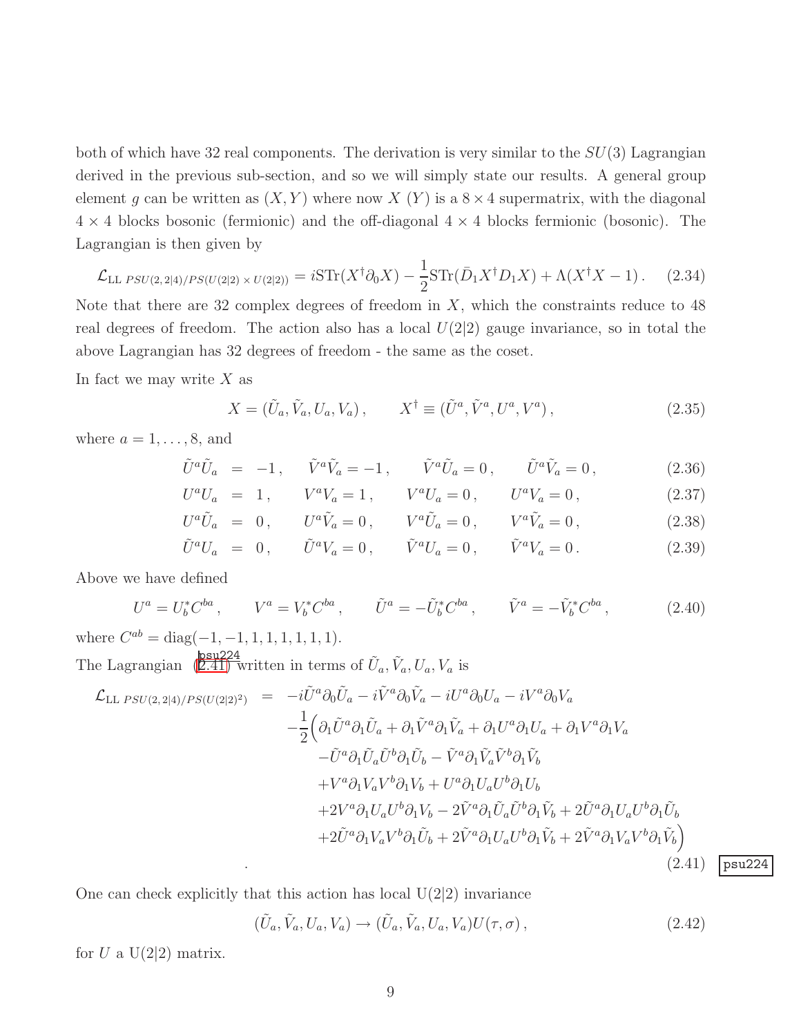both of which have 32 real components. The derivation is very similar to the $SU(3)$ Lagrangian derived in the previous sub-section, and so we will simply state our results. A general group element $g$ can be written as $(X, Y)$ where now $X$ ($Y$) is a $8 \times 4$ supermatrix, with the diagonal $4 \times 4$ blocks bosonic (fermionic) and the off-diagonal $4 \times 4$ blocks fermionic (bosonic). The Lagrangian is then given by

$$\mathcal{L}_{\text{LL } PSU(2,2|4)/PS(U(2|2)\times U(2|2))} = i\text{STr}(X^\dagger \partial_0 X) - \frac{1}{2}\text{STr}(\bar{D}_1 X^\dagger D_1 X) + \Lambda(X^\dagger X - 1)\,. \tag{2.34}$$

Note that there are 32 complex degrees of freedom in $X$, which the constraints reduce to 48 real degrees of freedom. The action also has a local $U(2|2)$ gauge invariance, so in total the above Lagrangian has 32 degrees of freedom - the same as the coset.

In fact we may write $X$ as

$$X = (\tilde{U}_a, \tilde{V}_a, U_a, V_a)\,, \qquad X^\dagger \equiv (\tilde{U}^a, \tilde{V}^a, U^a, V^a)\,, \tag{2.35}$$

where $a = 1, \ldots, 8$, and

$$\tilde{U}^a \tilde{U}_a = -1\,, \quad \tilde{V}^a \tilde{V}_a = -1\,, \quad \tilde{V}^a \tilde{U}_a = 0\,, \quad \tilde{U}^a \tilde{V}_a = 0\,, \tag{2.36}$$

$$U^a U_a = 1\,, \quad V^a V_a = 1\,, \quad V^a U_a = 0\,, \quad U^a V_a = 0\,, \tag{2.37}$$

$$U^a \tilde{U}_a = 0\,, \quad U^a \tilde{V}_a = 0\,, \quad V^a \tilde{U}_a = 0\,, \quad V^a \tilde{V}_a = 0\,, \tag{2.38}$$

$$\tilde{U}^a U_a = 0\,, \quad \tilde{U}^a V_a = 0\,, \quad \tilde{V}^a U_a = 0\,, \quad \tilde{V}^a V_a = 0\,. \tag{2.39}$$

Above we have defined

$$U^a = U_b^* C^{ba}\,, \qquad V^a = V_b^* C^{ba}\,, \qquad \tilde{U}^a = -\tilde{U}_b^* C^{ba}\,, \qquad \tilde{V}^a = -\tilde{V}_b^* C^{ba}\,, \tag{2.40}$$

where $C^{ab} = \text{diag}(-1, -1, 1, 1, 1, 1, 1, 1)$.

The Lagrangian (2.41) written in terms of $\tilde{U}_a, \tilde{V}_a, U_a, V_a$ is

$$\begin{aligned}
\mathcal{L}_{\text{LL } PSU(2,2|4)/PS(U(2|2)^2)} = &-i\tilde{U}^a \partial_0 \tilde{U}_a - i\tilde{V}^a \partial_0 \tilde{V}_a - iU^a \partial_0 U_a - iV^a \partial_0 V_a \\
&-\frac{1}{2}\Big(\partial_1 \tilde{U}^a \partial_1 \tilde{U}_a + \partial_1 \tilde{V}^a \partial_1 \tilde{V}_a + \partial_1 U^a \partial_1 U_a + \partial_1 V^a \partial_1 V_a \\
&\quad -\tilde{U}^a \partial_1 \tilde{U}_a \tilde{U}^b \partial_1 \tilde{U}_b - \tilde{V}^a \partial_1 \tilde{V}_a \tilde{V}^b \partial_1 \tilde{V}_b \\
&\quad +V^a \partial_1 V_a V^b \partial_1 V_b + U^a \partial_1 U_a U^b \partial_1 U_b \\
&\quad +2V^a \partial_1 U_a U^b \partial_1 V_b - 2\tilde{V}^a \partial_1 \tilde{U}_a \tilde{U}^b \partial_1 \tilde{V}_b + 2\tilde{U}^a \partial_1 U_a U^b \partial_1 \tilde{U}_b \\
&\quad +2\tilde{U}^a \partial_1 V_a V^b \partial_1 \tilde{U}_b + 2\tilde{V}^a \partial_1 U_a U^b \partial_1 \tilde{V}_b + 2\tilde{V}^a \partial_1 V_a V^b \partial_1 \tilde{V}_b\Big) \\
&.
\end{aligned} \tag{2.41}$$

One can check explicitly that this action has local U(2|2) invariance

$$(\tilde{U}_a, \tilde{V}_a, U_a, V_a) \rightarrow (\tilde{U}_a, \tilde{V}_a, U_a, V_a)U(\tau, \sigma)\,, \tag{2.42}$$

for $U$ a U(2|2) matrix.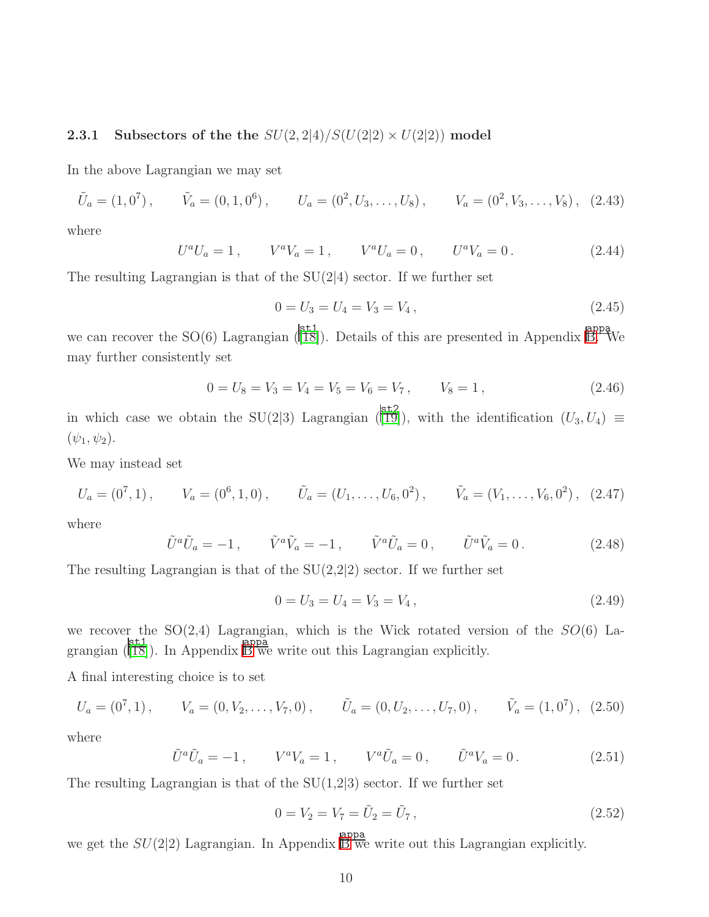### 2.3.1 Subsectors of the the $SU(2,2|4)/S(U(2|2) \times U(2|2))$ model

In the above Lagrangian we may set

$$\tilde{U}_a = (1, 0^7)\,, \qquad \tilde{V}_a = (0, 1, 0^6)\,, \qquad U_a = (0^2, U_3, \ldots, U_8)\,, \qquad V_a = (0^2, V_3, \ldots, V_8)\,, \quad (2.43)$$

where

$$U^a U_a = 1\,, \qquad V^a V_a = 1\,, \qquad V^a U_a = 0\,, \qquad U^a V_a = 0\,. \quad (2.44)$$

The resulting Lagrangian is that of the SU(2|4) sector. If we further set

$$0 = U_3 = U_4 = V_3 = V_4\,, \quad (2.45)$$

we can recover the SO(6) Lagrangian ([18]). Details of this are presented in Appendix B. We may further consistently set

$$0 = U_8 = V_3 = V_4 = V_5 = V_6 = V_7\,, \qquad V_8 = 1\,, \quad (2.46)$$

in which case we obtain the SU(2|3) Lagrangian ([19]), with the identification $(U_3, U_4) \equiv (\psi_1, \psi_2)$.

We may instead set

$$U_a = (0^7, 1)\,, \qquad V_a = (0^6, 1, 0)\,, \qquad \tilde{U}_a = (U_1, \ldots, U_6, 0^2)\,, \qquad \tilde{V}_a = (V_1, \ldots, V_6, 0^2)\,, \quad (2.47)$$

where

$$\tilde{U}^a \tilde{U}_a = -1\,, \qquad \tilde{V}^a \tilde{V}_a = -1\,, \qquad \tilde{V}^a \tilde{U}_a = 0\,, \qquad \tilde{U}^a \tilde{V}_a = 0\,. \quad (2.48)$$

The resulting Lagrangian is that of the SU(2,2|2) sector. If we further set

$$0 = U_3 = U_4 = V_3 = V_4\,, \quad (2.49)$$

we recover the SO(2,4) Lagrangian, which is the Wick rotated version of the $SO(6)$ Lagrangian ([18]). In Appendix B we write out this Lagrangian explicitly.

A final interesting choice is to set

$$U_a = (0^7, 1)\,, \qquad V_a = (0, V_2, \ldots, V_7, 0)\,, \qquad \tilde{U}_a = (0, U_2, \ldots, U_7, 0)\,, \qquad \tilde{V}_a = (1, 0^7)\,, \quad (2.50)$$

where

$$\tilde{U}^a \tilde{U}_a = -1\,, \qquad V^a V_a = 1\,, \qquad V^a \tilde{U}_a = 0\,, \qquad \tilde{U}^a V_a = 0\,. \quad (2.51)$$

The resulting Lagrangian is that of the SU(1,2|3) sector. If we further set

$$0 = V_2 = V_7 = \tilde{U}_2 = \tilde{U}_7\,, \quad (2.52)$$

we get the $SU(2|2)$ Lagrangian. In Appendix B we write out this Lagrangian explicitly.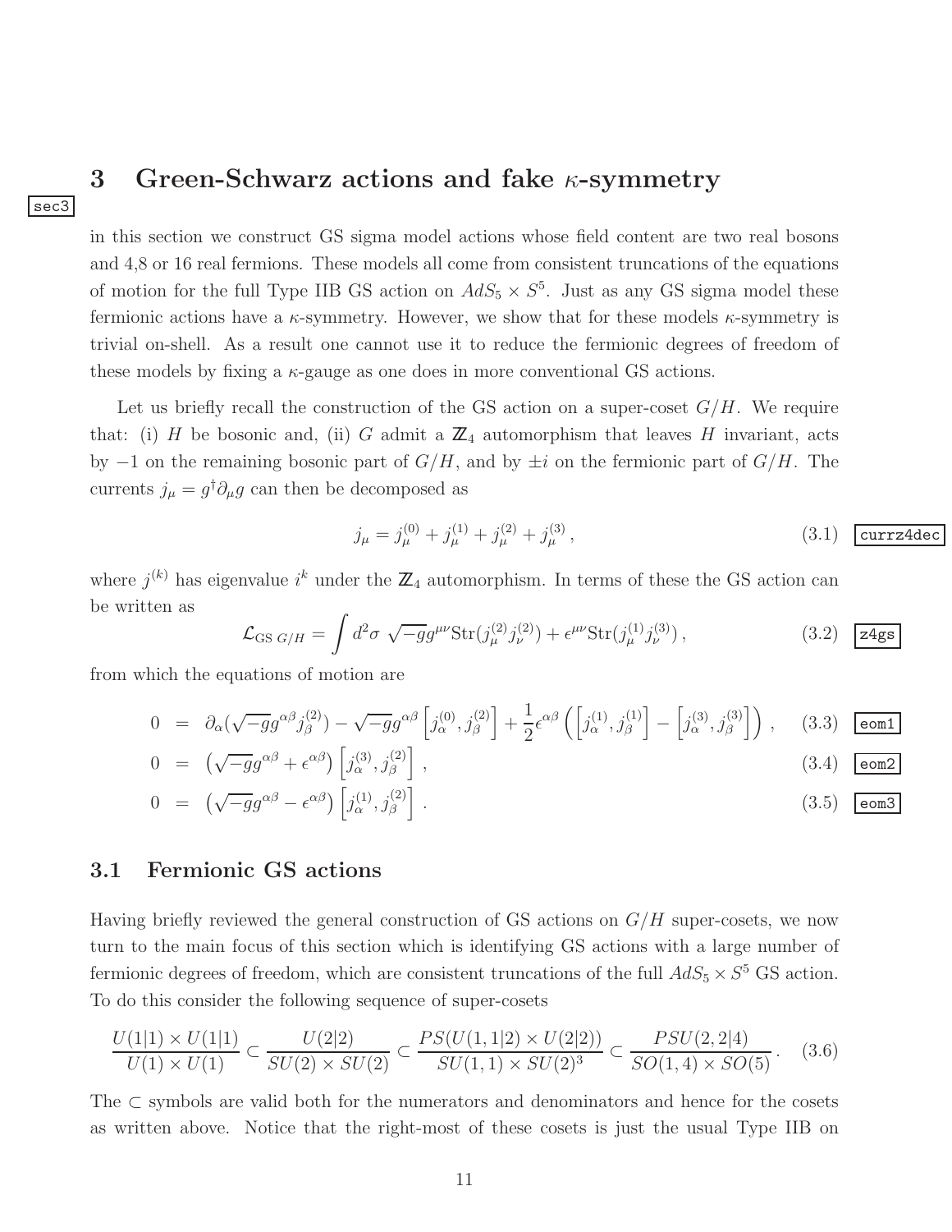# 3 Green-Schwarz actions and fake $\kappa$-symmetry

in this section we construct GS sigma model actions whose field content are two real bosons and 4,8 or 16 real fermions. These models all come from consistent truncations of the equations of motion for the full Type IIB GS action on $AdS_5 \times S^5$. Just as any GS sigma model these fermionic actions have a $\kappa$-symmetry. However, we show that for these models $\kappa$-symmetry is trivial on-shell. As a result one cannot use it to reduce the fermionic degrees of freedom of these models by fixing a $\kappa$-gauge as one does in more conventional GS actions.

Let us briefly recall the construction of the GS action on a super-coset $G/H$. We require that: (i) $H$ be bosonic and, (ii) $G$ admit a $\mathbb{Z}_4$ automorphism that leaves $H$ invariant, acts by $-1$ on the remaining bosonic part of $G/H$, and by $\pm i$ on the fermionic part of $G/H$. The currents $j_\mu = g^\dagger \partial_\mu g$ can then be decomposed as

$$j_\mu = j^{(0)}_\mu + j^{(1)}_\mu + j^{(2)}_\mu + j^{(3)}_\mu \,, \tag{3.1}$$

where $j^{(k)}$ has eigenvalue $i^k$ under the $\mathbb{Z}_4$ automorphism. In terms of these the GS action can be written as

$$\mathcal{L}_{\mathrm{GS}\ G/H} = \int d^2\sigma \ \sqrt{-g} g^{\mu\nu} \mathrm{Str}(j^{(2)}_\mu j^{(2)}_\nu) + \epsilon^{\mu\nu} \mathrm{Str}(j^{(1)}_\mu j^{(3)}_\nu) \,, \tag{3.2}$$

from which the equations of motion are

$$0 = \partial_\alpha(\sqrt{-g} g^{\alpha\beta} j^{(2)}_\beta) - \sqrt{-g} g^{\alpha\beta} \left[ j^{(0)}_\alpha, j^{(2)}_\beta \right] + \frac{1}{2} \epsilon^{\alpha\beta} \left( \left[ j^{(1)}_\alpha, j^{(1)}_\beta \right] - \left[ j^{(3)}_\alpha, j^{(3)}_\beta \right] \right) \,, \tag{3.3}$$

$$0 = \left( \sqrt{-g} g^{\alpha\beta} + \epsilon^{\alpha\beta} \right) \left[ j^{(3)}_\alpha, j^{(2)}_\beta \right] \,, \tag{3.4}$$

$$0 = \left( \sqrt{-g} g^{\alpha\beta} - \epsilon^{\alpha\beta} \right) \left[ j^{(1)}_\alpha, j^{(2)}_\beta \right] \,. \tag{3.5}$$

## 3.1 Fermionic GS actions

Having briefly reviewed the general construction of GS actions on $G/H$ super-cosets, we now turn to the main focus of this section which is identifying GS actions with a large number of fermionic degrees of freedom, which are consistent truncations of the full $AdS_5 \times S^5$ GS action. To do this consider the following sequence of super-cosets

$$\frac{U(1|1) \times U(1|1)}{U(1) \times U(1)} \subset \frac{U(2|2)}{SU(2) \times SU(2)} \subset \frac{PS(U(1,1|2) \times U(2|2))}{SU(1,1) \times SU(2)^3} \subset \frac{PSU(2,2|4)}{SO(1,4) \times SO(5)} \,. \tag{3.6}$$

The $\subset$ symbols are valid both for the numerators and denominators and hence for the cosets as written above. Notice that the right-most of these cosets is just the usual Type IIB on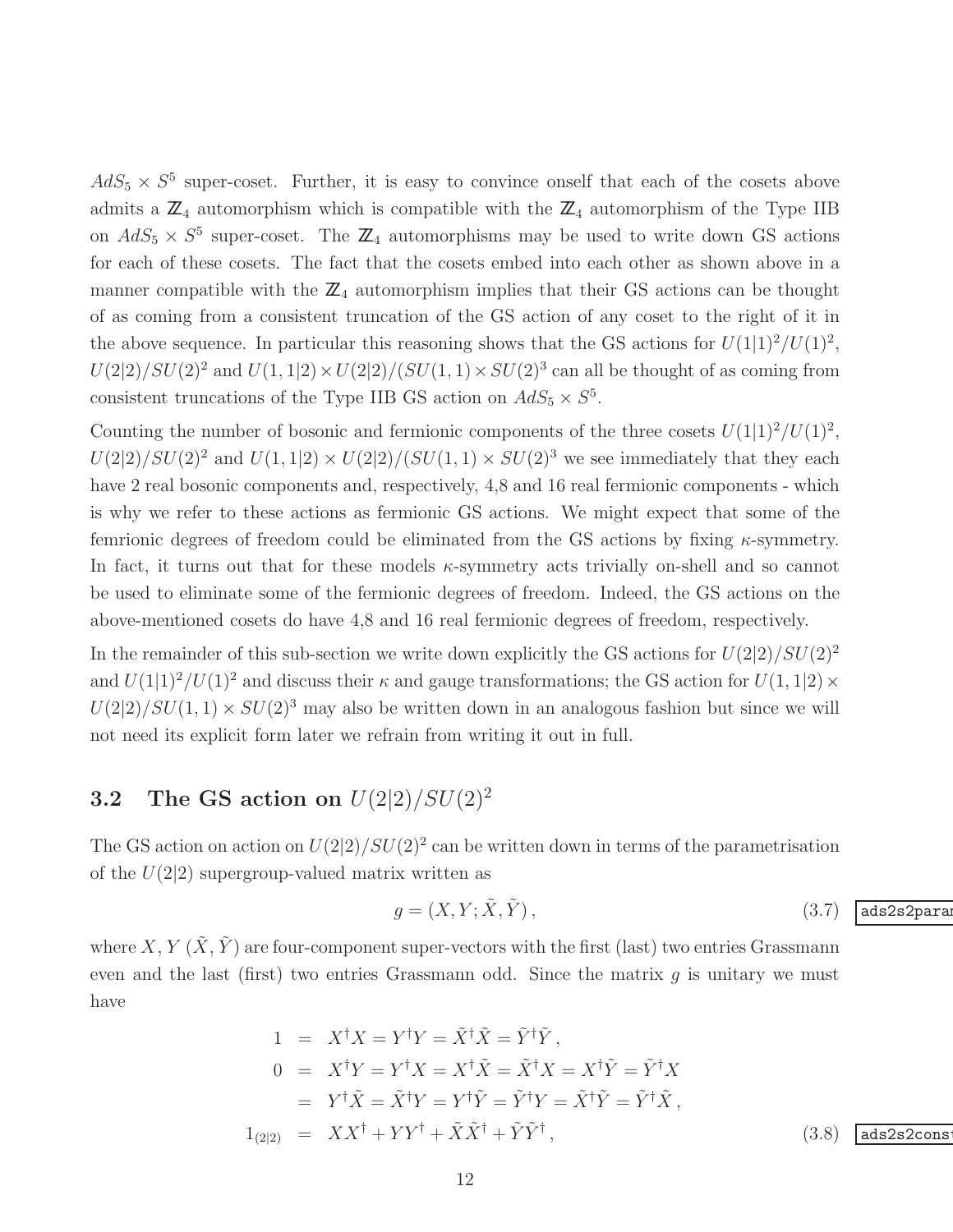$AdS_5 \times S^5$ super-coset. Further, it is easy to convince onself that each of the cosets above admits a $\mathbb{Z}_4$ automorphism which is compatible with the $\mathbb{Z}_4$ automorphism of the Type IIB on $AdS_5 \times S^5$ super-coset. The $\mathbb{Z}_4$ automorphisms may be used to write down GS actions for each of these cosets. The fact that the cosets embed into each other as shown above in a manner compatible with the $\mathbb{Z}_4$ automorphism implies that their GS actions can be thought of as coming from a consistent truncation of the GS action of any coset to the right of it in the above sequence. In particular this reasoning shows that the GS actions for $U(1|1)^2/U(1)^2$, $U(2|2)/SU(2)^2$ and $U(1,1|2) \times U(2|2)/(SU(1,1) \times SU(2)^3$ can all be thought of as coming from consistent truncations of the Type IIB GS action on $AdS_5 \times S^5$.

Counting the number of bosonic and fermionic components of the three cosets $U(1|1)^2/U(1)^2$, $U(2|2)/SU(2)^2$ and $U(1,1|2) \times U(2|2)/(SU(1,1) \times SU(2)^3$ we see immediately that they each have 2 real bosonic components and, respectively, 4,8 and 16 real fermionic components - which is why we refer to these actions as fermionic GS actions. We might expect that some of the femrionic degrees of freedom could be eliminated from the GS actions by fixing $\kappa$-symmetry. In fact, it turns out that for these models $\kappa$-symmetry acts trivially on-shell and so cannot be used to eliminate some of the fermionic degrees of freedom. Indeed, the GS actions on the above-mentioned cosets do have 4,8 and 16 real fermionic degrees of freedom, respectively.

In the remainder of this sub-section we write down explicitly the GS actions for $U(2|2)/SU(2)^2$ and $U(1|1)^2/U(1)^2$ and discuss their $\kappa$ and gauge transformations; the GS action for $U(1,1|2) \times U(2|2)/SU(1,1) \times SU(2)^3$ may also be written down in an analogous fashion but since we will not need its explicit form later we refrain from writing it out in full.

## 3.2 The GS action on $U(2|2)/SU(2)^2$

The GS action on action on $U(2|2)/SU(2)^2$ can be written down in terms of the parametrisation of the $U(2|2)$ supergroup-valued matrix written as

$$g = (X, Y; \tilde{X}, \tilde{Y}) \,, \tag{3.7}$$

where $X, Y$ ($\tilde{X}, \tilde{Y}$) are four-component super-vectors with the first (last) two entries Grassmann even and the last (first) two entries Grassmann odd. Since the matrix $g$ is unitary we must have

$$\begin{aligned}
1 &= X^\dagger X = Y^\dagger Y = \tilde{X}^\dagger \tilde{X} = \tilde{Y}^\dagger \tilde{Y} \,, \\
0 &= X^\dagger Y = Y^\dagger X = X^\dagger \tilde{X} = \tilde{X}^\dagger X = X^\dagger \tilde{Y} = \tilde{Y}^\dagger X \\
&= Y^\dagger \tilde{X} = \tilde{X}^\dagger Y = Y^\dagger \tilde{Y} = \tilde{Y}^\dagger Y = \tilde{X}^\dagger \tilde{Y} = \tilde{Y}^\dagger \tilde{X} \,, \\
1_{(2|2)} &= X X^\dagger + Y Y^\dagger + \tilde{X} \tilde{X}^\dagger + \tilde{Y} \tilde{Y}^\dagger \,,
\end{aligned} \tag{3.8}$$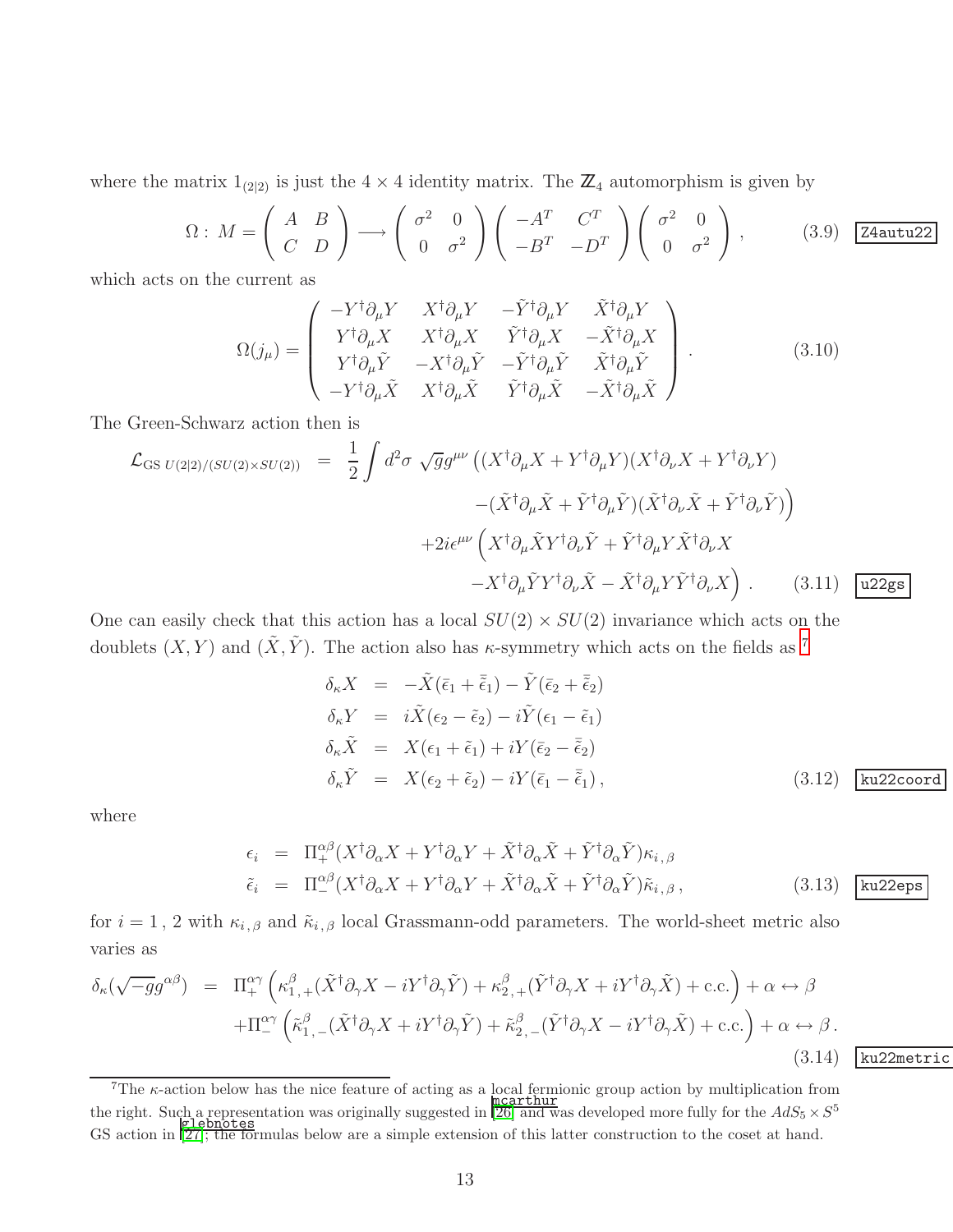where the matrix $1_{(2|2)}$ is just the $4 \times 4$ identity matrix. The $\mathbb{Z}_4$ automorphism is given by

$$
\Omega : M = \begin{pmatrix} A & B \\ C & D \end{pmatrix} \longrightarrow \begin{pmatrix} \sigma^2 & 0 \\ 0 & \sigma^2 \end{pmatrix} \begin{pmatrix} -A^T & C^T \\ -B^T & -D^T \end{pmatrix} \begin{pmatrix} \sigma^2 & 0 \\ 0 & \sigma^2 \end{pmatrix} , \tag{3.9}
$$

which acts on the current as

$$
\Omega(j_\mu) = \begin{pmatrix} -Y^\dagger \partial_\mu Y & X^\dagger \partial_\mu Y & -\tilde{Y}^\dagger \partial_\mu Y & \tilde{X}^\dagger \partial_\mu Y \\ Y^\dagger \partial_\mu X & X^\dagger \partial_\mu X & \tilde{Y}^\dagger \partial_\mu X & -\tilde{X}^\dagger \partial_\mu X \\ Y^\dagger \partial_\mu \tilde{Y} & -X^\dagger \partial_\mu \tilde{Y} & -\tilde{Y}^\dagger \partial_\mu \tilde{Y} & \tilde{X}^\dagger \partial_\mu \tilde{Y} \\ -Y^\dagger \partial_\mu \tilde{X} & X^\dagger \partial_\mu \tilde{X} & \tilde{Y}^\dagger \partial_\mu \tilde{X} & -\tilde{X}^\dagger \partial_\mu \tilde{X} \end{pmatrix} . \tag{3.10}
$$

The Green-Schwarz action then is

$$
\begin{aligned}
\mathcal{L}_{\mathrm{GS}\ U(2|2)/(SU(2)\times SU(2))} \;=\; & \frac{1}{2} \int d^2\sigma \ \sqrt{g} g^{\mu\nu} \Big( (X^\dagger \partial_\mu X + Y^\dagger \partial_\mu Y)(X^\dagger \partial_\nu X + Y^\dagger \partial_\nu Y) \\
& \qquad - (\tilde{X}^\dagger \partial_\mu \tilde{X} + \tilde{Y}^\dagger \partial_\mu \tilde{Y})(\tilde{X}^\dagger \partial_\nu \tilde{X} + \tilde{Y}^\dagger \partial_\nu \tilde{Y}) \Big) \\
& + 2i\epsilon^{\mu\nu} \Big( X^\dagger \partial_\mu \tilde{X} Y^\dagger \partial_\nu \tilde{Y} + \tilde{Y}^\dagger \partial_\mu Y \tilde{X}^\dagger \partial_\nu X \\
& \qquad - X^\dagger \partial_\mu \tilde{Y} Y^\dagger \partial_\nu \tilde{X} - \tilde{X}^\dagger \partial_\mu Y \tilde{Y}^\dagger \partial_\nu X \Big) .
\end{aligned} \tag{3.11}
$$

One can easily check that this action has a local $SU(2) \times SU(2)$ invariance which acts on the doublets $(X, Y)$ and $(\tilde{X}, \tilde{Y})$. The action also has $\kappa$-symmetry which acts on the fields as [7]

$$
\begin{aligned}
\delta_\kappa X &= -\tilde{X}(\bar{\epsilon}_1 + \bar{\tilde{\epsilon}}_1) - \tilde{Y}(\bar{\epsilon}_2 + \bar{\tilde{\epsilon}}_2) \\
\delta_\kappa Y &= i\tilde{X}(\epsilon_2 - \tilde{\epsilon}_2) - i\tilde{Y}(\epsilon_1 - \tilde{\epsilon}_1) \\
\delta_\kappa \tilde{X} &= X(\epsilon_1 + \tilde{\epsilon}_1) + iY(\bar{\epsilon}_2 - \bar{\tilde{\epsilon}}_2) \\
\delta_\kappa \tilde{Y} &= X(\epsilon_2 + \tilde{\epsilon}_2) - iY(\bar{\epsilon}_1 - \bar{\tilde{\epsilon}}_1) ,
\end{aligned} \tag{3.12}
$$

where

$$
\begin{aligned}
\epsilon_i &= \Pi_+^{\alpha\beta}(X^\dagger \partial_\alpha X + Y^\dagger \partial_\alpha Y + \tilde{X}^\dagger \partial_\alpha \tilde{X} + \tilde{Y}^\dagger \partial_\alpha \tilde{Y})\kappa_{i,\beta} \\
\tilde{\epsilon}_i &= \Pi_-^{\alpha\beta}(X^\dagger \partial_\alpha X + Y^\dagger \partial_\alpha Y + \tilde{X}^\dagger \partial_\alpha \tilde{X} + \tilde{Y}^\dagger \partial_\alpha \tilde{Y})\tilde{\kappa}_{i,\beta} ,
\end{aligned} \tag{3.13}
$$

for $i = 1\,, 2$ with $\kappa_{i,\beta}$ and $\tilde{\kappa}_{i,\beta}$ local Grassmann-odd parameters. The world-sheet metric also varies as

$$
\begin{aligned}
\delta_\kappa(\sqrt{-g}g^{\alpha\beta}) \;=\; & \Pi_+^{\alpha\gamma} \left( \kappa_{1,+}^\beta (\tilde{X}^\dagger \partial_\gamma X - iY^\dagger \partial_\gamma \tilde{Y}) + \kappa_{2,+}^\beta (\tilde{Y}^\dagger \partial_\gamma X + iY^\dagger \partial_\gamma \tilde{X}) + \text{c.c.} \right) + \alpha \leftrightarrow \beta \\
& + \Pi_-^{\alpha\gamma} \left( \tilde{\kappa}_{1,-}^\beta (\tilde{X}^\dagger \partial_\gamma X + iY^\dagger \partial_\gamma \tilde{Y}) + \tilde{\kappa}_{2,-}^\beta (\tilde{Y}^\dagger \partial_\gamma X - iY^\dagger \partial_\gamma \tilde{X}) + \text{c.c.} \right) + \alpha \leftrightarrow \beta .
\end{aligned} \tag{3.14}
$$

[7] The $\kappa$-action below has the nice feature of acting as a local fermionic group action by multiplication from the right. Such a representation was originally suggested in [26] and was developed more fully for the $AdS_5 \times S^5$ GS action in [27]; the formulas below are a simple extension of this latter construction to the coset at hand.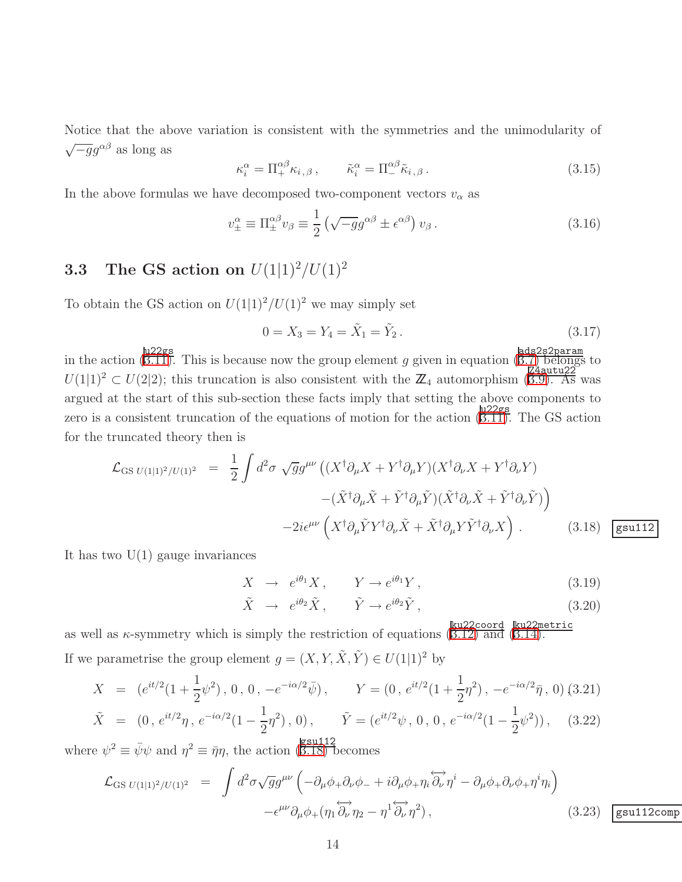Notice that the above variation is consistent with the symmetries and the unimodularity of $\sqrt{-g}g^{\alpha\beta}$ as long as

$$\kappa_i^\alpha = \Pi_+^{\alpha\beta}\kappa_{i\,,\,\beta}\,, \qquad \tilde{\kappa}_i^\alpha = \Pi_-^{\alpha\beta}\tilde{\kappa}_{i\,,\,\beta}\,. \tag{3.15}$$

In the above formulas we have decomposed two-component vectors $v_\alpha$ as

$$v_\pm^\alpha \equiv \Pi_\pm^{\alpha\beta} v_\beta \equiv \frac{1}{2}\left(\sqrt{-g}g^{\alpha\beta} \pm \epsilon^{\alpha\beta}\right) v_\beta\,. \tag{3.16}$$

### 3.3 The GS action on $U(1|1)^2/U(1)^2$

To obtain the GS action on $U(1|1)^2/U(1)^2$ we may simply set

$$0 = X_3 = Y_4 = \tilde{X}_1 = \tilde{Y}_2\,. \tag{3.17}$$

in the action (3.11). This is because now the group element $g$ given in equation (3.7) belongs to $U(1|1)^2 \subset U(2|2)$; this truncation is also consistent with the $\mathbb{Z}_4$ automorphism (3.9). As was argued at the start of this sub-section these facts imply that setting the above components to zero is a consistent truncation of the equations of motion for the action (3.11). The GS action for the truncated theory then is

$$\begin{aligned}
\mathcal{L}_{\mathrm{GS}\;U(1|1)^2/U(1)^2} &= \frac{1}{2}\int d^2\sigma\;\sqrt{g}g^{\mu\nu}\Big((X^\dagger\partial_\mu X + Y^\dagger\partial_\mu Y)(X^\dagger\partial_\nu X + Y^\dagger\partial_\nu Y) \\
&\qquad\qquad - (\tilde{X}^\dagger\partial_\mu\tilde{X} + \tilde{Y}^\dagger\partial_\mu\tilde{Y})(\tilde{X}^\dagger\partial_\nu\tilde{X} + \tilde{Y}^\dagger\partial_\nu\tilde{Y})\Big) \\
&\qquad - 2i\epsilon^{\mu\nu}\left(X^\dagger\partial_\mu\tilde{Y}Y^\dagger\partial_\nu\tilde{X} + \tilde{X}^\dagger\partial_\mu Y\tilde{Y}^\dagger\partial_\nu X\right)\,.
\end{aligned} \tag{3.18}$$

It has two U(1) gauge invariances

$$X \;\to\; e^{i\theta_1}X\,, \qquad Y \to e^{i\theta_1}Y\,, \tag{3.19}$$

$$\tilde{X} \;\to\; e^{i\theta_2}\tilde{X}\,, \qquad \tilde{Y} \to e^{i\theta_2}\tilde{Y}\,, \tag{3.20}$$

as well as $\kappa$-symmetry which is simply the restriction of equations (3.12) and (3.14).

If we parametrise the group element $g = (X, Y, \tilde{X}, \tilde{Y}) \in U(1|1)^2$ by

$$X = (e^{it/2}(1+\frac{1}{2}\psi^2)\,,\,0\,,\,0\,,\,-e^{-i\alpha/2}\bar{\psi})\,, \qquad Y = (0\,,\,e^{it/2}(1+\frac{1}{2}\eta^2)\,,\,-e^{-i\alpha/2}\bar{\eta}\,,\,0) \tag{3.21}$$

$$\tilde{X} = (0\,,\,e^{it/2}\eta\,,\,e^{-i\alpha/2}(1-\frac{1}{2}\eta^2)\,,\,0)\,, \qquad \tilde{Y} = (e^{it/2}\psi\,,\,0\,,\,0\,,\,e^{-i\alpha/2}(1-\frac{1}{2}\psi^2))\,, \tag{3.22}$$

where $\psi^2 \equiv \bar{\psi}\psi$ and $\eta^2 \equiv \bar{\eta}\eta$, the action (3.18) becomes

$$\begin{aligned}
\mathcal{L}_{\mathrm{GS}\;U(1|1)^2/U(1)^2} &= \int d^2\sigma\sqrt{g}g^{\mu\nu}\left(-\partial_\mu\phi_+\partial_\nu\phi_- + i\partial_\mu\phi_+\eta_i\overleftrightarrow{\partial_\nu}\eta^i - \partial_\mu\phi_+\partial_\nu\phi_+\eta^i\eta_i\right) \\
&\qquad - \epsilon^{\mu\nu}\partial_\mu\phi_+(\eta_1\overleftrightarrow{\partial_\nu}\eta_2 - \eta^1\overleftrightarrow{\partial_\nu}\eta^2)\,,
\end{aligned} \tag{3.23}$$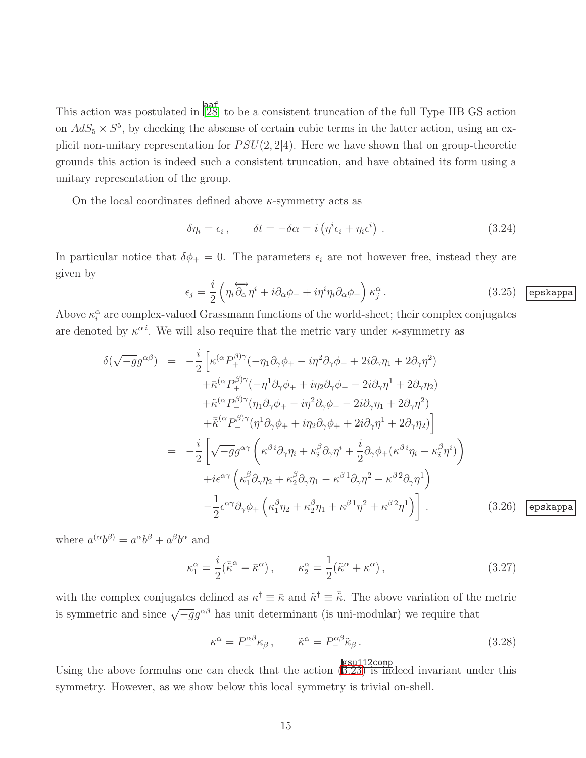This action was postulated in [28] to be a consistent truncation of the full Type IIB GS action on $AdS_5 \times S^5$, by checking the absense of certain cubic terms in the latter action, using an explicit non-unitary representation for $PSU(2,2|4)$. Here we have shown that on group-theoretic grounds this action is indeed such a consistent truncation, and have obtained its form using a unitary representation of the group.

On the local coordinates defined above $\kappa$-symmetry acts as

$$\delta\eta_i = \epsilon_i\,, \qquad \delta t = -\delta\alpha = i\left(\eta^i\epsilon_i + \eta_i\epsilon^i\right)\,. \tag{3.24}$$

In particular notice that $\delta\phi_+ = 0$. The parameters $\epsilon_i$ are not however free, instead they are given by

$$\epsilon_j = \frac{i}{2}\left(\eta_i \overleftrightarrow{\partial_\alpha}\eta^i + i\partial_\alpha\phi_- + i\eta^i\eta_i\partial_\alpha\phi_+\right)\kappa^\alpha_j\,. \tag{3.25}$$

Above $\kappa^\alpha_i$ are complex-valued Grassmann functions of the world-sheet; their complex conjugates are denoted by $\kappa^{\alpha\, i}$. We will also require that the metric vary under $\kappa$-symmetry as

$$\begin{aligned}
\delta(\sqrt{-g}g^{\alpha\beta}) &= -\frac{i}{2}\Big[\kappa^{(\alpha}P_+^{\beta)\gamma}(-\eta_1\partial_\gamma\phi_+ - i\eta^2\partial_\gamma\phi_+ + 2i\partial_\gamma\eta_1 + 2\partial_\gamma\eta^2) \\
&\quad + \bar\kappa^{(\alpha}P_+^{\beta)\gamma}(-\eta^1\partial_\gamma\phi_+ + i\eta_2\partial_\gamma\phi_+ - 2i\partial_\gamma\eta^1 + 2\partial_\gamma\eta_2) \\
&\quad + \tilde\kappa^{(\alpha}P_-^{\beta)\gamma}(\eta_1\partial_\gamma\phi_+ - i\eta^2\partial_\gamma\phi_+ - 2i\partial_\gamma\eta_1 + 2\partial_\gamma\eta^2) \\
&\quad + \bar{\tilde\kappa}^{(\alpha}P_-^{\beta)\gamma}(\eta^1\partial_\gamma\phi_+ + i\eta_2\partial_\gamma\phi_+ + 2i\partial_\gamma\eta^1 + 2\partial_\gamma\eta_2)\Big] \\
&= -\frac{i}{2}\Big[\sqrt{-g}g^{\alpha\gamma}\left(\kappa^{\beta\, i}\partial_\gamma\eta_i + \kappa^\beta_i\partial_\gamma\eta^i + \frac{i}{2}\partial_\gamma\phi_+(\kappa^{\beta\, i}\eta_i - \kappa^\beta_i\eta^i)\right) \\
&\quad + i\epsilon^{\alpha\gamma}\left(\kappa^\beta_1\partial_\gamma\eta_2 + \kappa^\beta_2\partial_\gamma\eta_1 - \kappa^{\beta\,1}\partial_\gamma\eta^2 - \kappa^{\beta\,2}\partial_\gamma\eta^1\right) \\
&\quad - \frac{1}{2}\epsilon^{\alpha\gamma}\partial_\gamma\phi_+\left(\kappa^\beta_1\eta_2 + \kappa^\beta_2\eta_1 + \kappa^{\beta\,1}\eta^2 + \kappa^{\beta\,2}\eta^1\right)\Big]\,.
\end{aligned} \tag{3.26}$$

where $a^{(\alpha}b^{\beta)} = a^\alpha b^\beta + a^\beta b^\alpha$ and

$$\kappa^\alpha_1 = \frac{i}{2}(\bar{\tilde\kappa}^\alpha - \bar\kappa^\alpha)\,, \qquad \kappa^\alpha_2 = \frac{1}{2}(\tilde\kappa^\alpha + \kappa^\alpha)\,, \tag{3.27}$$

with the complex conjugates defined as $\kappa^\dagger \equiv \bar\kappa$ and $\tilde\kappa^\dagger \equiv \bar{\tilde\kappa}$. The above variation of the metric is symmetric and since $\sqrt{-g}g^{\alpha\beta}$ has unit determinant (is uni-modular) we require that

$$\kappa^\alpha = P_+^{\alpha\beta}\kappa_\beta\,, \qquad \tilde\kappa^\alpha = P_-^{\alpha\beta}\tilde\kappa_\beta\,. \tag{3.28}$$

Using the above formulas one can check that the action (3.23) is indeed invariant under this symmetry. However, as we show below this local symmetry is trivial on-shell.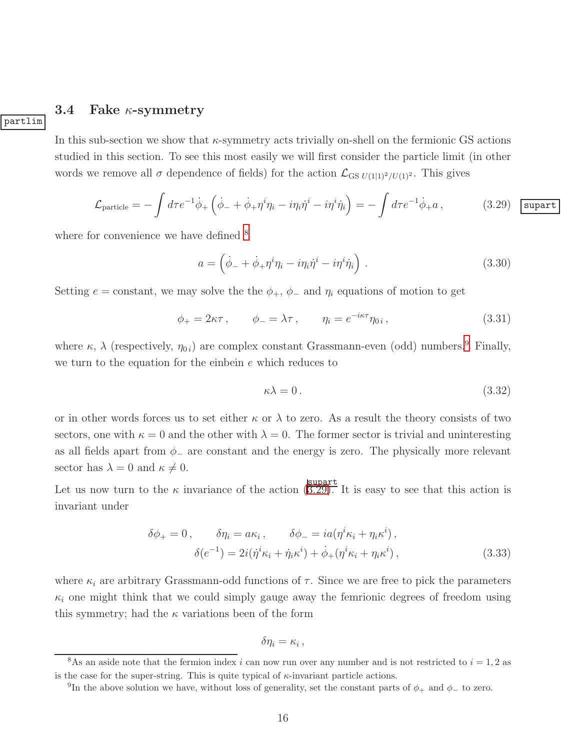### 3.4 Fake $\kappa$-symmetry

In this sub-section we show that $\kappa$-symmetry acts trivially on-shell on the fermionic GS actions studied in this section. To see this most easily we will first consider the particle limit (in other words we remove all $\sigma$ dependence of fields) for the action $\mathcal{L}_{\text{GS } U(1|1)^2/U(1)^2}$. This gives

$$\mathcal{L}_{\text{particle}} = -\int d\tau e^{-1}\dot{\phi}_+ \left(\dot{\phi}_- + \dot{\phi}_+ \eta^i \eta_i - i\eta_i \dot{\eta}^i - i\eta^i \dot{\eta}_i\right) = -\int d\tau e^{-1}\dot{\phi}_+ a\,, \tag{3.29}$$

where for convenience we have defined [8]

$$a = \left(\dot{\phi}_- + \dot{\phi}_+ \eta^i \eta_i - i\eta_i \dot{\eta}^i - i\eta^i \dot{\eta}_i\right)\,. \tag{3.30}$$

Setting $e =$ constant, we may solve the the $\phi_+$, $\phi_-$ and $\eta_i$ equations of motion to get

$$\phi_+ = 2\kappa\tau\,, \qquad \phi_- = \lambda\tau\,, \qquad \eta_i = e^{-i\kappa\tau}\eta_{0\,i}\,, \tag{3.31}$$

where $\kappa$, $\lambda$ (respectively, $\eta_{0\,i}$) are complex constant Grassmann-even (odd) numbers.[9] Finally, we turn to the equation for the einbein $e$ which reduces to

$$\kappa\lambda = 0\,. \tag{3.32}$$

or in other words forces us to set either $\kappa$ or $\lambda$ to zero. As a result the theory consists of two sectors, one with $\kappa = 0$ and the other with $\lambda = 0$. The former sector is trivial and uninteresting as all fields apart from $\phi_-$ are constant and the energy is zero. The physically more relevant sector has $\lambda = 0$ and $\kappa \neq 0$.

Let us now turn to the $\kappa$ invariance of the action (3.29). It is easy to see that this action is invariant under

$$\begin{aligned}\delta\phi_+ = 0\,, \qquad \delta\eta_i = a\kappa_i\,, \qquad \delta\phi_- = ia(\eta^i\kappa_i + \eta_i\kappa^i)\,,\\ \delta(e^{-1}) = 2i(\dot{\eta}^i\kappa_i + \dot{\eta}_i\kappa^i) + \dot{\phi}_+(\eta^i\kappa_i + \eta_i\kappa^i)\,,\end{aligned} \tag{3.33}$$

where $\kappa_i$ are arbitrary Grassmann-odd functions of $\tau$. Since we are free to pick the parameters $\kappa_i$ one might think that we could simply gauge away the femrionic degrees of freedom using this symmetry; had the $\kappa$ variations been of the form

$$\delta\eta_i = \kappa_i\,,$$

[8] As an aside note that the fermion index $i$ can now run over any number and is not restricted to $i = 1, 2$ as is the case for the super-string. This is quite typical of $\kappa$-invariant particle actions.

[9] In the above solution we have, without loss of generality, set the constant parts of $\phi_+$ and $\phi_-$ to zero.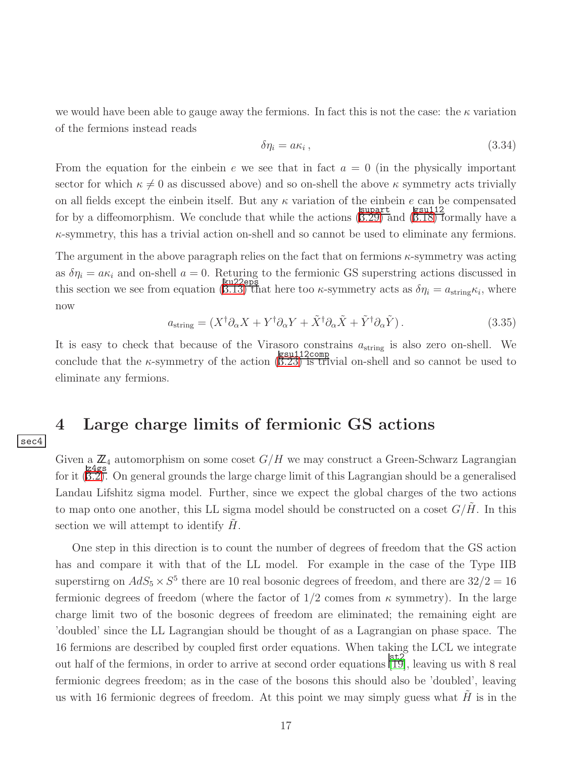we would have been able to gauge away the fermions. In fact this is not the case: the $\kappa$ variation of the fermions instead reads

$$\delta\eta_i = a\kappa_i\,, \tag{3.34}$$

From the equation for the einbein $e$ we see that in fact $a = 0$ (in the physically important sector for which $\kappa \neq 0$ as discussed above) and so on-shell the above $\kappa$ symmetry acts trivially on all fields except the einbein itself. But any $\kappa$ variation of the einbein $e$ can be compensated for by a diffeomorphism. We conclude that while the actions (3.29) and (3.18) formally have a $\kappa$-symmetry, this has a trivial action on-shell and so cannot be used to eliminate any fermions.

The argument in the above paragraph relies on the fact that on fermions $\kappa$-symmetry was acting as $\delta\eta_i = a\kappa_i$ and on-shell $a = 0$. Returing to the fermionic GS superstring actions discussed in this section we see from equation (3.13) that here too $\kappa$-symmetry acts as $\delta\eta_i = a_{\rm string}\kappa_i$, where now

$$a_{\rm string} = (X^\dagger\partial_\alpha X + Y^\dagger\partial_\alpha Y + \tilde{X}^\dagger\partial_\alpha\tilde{X} + \tilde{Y}^\dagger\partial_\alpha\tilde{Y})\,. \tag{3.35}$$

It is easy to check that because of the Virasoro constrains $a_{\rm string}$ is also zero on-shell. We conclude that the $\kappa$-symmetry of the action (3.23) is trivial on-shell and so cannot be used to eliminate any fermions.

# 4 Large charge limits of fermionic GS actions

Given a $\mathbb{Z}_4$ automorphism on some coset $G/H$ we may construct a Green-Schwarz Lagrangian for it (3.2). On general grounds the large charge limit of this Lagrangian should be a generalised Landau Lifshitz sigma model. Further, since we expect the global charges of the two actions to map onto one another, this LL sigma model should be constructed on a coset $G/\tilde{H}$. In this section we will attempt to identify $\tilde{H}$.

One step in this direction is to count the number of degrees of freedom that the GS action has and compare it with that of the LL model. For example in the case of the Type IIB superstirng on $AdS_5 \times S^5$ there are 10 real bosonic degrees of freedom, and there are $32/2 = 16$ fermionic degrees of freedom (where the factor of $1/2$ comes from $\kappa$ symmetry). In the large charge limit two of the bosonic degrees of freedom are eliminated; the remaining eight are 'doubled' since the LL Lagrangian should be thought of as a Lagrangian on phase space. The 16 fermions are described by coupled first order equations. When taking the LCL we integrate out half of the fermions, in order to arrive at second order equations [19], leaving us with 8 real fermionic degrees freedom; as in the case of the bosons this should also be 'doubled', leaving us with 16 fermionic degrees of freedom. At this point we may simply guess what $\tilde{H}$ is in the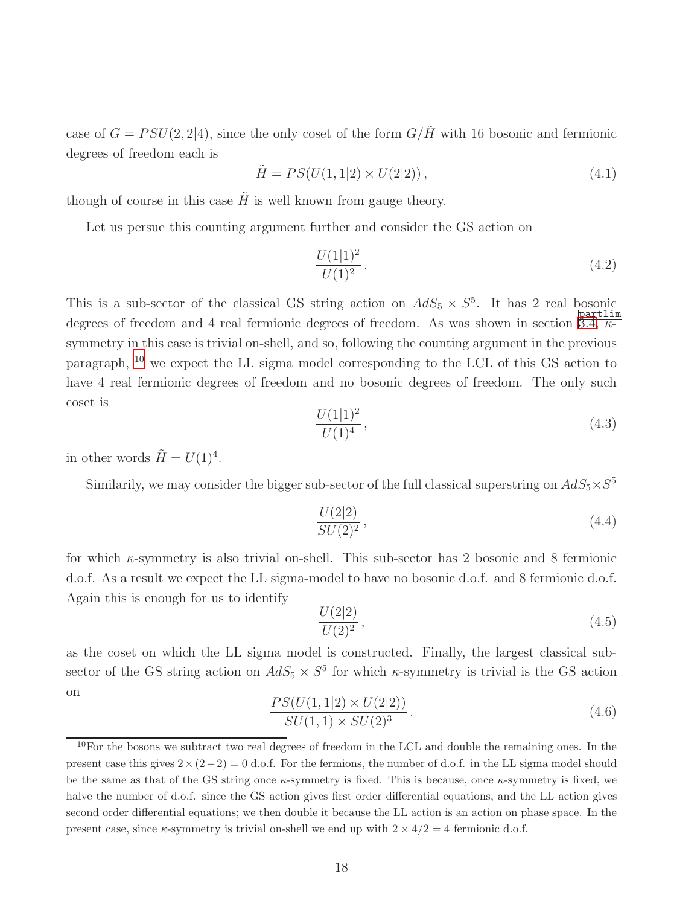case of $G = PSU(2,2|4)$, since the only coset of the form $G/\tilde{H}$ with 16 bosonic and fermionic degrees of freedom each is

$$\tilde{H} = PS(U(1,1|2) \times U(2|2))\,, \tag{4.1}$$

though of course in this case $\tilde{H}$ is well known from gauge theory.

Let us persue this counting argument further and consider the GS action on

$$\frac{U(1|1)^2}{U(1)^2}\,. \tag{4.2}$$

This is a sub-sector of the classical GS string action on $AdS_5 \times S^5$. It has 2 real bosonic degrees of freedom and 4 real fermionic degrees of freedom. As was shown in section 3.4, $\kappa$-symmetry in this case is trivial on-shell, and so, following the counting argument in the previous paragraph, [10] we expect the LL sigma model corresponding to the LCL of this GS action to have 4 real fermionic degrees of freedom and no bosonic degrees of freedom. The only such coset is

$$\frac{U(1|1)^2}{U(1)^4}\,, \tag{4.3}$$

in other words $\tilde{H} = U(1)^4$.

Similarly, we may consider the bigger sub-sector of the full classical superstring on $AdS_5 \times S^5$

$$\frac{U(2|2)}{SU(2)^2}\,, \tag{4.4}$$

for which $\kappa$-symmetry is also trivial on-shell. This sub-sector has 2 bosonic and 8 fermionic d.o.f. As a result we expect the LL sigma-model to have no bosonic d.o.f. and 8 fermionic d.o.f. Again this is enough for us to identify

$$\frac{U(2|2)}{U(2)^2}\,, \tag{4.5}$$

as the coset on which the LL sigma model is constructed. Finally, the largest classical sub-sector of the GS string action on $AdS_5 \times S^5$ for which $\kappa$-symmetry is trivial is the GS action on

$$\frac{PS(U(1,1|2) \times U(2|2))}{SU(1,1) \times SU(2)^3}\,. \tag{4.6}$$

[10] For the bosons we subtract two real degrees of freedom in the LCL and double the remaining ones. In the present case this gives $2 \times (2-2) = 0$ d.o.f. For the fermions, the number of d.o.f. in the LL sigma model should be the same as that of the GS string once $\kappa$-symmetry is fixed. This is because, once $\kappa$-symmetry is fixed, we halve the number of d.o.f. since the GS action gives first order differential equations, and the LL action gives second order differential equations; we then double it because the LL action is an action on phase space. In the present case, since $\kappa$-symmetry is trivial on-shell we end up with $2 \times 4/2 = 4$ fermionic d.o.f.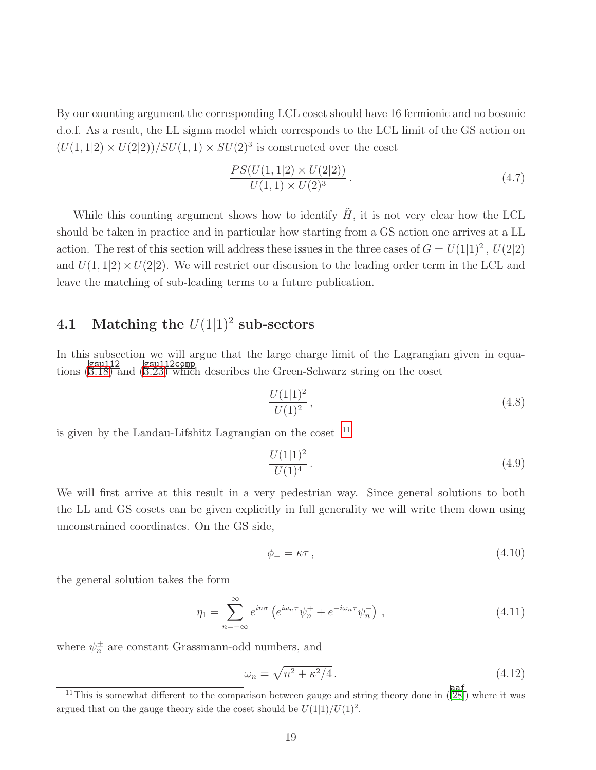By our counting argument the corresponding LCL coset should have 16 fermionic and no bosonic d.o.f. As a result, the LL sigma model which corresponds to the LCL limit of the GS action on $(U(1,1|2) \times U(2|2))/SU(1,1) \times SU(2)^3$ is constructed over the coset

$$\frac{PS(U(1,1|2) \times U(2|2))}{U(1,1) \times U(2)^3} \,. \tag{4.7}$$

While this counting argument shows how to identify $\tilde{H}$, it is not very clear how the LCL should be taken in practice and in particular how starting from a GS action one arrives at a LL action. The rest of this section will address these issues in the three cases of $G = U(1|1)^2$, $U(2|2)$ and $U(1,1|2) \times U(2|2)$. We will restrict our discusion to the leading order term in the LCL and leave the matching of sub-leading terms to a future publication.

## 4.1 Matching the $U(1|1)^2$ sub-sectors

In this subsection we will argue that the large charge limit of the Lagrangian given in equations (3.18) and (3.23) which describes the Green-Schwarz string on the coset

$$\frac{U(1|1)^2}{U(1)^2} \,, \tag{4.8}$$

is given by the Landau-Lifshitz Lagrangian on the coset [11]

$$\frac{U(1|1)^2}{U(1)^4} \,. \tag{4.9}$$

We will first arrive at this result in a very pedestrian way. Since general solutions to both the LL and GS cosets can be given explicitly in full generality we will write them down using unconstrained coordinates. On the GS side,

$$\phi_+ = \kappa \tau \,, \tag{4.10}$$

the general solution takes the form

$$\eta_1 = \sum_{n=-\infty}^{\infty} e^{in\sigma} \left( e^{i\omega_n \tau} \psi_n^+ + e^{-i\omega_n \tau} \psi_n^- \right) \,, \tag{4.11}$$

where $\psi_n^\pm$ are constant Grassmann-odd numbers, and

$$\omega_n = \sqrt{n^2 + \kappa^2/4} \,. \tag{4.12}$$

[11] This is somewhat different to the comparison between gauge and string theory done in ([28]) where it was argued that on the gauge theory side the coset should be $U(1|1)/U(1)^2$.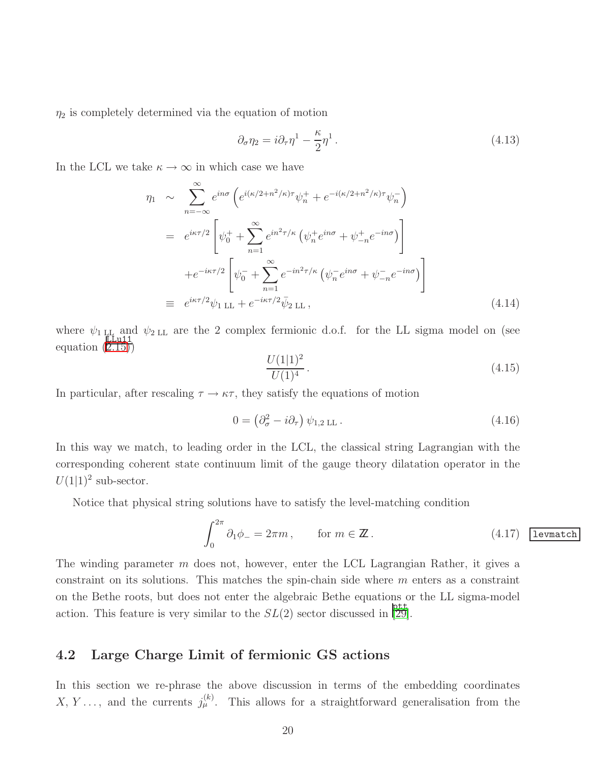$\eta_2$ is completely determined via the equation of motion

$$\partial_\sigma \eta_2 = i\partial_\tau \eta^1 - \frac{\kappa}{2}\eta^1 \,. \tag{4.13}$$

In the LCL we take $\kappa \to \infty$ in which case we have

$$\begin{aligned}
\eta_1 &\sim \sum_{n=-\infty}^{\infty} e^{in\sigma} \left( e^{i(\kappa/2+n^2/\kappa)\tau}\psi_n^+ + e^{-i(\kappa/2+n^2/\kappa)\tau}\psi_n^- \right) \\
&= e^{i\kappa\tau/2}\left[ \psi_0^+ + \sum_{n=1}^{\infty} e^{in^2\tau/\kappa}\left(\psi_n^+ e^{in\sigma} + \psi_{-n}^+ e^{-in\sigma}\right)\right] \\
&\quad + e^{-i\kappa\tau/2}\left[ \psi_0^- + \sum_{n=1}^{\infty} e^{-in^2\tau/\kappa}\left(\psi_n^- e^{in\sigma} + \psi_{-n}^- e^{-in\sigma}\right)\right] \\
&\equiv e^{i\kappa\tau/2}\psi_{1\,\mathrm{LL}} + e^{-i\kappa\tau/2}\bar{\psi}_{2\,\mathrm{LL}}\,,
\end{aligned} \tag{4.14}$$

where $\psi_{1\,\mathrm{LL}}$ and $\psi_{2\,\mathrm{LL}}$ are the 2 complex fermionic d.o.f. for the LL sigma model on (see equation (2.15))

$$\frac{U(1|1)^2}{U(1)^4}\,. \tag{4.15}$$

In particular, after rescaling $\tau \to \kappa\tau$, they satisfy the equations of motion

$$0 = \left(\partial_\sigma^2 - i\partial_\tau\right)\psi_{1,2\,\mathrm{LL}}\,. \tag{4.16}$$

In this way we match, to leading order in the LCL, the classical string Lagrangian with the corresponding coherent state continuum limit of the gauge theory dilatation operator in the $U(1|1)^2$ sub-sector.

Notice that physical string solutions have to satisfy the level-matching condition

$$\int_0^{2\pi} \partial_1 \phi_- = 2\pi m\,, \qquad \text{for } m \in \mathbb{Z}\,. \tag{4.17}$$

The winding parameter $m$ does not, however, enter the LCL Lagrangian Rather, it gives a constraint on its solutions. This matches the spin-chain side where $m$ enters as a constraint on the Bethe roots, but does not enter the algebraic Bethe equations or the LL sigma-model action. This feature is very similar to the $SL(2)$ sector discussed in [29].

## 4.2 Large Charge Limit of fermionic GS actions

In this section we re-phrase the above discussion in terms of the embedding coordinates $X, Y \ldots$, and the currents $j_\mu^{(k)}$. This allows for a straightforward generalisation from the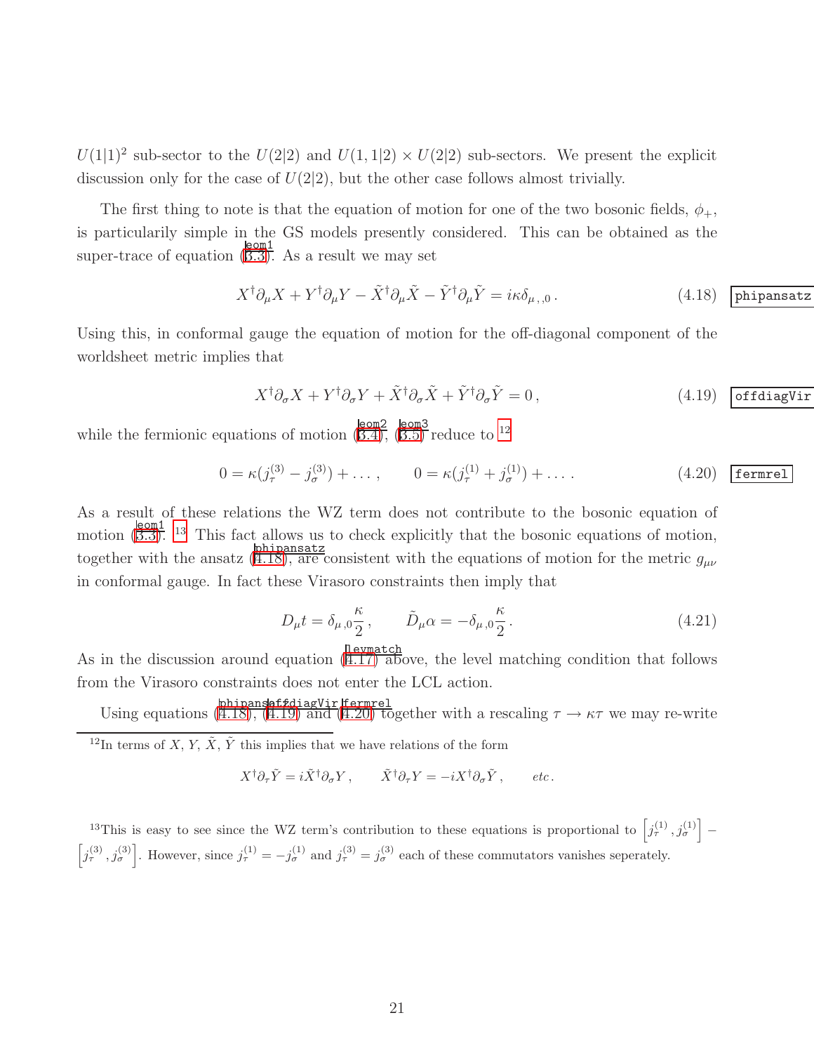$U(1|1)^2$ sub-sector to the $U(2|2)$ and $U(1,1|2)\times U(2|2)$ sub-sectors. We present the explicit discussion only for the case of $U(2|2)$, but the other case follows almost trivially.

The first thing to note is that the equation of motion for one of the two bosonic fields, $\phi_+$, is particularily simple in the GS models presently considered. This can be obtained as the super-trace of equation (3.3). As a result we may set

$$X^\dagger\partial_\mu X + Y^\dagger\partial_\mu Y - \tilde{X}^\dagger\partial_\mu\tilde{X} - \tilde{Y}^\dagger\partial_\mu\tilde{Y} = i\kappa\delta_{\mu\,,0}\,. \tag{4.18}$$

Using this, in conformal gauge the equation of motion for the off-diagonal component of the worldsheet metric implies that

$$X^\dagger\partial_\sigma X + Y^\dagger\partial_\sigma Y + \tilde{X}^\dagger\partial_\sigma\tilde{X} + \tilde{Y}^\dagger\partial_\sigma\tilde{Y} = 0\,, \tag{4.19}$$

while the fermionic equations of motion (3.4), (3.5) reduce to [12]

$$0 = \kappa(j^{(3)}_\tau - j^{(3)}_\sigma) + \dots\,, \qquad 0 = \kappa(j^{(1)}_\tau + j^{(1)}_\sigma) + \dots\,. \tag{4.20}$$

As a result of these relations the WZ term does not contribute to the bosonic equation of motion (3.3). [13] This fact allows us to check explicitly that the bosonic equations of motion, together with the ansatz (4.18), are consistent with the equations of motion for the metric $g_{\mu\nu}$ in conformal gauge. In fact these Virasoro constraints then imply that

$$D_\mu t = \delta_{\mu\,,0}\frac{\kappa}{2}\,, \qquad \tilde{D}_\mu\alpha = -\delta_{\mu\,,0}\frac{\kappa}{2}\,. \tag{4.21}$$

As in the discussion around equation (4.17) above, the level matching condition that follows from the Virasoro constraints does not enter the LCL action.

Using equations (4.18), (4.19) and (4.20) together with a rescaling $\tau\to\kappa\tau$ we may re-write

---

[12] In terms of $X$, $Y$, $\tilde{X}$, $\tilde{Y}$ this implies that we have relations of the form

$$X^\dagger\partial_\tau\tilde{Y} = i\tilde{X}^\dagger\partial_\sigma Y\,, \qquad \tilde{X}^\dagger\partial_\tau Y = -iX^\dagger\partial_\sigma\tilde{Y}\,, \qquad etc.$$

[13] This is easy to see since the WZ term's contribution to these equations is proportional to $\left[j^{(1)}_\tau, j^{(1)}_\sigma\right] - \left[j^{(3)}_\tau, j^{(3)}_\sigma\right]$. However, since $j^{(1)}_\tau = -j^{(1)}_\sigma$ and $j^{(3)}_\tau = j^{(3)}_\sigma$ each of these commutators vanishes seperately.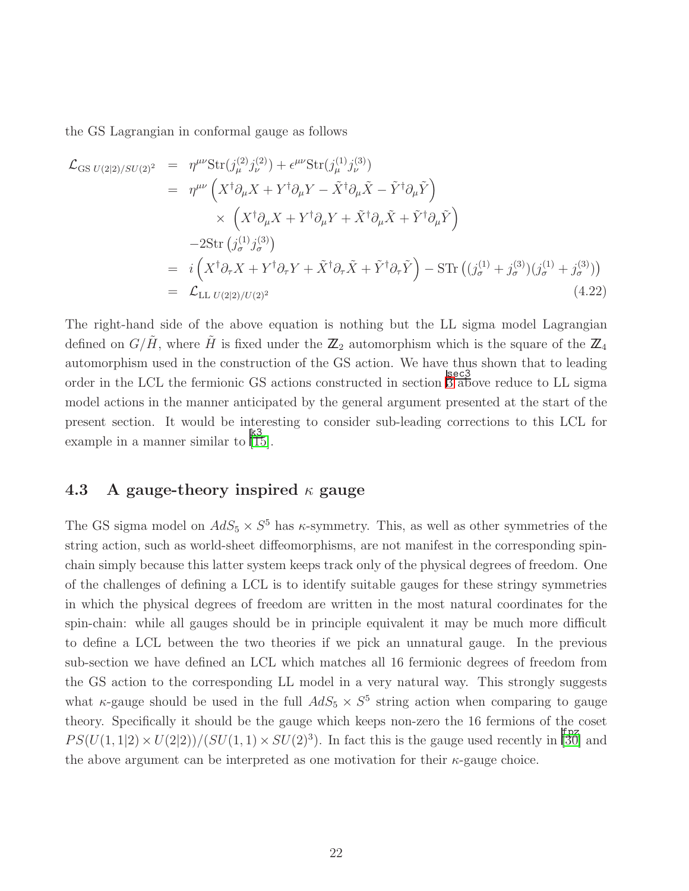the GS Lagrangian in conformal gauge as follows

$$
\begin{aligned}
\mathcal{L}_{\mathrm{GS}\ U(2|2)/SU(2)^2} &= \eta^{\mu\nu}\mathrm{Str}(j^{(2)}_\mu j^{(2)}_\nu) + \epsilon^{\mu\nu}\mathrm{Str}(j^{(1)}_\mu j^{(3)}_\nu) \\
&= \eta^{\mu\nu}\left(X^\dagger\partial_\mu X + Y^\dagger\partial_\mu Y - \tilde{X}^\dagger\partial_\mu\tilde{X} - \tilde{Y}^\dagger\partial_\mu\tilde{Y}\right) \\
&\qquad \times \left(X^\dagger\partial_\mu X + Y^\dagger\partial_\mu Y + \tilde{X}^\dagger\partial_\mu\tilde{X} + \tilde{Y}^\dagger\partial_\mu\tilde{Y}\right) \\
&\quad -2\mathrm{Str}\left(j^{(1)}_\sigma j^{(3)}_\sigma\right) \\
&= i\left(X^\dagger\partial_\tau X + Y^\dagger\partial_\tau Y + \tilde{X}^\dagger\partial_\tau\tilde{X} + \tilde{Y}^\dagger\partial_\tau\tilde{Y}\right) - \mathrm{STr}\left((j^{(1)}_\sigma + j^{(3)}_\sigma)(j^{(1)}_\sigma + j^{(3)}_\sigma)\right) \\
&= \mathcal{L}_{\mathrm{LL}\ U(2|2)/U(2)^2}
\end{aligned} \tag{4.22}
$$

The right-hand side of the above equation is nothing but the LL sigma model Lagrangian defined on $G/\tilde{H}$, where $\tilde{H}$ is fixed under the $\mathbb{Z}_2$ automorphism which is the square of the $\mathbb{Z}_4$ automorphism used in the construction of the GS action. We have thus shown that to leading order in the LCL the fermionic GS actions constructed in section 3 above reduce to LL sigma model actions in the manner anticipated by the general argument presented at the start of the present section. It would be interesting to consider sub-leading corrections to this LCL for example in a manner similar to [15].

### 4.3 A gauge-theory inspired $\kappa$ gauge

The GS sigma model on $AdS_5 \times S^5$ has $\kappa$-symmetry. This, as well as other symmetries of the string action, such as world-sheet diffeomorphisms, are not manifest in the corresponding spin-chain simply because this latter system keeps track only of the physical degrees of freedom. One of the challenges of defining a LCL is to identify suitable gauges for these stringy symmetries in which the physical degrees of freedom are written in the most natural coordinates for the spin-chain: while all gauges should be in principle equivalent it may be much more difficult to define a LCL between the two theories if we pick an unnatural gauge. In the previous sub-section we have defined an LCL which matches all 16 fermionic degrees of freedom from the GS action to the corresponding LL model in a very natural way. This strongly suggests what $\kappa$-gauge should be used in the full $AdS_5 \times S^5$ string action when comparing to gauge theory. Specifically it should be the gauge which keeps non-zero the 16 fermions of the coset $PS(U(1,1|2) \times U(2|2))/(SU(1,1) \times SU(2)^3)$. In fact this is the gauge used recently in [30] and the above argument can be interpreted as one motivation for their $\kappa$-gauge choice.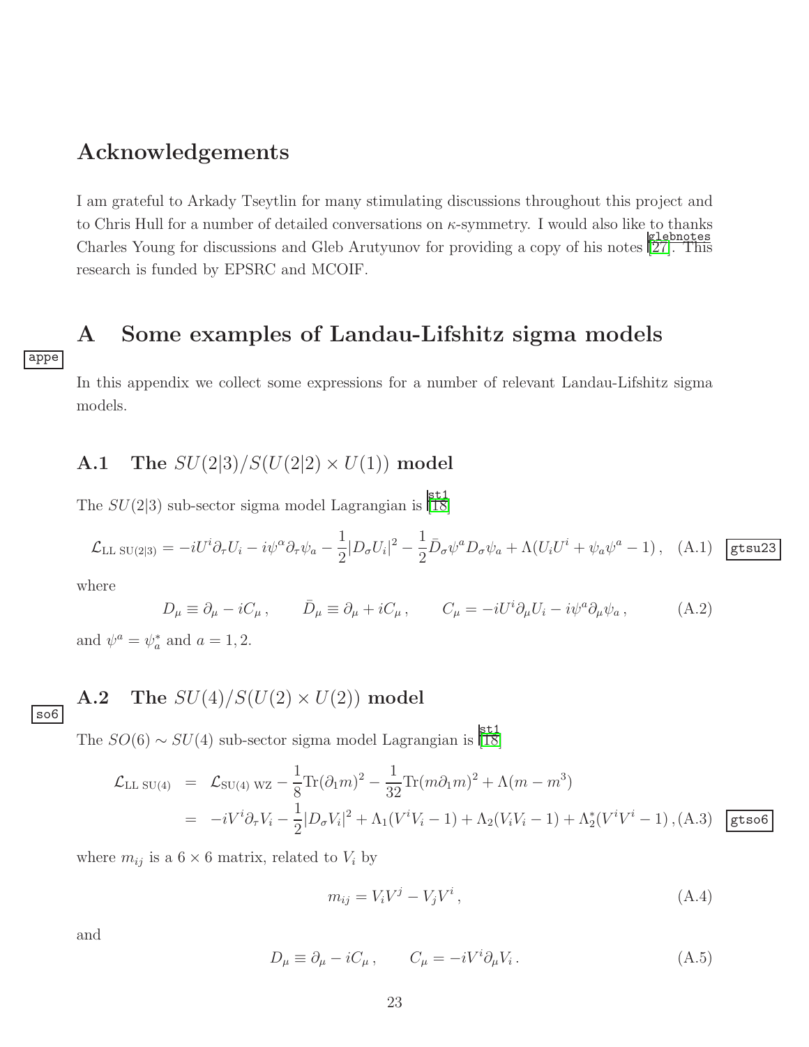## Acknowledgements

I am grateful to Arkady Tseytlin for many stimulating discussions throughout this project and to Chris Hull for a number of detailed conversations on $\kappa$-symmetry. I would also like to thanks Charles Young for discussions and Gleb Arutyunov for providing a copy of his notes [27]. This research is funded by EPSRC and MCOIF.

## A Some examples of Landau-Lifshitz sigma models

In this appendix we collect some expressions for a number of relevant Landau-Lifshitz sigma models.

### A.1 The $SU(2|3)/S(U(2|2)\times U(1))$ model

The $SU(2|3)$ sub-sector sigma model Lagrangian is [18]

$$\mathcal{L}_{\rm LL\ SU(2|3)} = -iU^i\partial_\tau U_i - i\psi^\alpha\partial_\tau\psi_a - \frac{1}{2}|D_\sigma U_i|^2 - \frac{1}{2}\bar{D}_\sigma\psi^a D_\sigma\psi_a + \Lambda(U_iU^i + \psi_a\psi^a - 1)\,, \quad \text{(A.1)}$$

where

$$D_\mu \equiv \partial_\mu - iC_\mu\,, \qquad \bar{D}_\mu \equiv \partial_\mu + iC_\mu\,, \qquad C_\mu = -iU^i\partial_\mu U_i - i\psi^a\partial_\mu\psi_a\,, \quad \text{(A.2)}$$

and $\psi^a = \psi_a^*$ and $a = 1, 2$.

### A.2 The $SU(4)/S(U(2)\times U(2))$ model

The $SO(6)\sim SU(4)$ sub-sector sigma model Lagrangian is [18]

$$\begin{aligned}\mathcal{L}_{\rm LL\ SU(4)} &= \mathcal{L}_{\rm SU(4)\ WZ} - \frac{1}{8}\mathrm{Tr}(\partial_1 m)^2 - \frac{1}{32}\mathrm{Tr}(m\partial_1 m)^2 + \Lambda(m - m^3)\\ &= -iV^i\partial_\tau V_i - \frac{1}{2}|D_\sigma V_i|^2 + \Lambda_1(V^iV_i - 1) + \Lambda_2(V_iV_i - 1) + \Lambda_2^*(V^iV^i - 1)\,, \quad \text{(A.3)}\end{aligned}$$

where $m_{ij}$ is a $6\times 6$ matrix, related to $V_i$ by

$$m_{ij} = V_iV^j - V_jV^i\,, \quad \text{(A.4)}$$

and

$$D_\mu \equiv \partial_\mu - iC_\mu\,, \qquad C_\mu = -iV^i\partial_\mu V_i\,. \quad \text{(A.5)}$$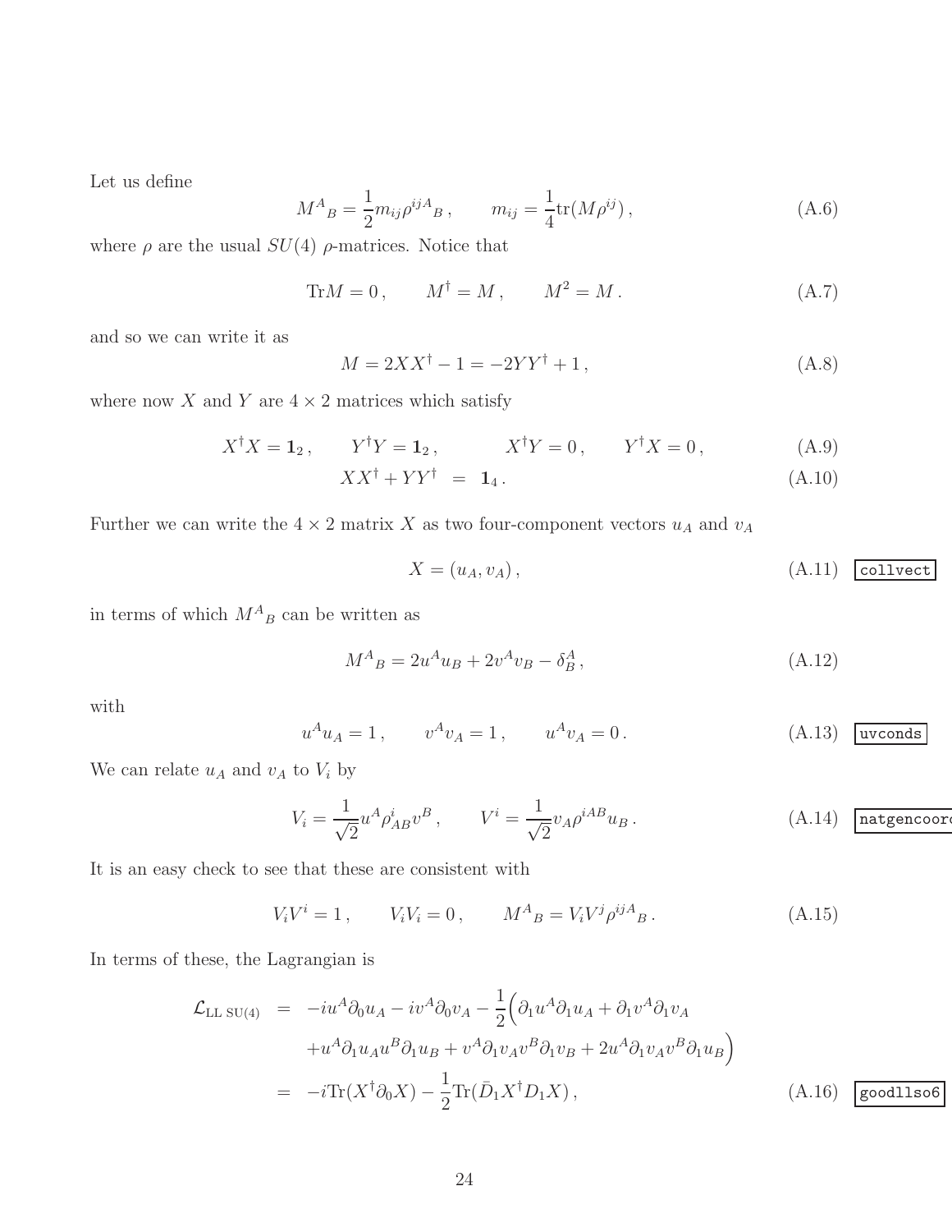Let us define

$$M^A{}_B = \frac{1}{2} m_{ij} \rho^{ijA}{}_B \,, \qquad m_{ij} = \frac{1}{4} \mathrm{tr}(M \rho^{ij}) \,, \tag{A.6}$$

where $\rho$ are the usual $SU(4)$ $\rho$-matrices. Notice that

$$\mathrm{Tr} M = 0 \,, \qquad M^\dagger = M \,, \qquad M^2 = M \,. \tag{A.7}$$

and so we can write it as

$$M = 2XX^\dagger - 1 = -2YY^\dagger + 1 \,, \tag{A.8}$$

where now $X$ and $Y$ are $4 \times 2$ matrices which satisfy

$$X^\dagger X = \mathbf{1}_2 \,, \qquad Y^\dagger Y = \mathbf{1}_2 \,, \qquad X^\dagger Y = 0 \,, \qquad Y^\dagger X = 0 \,, \tag{A.9}$$

$$XX^\dagger + YY^\dagger = \mathbf{1}_4 \,. \tag{A.10}$$

Further we can write the $4 \times 2$ matrix $X$ as two four-component vectors $u_A$ and $v_A$

$$X = (u_A, v_A) \,, \tag{A.11}$$

in terms of which $M^A{}_B$ can be written as

$$M^A{}_B = 2u^A u_B + 2v^A v_B - \delta^A_B \,, \tag{A.12}$$

with

$$u^A u_A = 1 \,, \qquad v^A v_A = 1 \,, \qquad u^A v_A = 0 \,. \tag{A.13}$$

We can relate $u_A$ and $v_A$ to $V_i$ by

$$V_i = \frac{1}{\sqrt{2}} u^A \rho^i_{AB} v^B \,, \qquad V^i = \frac{1}{\sqrt{2}} v_A \rho^{iAB} u_B \,. \tag{A.14}$$

It is an easy check to see that these are consistent with

$$V_i V^i = 1 \,, \qquad V_i V_i = 0 \,, \qquad M^A{}_B = V_i V^j \rho^{ijA}{}_B \,. \tag{A.15}$$

In terms of these, the Lagrangian is

$$\begin{aligned}
\mathcal{L}_{\mathrm{LL\ SU(4)}} &= -iu^A \partial_0 u_A - iv^A \partial_0 v_A - \frac{1}{2}\Big( \partial_1 u^A \partial_1 u_A + \partial_1 v^A \partial_1 v_A \\
&\quad + u^A \partial_1 u_A u^B \partial_1 u_B + v^A \partial_1 v_A v^B \partial_1 v_B + 2u^A \partial_1 v_A v^B \partial_1 u_B \Big) \\
&= -i \mathrm{Tr}(X^\dagger \partial_0 X) - \frac{1}{2} \mathrm{Tr}(\bar{D}_1 X^\dagger D_1 X) \,,
\end{aligned} \tag{A.16}$$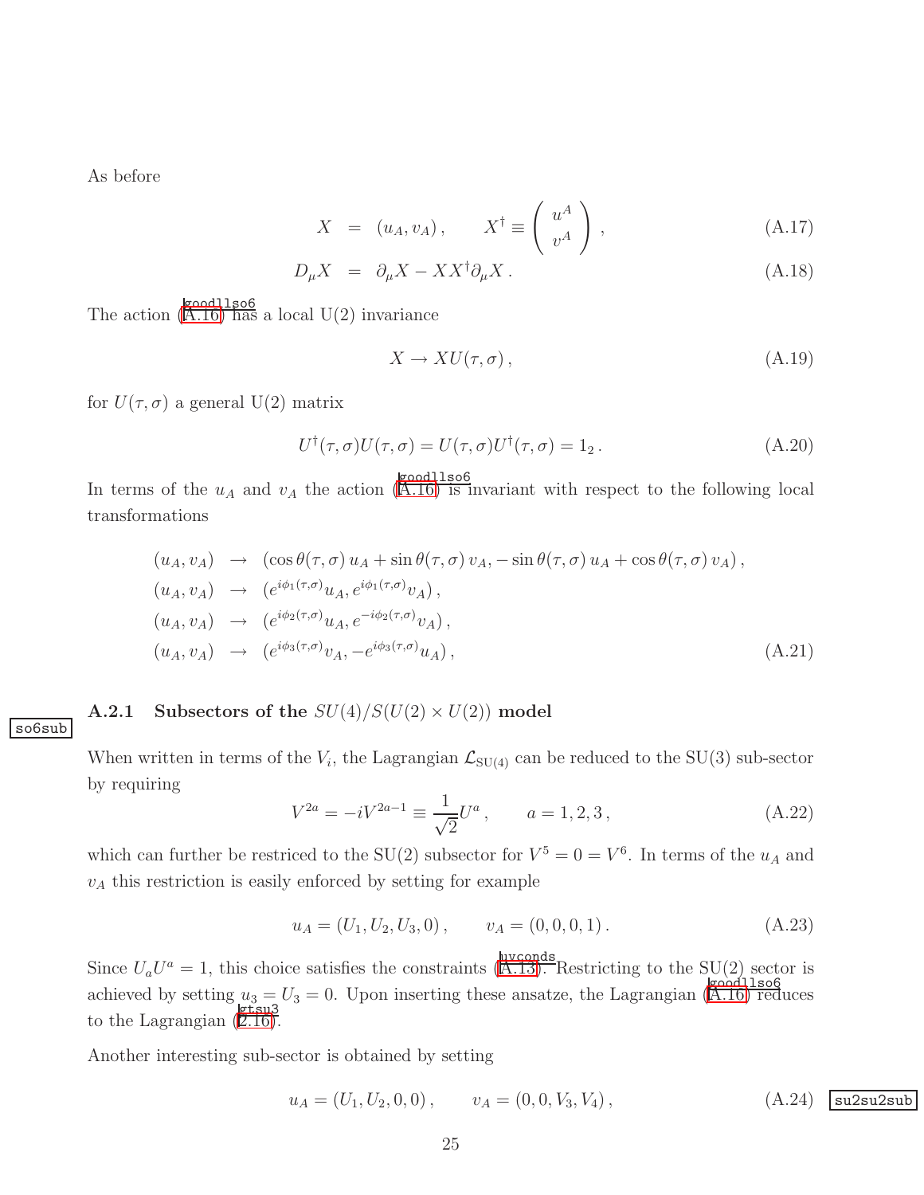As before

$$
\begin{aligned}
X &= (u_A, v_A)\,, \qquad X^\dagger \equiv \begin{pmatrix} u^A \\ v^A \end{pmatrix}, && \text{(A.17)}\\
D_\mu X &= \partial_\mu X - X X^\dagger \partial_\mu X\,. && \text{(A.18)}
\end{aligned}
$$

The action (A.16) has a local U(2) invariance

$$
X \to X U(\tau, \sigma)\,, \tag{A.19}
$$

for $U(\tau,\sigma)$ a general U(2) matrix

$$
U^\dagger(\tau,\sigma) U(\tau,\sigma) = U(\tau,\sigma) U^\dagger(\tau,\sigma) = 1_2\,. \tag{A.20}
$$

In terms of the $u_A$ and $v_A$ the action (A.16) is invariant with respect to the following local transformations

$$
\begin{aligned}
(u_A, v_A) &\to (\cos\theta(\tau,\sigma)\, u_A + \sin\theta(\tau,\sigma)\, v_A, -\sin\theta(\tau,\sigma)\, u_A + \cos\theta(\tau,\sigma)\, v_A)\,,\\
(u_A, v_A) &\to (e^{i\phi_1(\tau,\sigma)} u_A, e^{i\phi_1(\tau,\sigma)} v_A)\,,\\
(u_A, v_A) &\to (e^{i\phi_2(\tau,\sigma)} u_A, e^{-i\phi_2(\tau,\sigma)} v_A)\,,\\
(u_A, v_A) &\to (e^{i\phi_3(\tau,\sigma)} v_A, -e^{i\phi_3(\tau,\sigma)} u_A)\,,
\end{aligned} \tag{A.21}
$$

### A.2.1 Subsectors of the $SU(4)/S(U(2)\times U(2))$ model

When written in terms of the $V_i$, the Lagrangian $\mathcal{L}_{\rm SU(4)}$ can be reduced to the SU(3) sub-sector by requiring

$$
V^{2a} = -i V^{2a-1} \equiv \frac{1}{\sqrt{2}} U^a\,, \qquad a = 1,2,3\,, \tag{A.22}
$$

which can further be restriced to the SU(2) subsector for $V^5 = 0 = V^6$. In terms of the $u_A$ and $v_A$ this restriction is easily enforced by setting for example

$$
u_A = (U_1, U_2, U_3, 0)\,, \qquad v_A = (0,0,0,1)\,. \tag{A.23}
$$

Since $U_a U^a = 1$, this choice satisfies the constraints (A.13). Restricting to the SU(2) sector is achieved by setting $u_3 = U_3 = 0$. Upon inserting these ansatze, the Lagrangian (A.16) reduces to the Lagrangian (2.16).

Another interesting sub-sector is obtained by setting

$$
u_A = (U_1, U_2, 0, 0)\,, \qquad v_A = (0,0,V_3,V_4)\,, \tag{A.24}
$$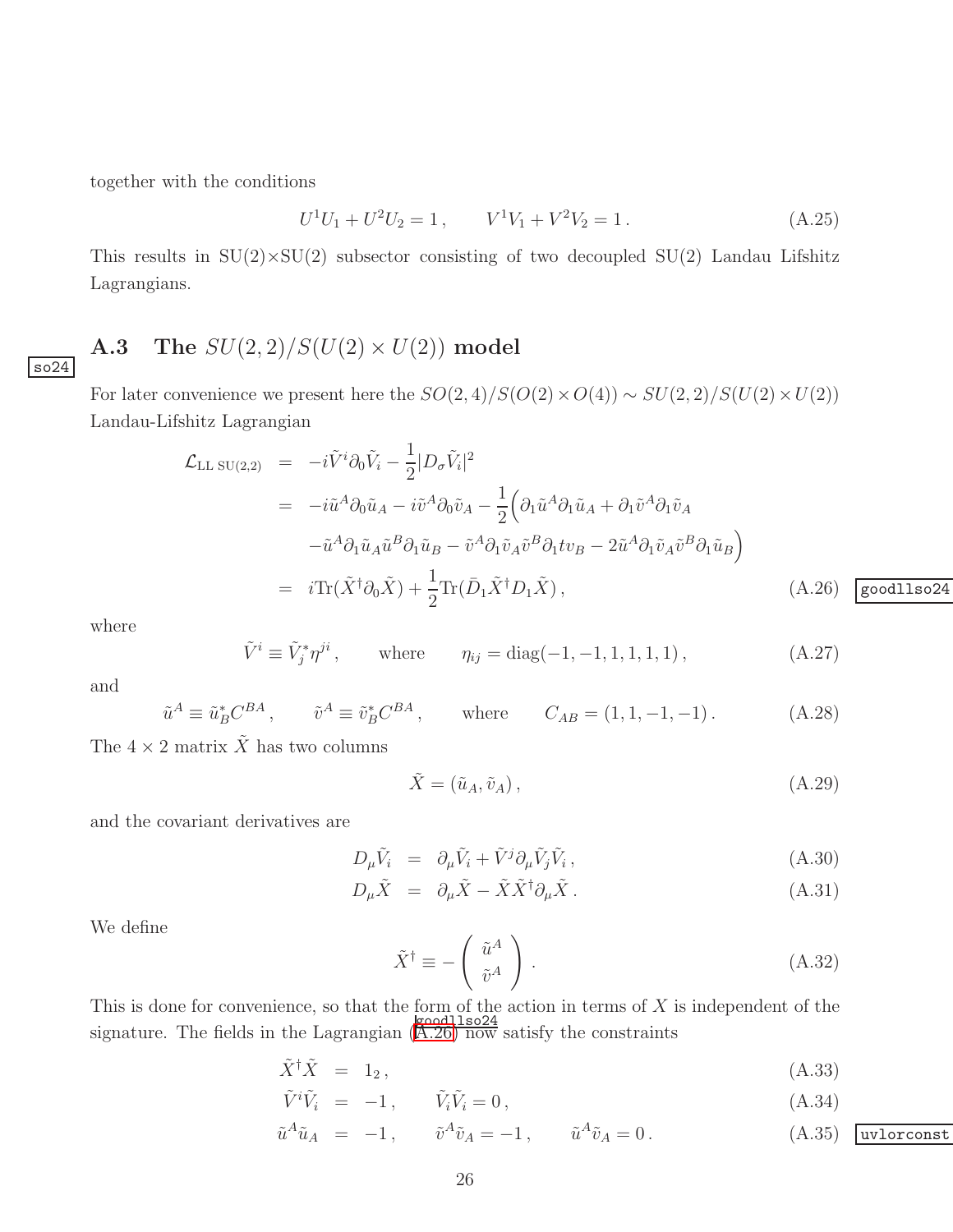together with the conditions

$$U^1 U_1 + U^2 U_2 = 1\,, \qquad V^1 V_1 + V^2 V_2 = 1\,. \tag{A.25}$$

This results in SU(2)×SU(2) subsector consisting of two decoupled SU(2) Landau Lifshitz Lagrangians.

### A.3 The $SU(2,2)/S(U(2)\times U(2))$ model

For later convenience we present here the $SO(2,4)/S(O(2)\times O(4)) \sim SU(2,2)/S(U(2)\times U(2))$ Landau-Lifshitz Lagrangian

$$\begin{aligned}
\mathcal{L}_{\text{LL SU(2,2)}} &= -i\tilde{V}^i \partial_0 \tilde{V}_i - \frac{1}{2}|D_\sigma \tilde{V}_i|^2 \\
&= -i\tilde{u}^A \partial_0 \tilde{u}_A - i\tilde{v}^A \partial_0 \tilde{v}_A - \frac{1}{2}\Big(\partial_1 \tilde{u}^A \partial_1 \tilde{u}_A + \partial_1 \tilde{v}^A \partial_1 \tilde{v}_A \\
&\quad - \tilde{u}^A \partial_1 \tilde{u}_A \tilde{u}^B \partial_1 \tilde{u}_B - \tilde{v}^A \partial_1 \tilde{v}_A \tilde{v}^B \partial_1 t v_B - 2\tilde{u}^A \partial_1 \tilde{v}_A \tilde{v}^B \partial_1 \tilde{u}_B\Big) \\
&= i\text{Tr}(\tilde{X}^\dagger \partial_0 \tilde{X}) + \frac{1}{2}\text{Tr}(\bar{D}_1 \tilde{X}^\dagger D_1 \tilde{X})\,,
\end{aligned} \tag{A.26}$$

where

$$\tilde{V}^i \equiv \tilde{V}_j^* \eta^{ji}\,, \qquad \text{where} \qquad \eta_{ij} = \text{diag}(-1,-1,1,1,1,1)\,, \tag{A.27}$$

and

$$\tilde{u}^A \equiv \tilde{u}_B^* C^{BA}\,, \qquad \tilde{v}^A \equiv \tilde{v}_B^* C^{BA}\,, \qquad \text{where} \qquad C_{AB} = (1,1,-1,-1)\,. \tag{A.28}$$

The $4\times 2$ matrix $\tilde{X}$ has two columns

$$\tilde{X} = (\tilde{u}_A, \tilde{v}_A)\,, \tag{A.29}$$

and the covariant derivatives are

$$\begin{aligned}
D_\mu \tilde{V}_i &= \partial_\mu \tilde{V}_i + \tilde{V}^j \partial_\mu \tilde{V}_j \tilde{V}_i\,, && \text{(A.30)}\\
D_\mu \tilde{X} &= \partial_\mu \tilde{X} - \tilde{X}\tilde{X}^\dagger \partial_\mu \tilde{X}\,. && \text{(A.31)}
\end{aligned}$$

We define

$$\tilde{X}^\dagger \equiv -\begin{pmatrix} \tilde{u}^A \\ \tilde{v}^A \end{pmatrix}. \tag{A.32}$$

This is done for convenience, so that the form of the action in terms of $X$ is independent of the signature. The fields in the Lagrangian (A.26) now satisfy the constraints

$$\begin{aligned}
\tilde{X}^\dagger \tilde{X} &= 1_2\,, && \text{(A.33)}\\
\tilde{V}^i \tilde{V}_i &= -1\,, \qquad \tilde{V}_i \tilde{V}_i = 0\,, && \text{(A.34)}\\
\tilde{u}^A \tilde{u}_A &= -1\,, \qquad \tilde{v}^A \tilde{v}_A = -1\,, \qquad \tilde{u}^A \tilde{v}_A = 0\,. && \text{(A.35)}
\end{aligned}$$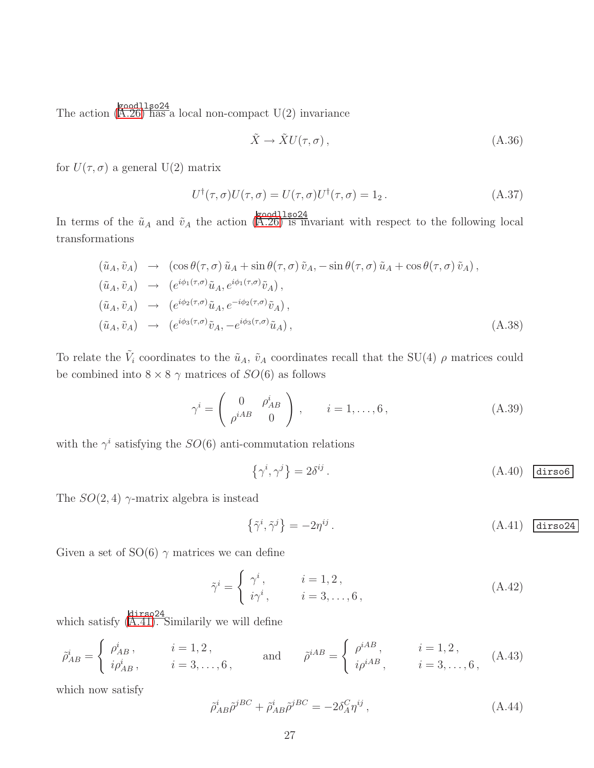The action (A.26) has a local non-compact U(2) invariance

$$\tilde{X} \to \tilde{X} U(\tau, \sigma) , \tag{A.36}$$

for $U(\tau, \sigma)$ a general U(2) matrix

$$U^{\dagger}(\tau, \sigma) U(\tau, \sigma) = U(\tau, \sigma) U^{\dagger}(\tau, \sigma) = 1_2 . \tag{A.37}$$

In terms of the $\tilde{u}_A$ and $\tilde{v}_A$ the action (A.26) is invariant with respect to the following local transformations

$$\begin{aligned}
(\tilde{u}_A, \tilde{v}_A) &\to (\cos\theta(\tau,\sigma)\, \tilde{u}_A + \sin\theta(\tau,\sigma)\, \tilde{v}_A, -\sin\theta(\tau,\sigma)\, \tilde{u}_A + \cos\theta(\tau,\sigma)\, \tilde{v}_A) , \\
(\tilde{u}_A, \tilde{v}_A) &\to (e^{i\phi_1(\tau,\sigma)} \tilde{u}_A, e^{i\phi_1(\tau,\sigma)} \tilde{v}_A) , \\
(\tilde{u}_A, \tilde{v}_A) &\to (e^{i\phi_2(\tau,\sigma)} \tilde{u}_A, e^{-i\phi_2(\tau,\sigma)} \tilde{v}_A) , \\
(\tilde{u}_A, \tilde{v}_A) &\to (e^{i\phi_3(\tau,\sigma)} \tilde{v}_A, -e^{i\phi_3(\tau,\sigma)} \tilde{u}_A) ,
\end{aligned} \tag{A.38}$$

To relate the $\tilde{V}_i$ coordinates to the $\tilde{u}_A$, $\tilde{v}_A$ coordinates recall that the SU(4) $\rho$ matrices could be combined into $8 \times 8$ $\gamma$ matrices of $SO(6)$ as follows

$$\gamma^i = \begin{pmatrix} 0 & \rho^i_{AB} \\ \rho^{iAB} & 0 \end{pmatrix} , \qquad i = 1, \ldots, 6 , \tag{A.39}$$

with the $\gamma^i$ satisfying the $SO(6)$ anti-commutation relations

$$\left\{\gamma^i, \gamma^j\right\} = 2\delta^{ij} . \tag{A.40}$$

The $SO(2,4)$ $\gamma$-matrix algebra is instead

$$\left\{\tilde{\gamma}^i, \tilde{\gamma}^j\right\} = -2\eta^{ij} . \tag{A.41}$$

Given a set of SO(6) $\gamma$ matrices we can define

$$\tilde{\gamma}^i = \begin{cases} \gamma^i , & i = 1, 2 , \\ i\gamma^i , & i = 3, \ldots, 6 , \end{cases} \tag{A.42}$$

which satisfy (A.41). Similarily we will define

$$\tilde{\rho}^i_{AB} = \begin{cases} \rho^i_{AB} , & i = 1, 2 , \\ i\rho^i_{AB} , & i = 3, \ldots, 6 , \end{cases} \qquad \text{and} \qquad \tilde{\rho}^{iAB} = \begin{cases} \rho^{iAB} , & i = 1, 2 , \\ i\rho^{iAB} , & i = 3, \ldots, 6 , \end{cases} \tag{A.43}$$

which now satisfy

$$\tilde{\rho}^i_{AB} \tilde{\rho}^{jBC} + \tilde{\rho}^i_{AB} \tilde{\rho}^{jBC} = -2\delta^C_A \eta^{ij} , \tag{A.44}$$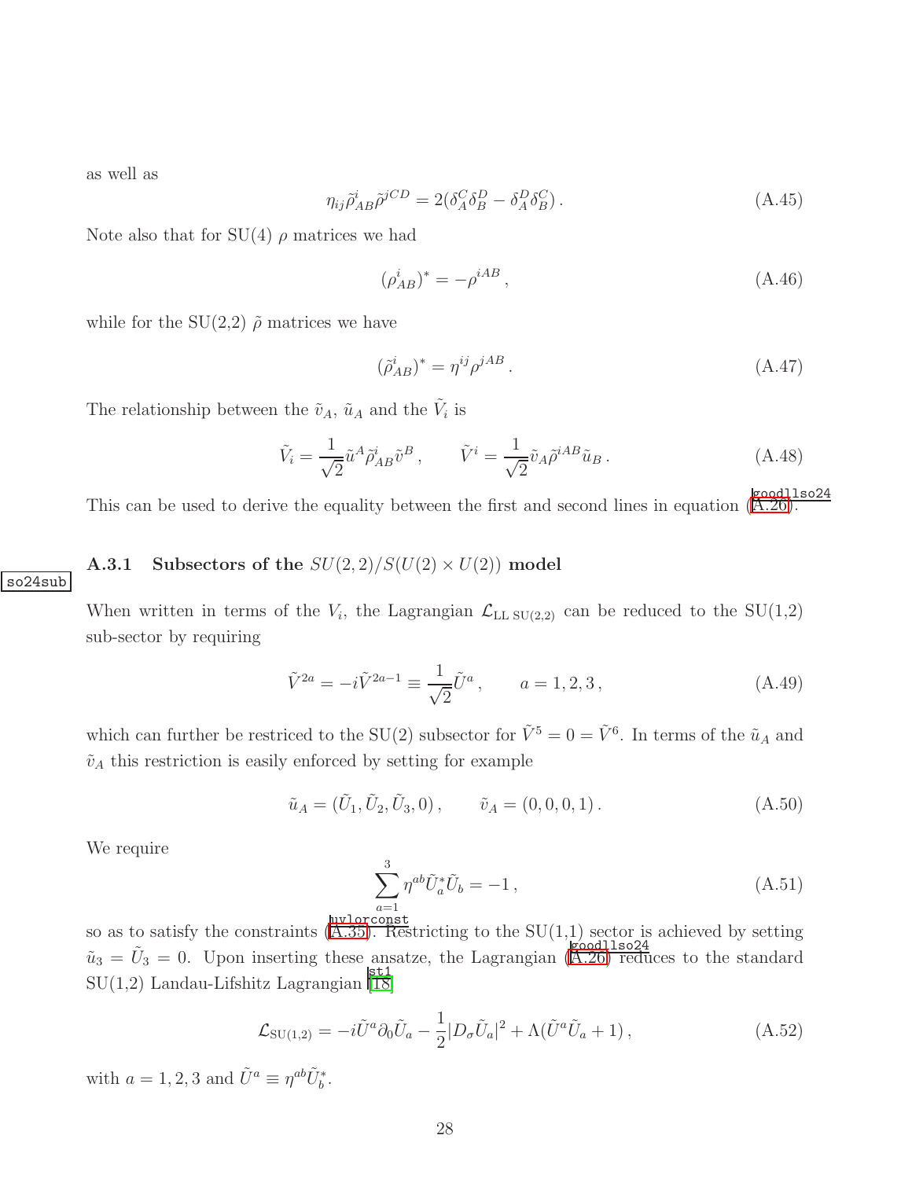as well as

$$\eta_{ij}\tilde{\rho}^i_{AB}\tilde{\rho}^{jCD} = 2(\delta^C_A\delta^D_B - \delta^D_A\delta^C_B)\,. \tag{A.45}$$

Note also that for SU(4) $\rho$ matrices we had

$$(\rho^i_{AB})^* = -\rho^{iAB}\,, \tag{A.46}$$

while for the SU(2,2) $\tilde{\rho}$ matrices we have

$$(\tilde{\rho}^i_{AB})^* = \eta^{ij}\rho^{jAB}\,. \tag{A.47}$$

The relationship between the $\tilde{v}_A$, $\tilde{u}_A$ and the $\tilde{V}_i$ is

$$\tilde{V}_i = \frac{1}{\sqrt{2}}\tilde{u}^A\tilde{\rho}^i_{AB}\tilde{v}^B\,, \qquad \tilde{V}^i = \frac{1}{\sqrt{2}}\tilde{v}_A\tilde{\rho}^{iAB}\tilde{u}_B\,. \tag{A.48}$$

This can be used to derive the equality between the first and second lines in equation (A.26).

### A.3.1 Subsectors of the $SU(2,2)/S(U(2)\times U(2))$ model

When written in terms of the $V_i$, the Lagrangian $\mathcal{L}_{\mathrm{LL\,SU(2,2)}}$ can be reduced to the SU(1,2) sub-sector by requiring

$$\tilde{V}^{2a} = -i\tilde{V}^{2a-1} \equiv \frac{1}{\sqrt{2}}\tilde{U}^a\,, \qquad a = 1,2,3\,, \tag{A.49}$$

which can further be restriced to the SU(2) subsector for $\tilde{V}^5 = 0 = \tilde{V}^6$. In terms of the $\tilde{u}_A$ and $\tilde{v}_A$ this restriction is easily enforced by setting for example

$$\tilde{u}_A = (\tilde{U}_1, \tilde{U}_2, \tilde{U}_3, 0)\,, \qquad \tilde{v}_A = (0,0,0,1)\,. \tag{A.50}$$

We require

$$\sum_{a=1}^{3}\eta^{ab}\tilde{U}^*_a\tilde{U}_b = -1\,, \tag{A.51}$$

so as to satisfy the constraints (A.35). Restricting to the SU(1,1) sector is achieved by setting $\tilde{u}_3 = \tilde{U}_3 = 0$. Upon inserting these ansatze, the Lagrangian (A.26) reduces to the standard SU(1,2) Landau-Lifshitz Lagrangian [18]

$$\mathcal{L}_{\mathrm{SU(1,2)}} = -i\tilde{U}^a\partial_0\tilde{U}_a - \frac{1}{2}|D_\sigma\tilde{U}_a|^2 + \Lambda(\tilde{U}^a\tilde{U}_a + 1)\,, \tag{A.52}$$

with $a = 1,2,3$ and $\tilde{U}^a \equiv \eta^{ab}\tilde{U}^*_b$.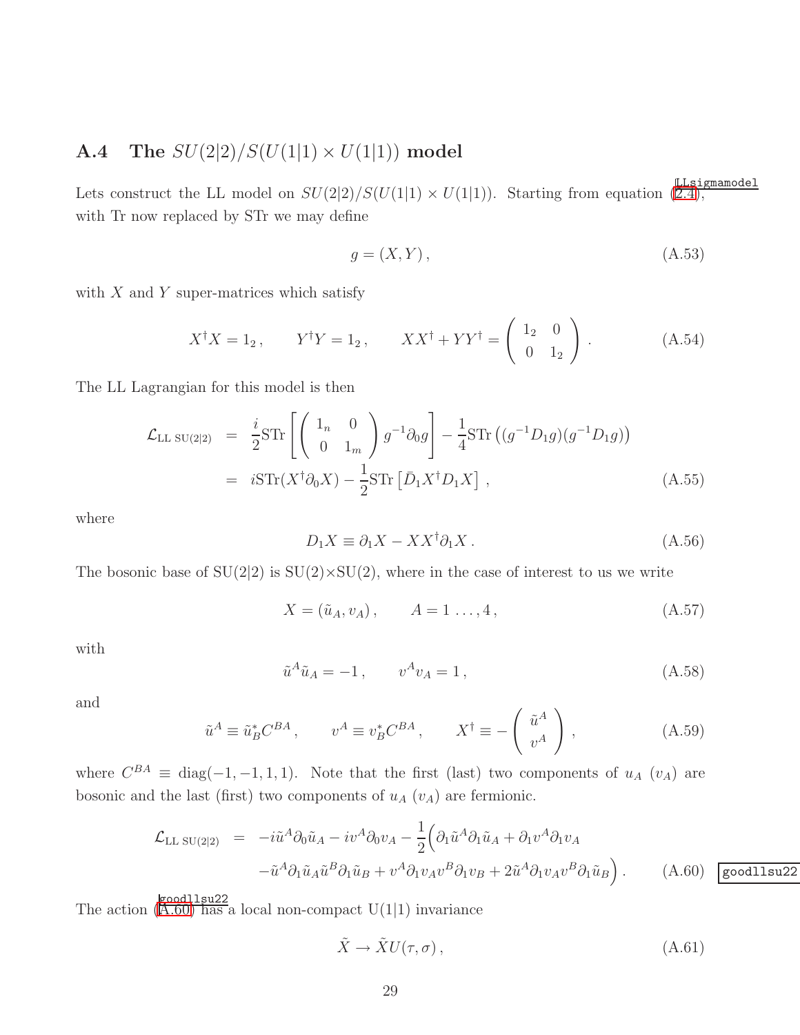### A.4 The $SU(2|2)/S(U(1|1) \times U(1|1))$ model

Lets construct the LL model on $SU(2|2)/S(U(1|1) \times U(1|1))$. Starting from equation (2.4), with Tr now replaced by STr we may define

$$g = (X, Y)\,, \tag{A.53}$$

with $X$ and $Y$ super-matrices which satisfy

$$X^\dagger X = 1_2\,, \qquad Y^\dagger Y = 1_2\,, \qquad XX^\dagger + YY^\dagger = \begin{pmatrix} 1_2 & 0 \\ 0 & 1_2 \end{pmatrix}. \tag{A.54}$$

The LL Lagrangian for this model is then

$$\begin{aligned}
\mathcal{L}_{\text{LL SU(2|2)}} &= \frac{i}{2}\text{STr}\left[\begin{pmatrix} 1_n & 0 \\ 0 & 1_m \end{pmatrix} g^{-1}\partial_0 g\right] - \frac{1}{4}\text{STr}\left((g^{-1}D_1 g)(g^{-1}D_1 g)\right) \\
&= i\text{STr}(X^\dagger \partial_0 X) - \frac{1}{2}\text{STr}\left[\bar{D}_1 X^\dagger D_1 X\right]\,,
\end{aligned} \tag{A.55}$$

where

$$D_1 X \equiv \partial_1 X - XX^\dagger \partial_1 X\,. \tag{A.56}$$

The bosonic base of SU(2|2) is SU(2)×SU(2), where in the case of interest to us we write

$$X = (\tilde{u}_A, v_A)\,, \qquad A = 1\,\ldots, 4\,, \tag{A.57}$$

with

$$\tilde{u}^A \tilde{u}_A = -1\,, \qquad v^A v_A = 1\,, \tag{A.58}$$

and

$$\tilde{u}^A \equiv \tilde{u}^*_B C^{BA}\,, \qquad v^A \equiv v^*_B C^{BA}\,, \qquad X^\dagger \equiv -\begin{pmatrix} \tilde{u}^A \\ v^A \end{pmatrix}, \tag{A.59}$$

where $C^{BA} \equiv \text{diag}(-1, -1, 1, 1)$. Note that the first (last) two components of $u_A$ ($v_A$) are bosonic and the last (first) two components of $u_A$ ($v_A$) are fermionic.

$$\begin{aligned}
\mathcal{L}_{\text{LL SU(2|2)}} &= -i\tilde{u}^A \partial_0 \tilde{u}_A - iv^A \partial_0 v_A - \frac{1}{2}\Big(\partial_1 \tilde{u}^A \partial_1 \tilde{u}_A + \partial_1 v^A \partial_1 v_A \\
&\quad - \tilde{u}^A \partial_1 \tilde{u}_A \tilde{u}^B \partial_1 \tilde{u}_B + v^A \partial_1 v_A v^B \partial_1 v_B + 2\tilde{u}^A \partial_1 v_A v^B \partial_1 \tilde{u}_B\Big)\,.
\end{aligned} \tag{A.60}$$

The action (A.60) has a local non-compact U(1|1) invariance

$$\tilde{X} \to \tilde{X} U(\tau, \sigma)\,, \tag{A.61}$$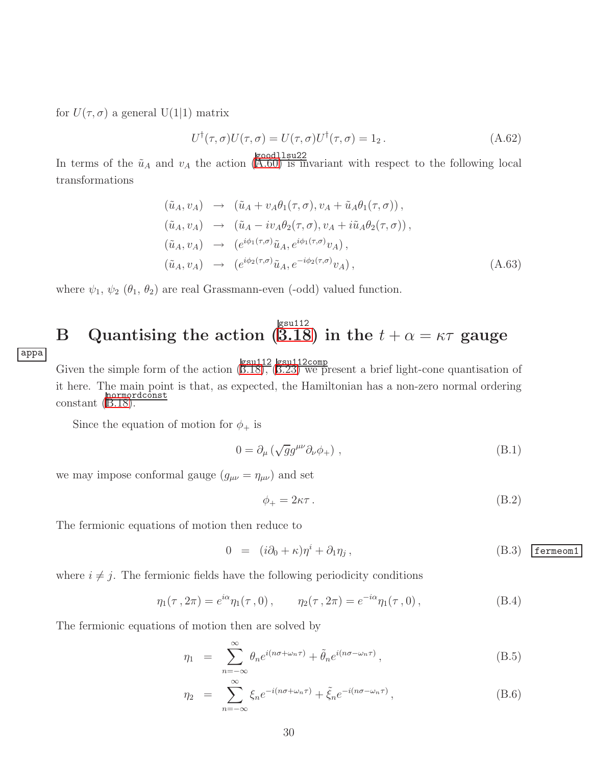for $U(\tau,\sigma)$ a general U(1|1) matrix

$$U^{\dagger}(\tau,\sigma)U(\tau,\sigma) = U(\tau,\sigma)U^{\dagger}(\tau,\sigma) = 1_2\,. \tag{A.62}$$

In terms of the $\tilde{u}_A$ and $v_A$ the action (A.60) is invariant with respect to the following local transformations

$$\begin{aligned}
(\tilde{u}_A, v_A) &\rightarrow (\tilde{u}_A + v_A\theta_1(\tau,\sigma), v_A + \tilde{u}_A\theta_1(\tau,\sigma))\,,\\
(\tilde{u}_A, v_A) &\rightarrow (\tilde{u}_A - iv_A\theta_2(\tau,\sigma), v_A + i\tilde{u}_A\theta_2(\tau,\sigma))\,,\\
(\tilde{u}_A, v_A) &\rightarrow (e^{i\phi_1(\tau,\sigma)}\tilde{u}_A, e^{i\phi_1(\tau,\sigma)}v_A)\,,\\
(\tilde{u}_A, v_A) &\rightarrow (e^{i\phi_2(\tau,\sigma)}\tilde{u}_A, e^{-i\phi_2(\tau,\sigma)}v_A)\,,
\end{aligned} \tag{A.63}$$

where $\psi_1$, $\psi_2$ ($\theta_1$, $\theta_2$) are real Grassmann-even (-odd) valued function.

# B Quantising the action (3.18) in the $t+\alpha = \kappa\tau$ gauge

Given the simple form of the action (3.18), (3.23) we present a brief light-cone quantisation of it here. The main point is that, as expected, the Hamiltonian has a non-zero normal ordering constant (B.18).

Since the equation of motion for $\phi_+$ is

$$0 = \partial_\mu\left(\sqrt{g}g^{\mu\nu}\partial_\nu\phi_+\right)\,, \tag{B.1}$$

we may impose conformal gauge ($g_{\mu\nu} = \eta_{\mu\nu}$) and set

$$\phi_+ = 2\kappa\tau\,. \tag{B.2}$$

The fermionic equations of motion then reduce to

$$0 = (i\partial_0 + \kappa)\eta^i + \partial_1\eta_j\,, \tag{B.3}$$

where $i \neq j$. The fermionic fields have the following periodicity conditions

$$\eta_1(\tau\,,2\pi) = e^{i\alpha}\eta_1(\tau\,,0)\,,\qquad \eta_2(\tau\,,2\pi) = e^{-i\alpha}\eta_1(\tau\,,0)\,, \tag{B.4}$$

The fermionic equations of motion then are solved by

$$\eta_1 = \sum_{n=-\infty}^{\infty}\theta_n e^{i(n\sigma+\omega_n\tau)} + \tilde{\theta}_n e^{i(n\sigma-\omega_n\tau)}\,, \tag{B.5}$$

$$\eta_2 = \sum_{n=-\infty}^{\infty}\xi_n e^{-i(n\sigma+\omega_n\tau)} + \tilde{\xi}_n e^{-i(n\sigma-\omega_n\tau)}\,, \tag{B.6}$$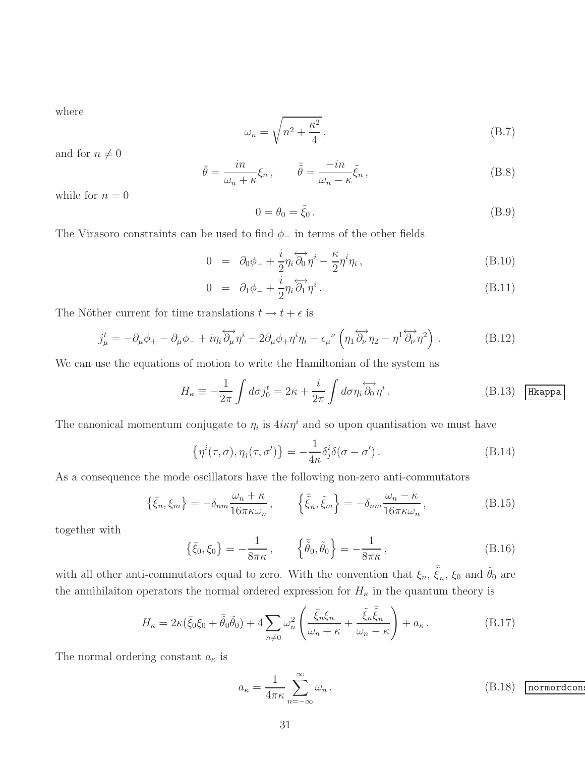where

$$\omega_n = \sqrt{n^2 + \frac{\kappa^2}{4}}\,, \tag{B.7}$$

and for $n \neq 0$

$$\bar{\theta} = \frac{in}{\omega_n + \kappa}\xi_n\,, \qquad \bar{\tilde{\theta}} = \frac{-in}{\omega_n - \kappa}\tilde{\xi}_n\,, \tag{B.8}$$

while for $n = 0$

$$0 = \theta_0 = \tilde{\xi}_0\,. \tag{B.9}$$

The Virasoro constraints can be used to find $\phi_-$ in terms of the other fields

$$0 \;=\; \partial_0\phi_- + \frac{i}{2}\eta_i\overleftrightarrow{\partial_0}\eta^i - \frac{\kappa}{2}\eta^i\eta_i\,, \tag{B.10}$$

$$0 \;=\; \partial_1\phi_- + \frac{i}{2}\eta_i\overleftrightarrow{\partial_1}\eta^i\,. \tag{B.11}$$

The Nöther current for time translations $t \to t + \epsilon$ is

$$j^t_\mu = -\partial_\mu\phi_+ - \partial_\mu\phi_- + i\eta_i\overleftrightarrow{\partial_\mu}\eta^i - 2\partial_\mu\phi_+\eta^i\eta_i - \epsilon_\mu{}^\nu\left(\eta_1\overleftrightarrow{\partial_\nu}\eta_2 - \eta^1\overleftrightarrow{\partial_\nu}\eta^2\right)\,. \tag{B.12}$$

We can use the equations of motion to write the Hamiltonian of the system as

$$H_\kappa \equiv -\frac{1}{2\pi}\int d\sigma j^t_0 = 2\kappa + \frac{i}{2\pi}\int d\sigma\eta_i\overleftrightarrow{\partial_0}\eta^i\,. \tag{B.13}$$

The canonical momentum conjugate to $\eta_i$ is $4i\kappa\eta^i$ and so upon quantisation we must have

$$\left\{\eta^i(\tau,\sigma),\eta_j(\tau,\sigma')\right\} = -\frac{1}{4\kappa}\delta^i_j\delta(\sigma-\sigma')\,. \tag{B.14}$$

As a consequence the mode oscillators have the following non-zero anti-commutators

$$\left\{\bar{\xi}_n,\xi_m\right\} = -\delta_{nm}\frac{\omega_n+\kappa}{16\pi\kappa\omega_n}\,, \qquad \left\{\bar{\tilde{\xi}}_n,\tilde{\xi}_m\right\} = -\delta_{nm}\frac{\omega_n-\kappa}{16\pi\kappa\omega_n}\,, \tag{B.15}$$

together with

$$\left\{\bar{\xi}_0,\xi_0\right\} = -\frac{1}{8\pi\kappa}\,, \qquad \left\{\bar{\tilde{\theta}}_0,\tilde{\theta}_0\right\} = -\frac{1}{8\pi\kappa}\,, \tag{B.16}$$

with all other anti-commutators equal to zero. With the convention that $\xi_n$, $\bar{\tilde{\xi}}_n$, $\xi_0$ and $\tilde{\theta}_0$ are the annihilaiton operators the normal ordered expression for $H_\kappa$ in the quantum theory is

$$H_\kappa = 2\kappa(\bar{\xi}_0\xi_0 + \bar{\tilde{\theta}}_0\tilde{\theta}_0) + 4\sum_{n\neq 0}\omega_n^2\left(\frac{\bar{\xi}_n\xi_n}{\omega_n+\kappa} + \frac{\tilde{\xi}_n\bar{\tilde{\xi}}_n}{\omega_n-\kappa}\right) + a_\kappa\,. \tag{B.17}$$

The normal ordering constant $a_\kappa$ is

$$a_\kappa = \frac{1}{4\pi\kappa}\sum_{n=-\infty}^{\infty}\omega_n\,. \tag{B.18}$$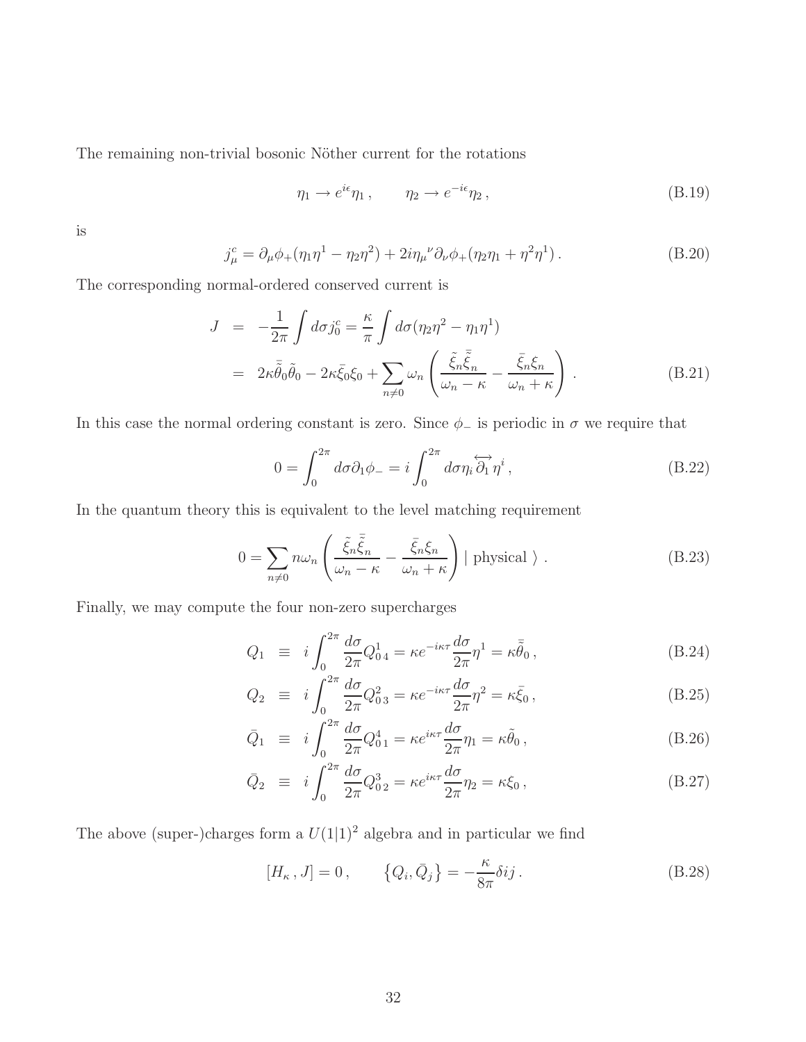The remaining non-trivial bosonic Nöther current for the rotations

$$\eta_1 \to e^{i\epsilon}\eta_1\,, \qquad \eta_2 \to e^{-i\epsilon}\eta_2\,, \tag{B.19}$$

is

$$j^c_\mu = \partial_\mu\phi_+(\eta_1\eta^1 - \eta_2\eta^2) + 2i\eta_\mu{}^\nu\partial_\nu\phi_+(\eta_2\eta_1 + \eta^2\eta^1)\,. \tag{B.20}$$

The corresponding normal-ordered conserved current is

$$\begin{aligned} J &= -\frac{1}{2\pi}\int d\sigma j^c_0 = \frac{\kappa}{\pi}\int d\sigma(\eta_2\eta^2 - \eta_1\eta^1) \\ &= 2\kappa\bar{\tilde{\theta}}_0\tilde{\theta}_0 - 2\kappa\bar{\xi}_0\xi_0 + \sum_{n\neq 0}\omega_n\left(\frac{\tilde{\xi}_n\bar{\tilde{\xi}}_n}{\omega_n - \kappa} - \frac{\bar{\xi}_n\xi_n}{\omega_n+\kappa}\right)\,. \end{aligned} \tag{B.21}$$

In this case the normal ordering constant is zero. Since $\phi_-$ is periodic in $\sigma$ we require that

$$0 = \int_0^{2\pi} d\sigma\partial_1\phi_- = i\int_0^{2\pi} d\sigma\eta_i\overleftrightarrow{\partial_1}\eta^i\,, \tag{B.22}$$

In the quantum theory this is equivalent to the level matching requirement

$$0 = \sum_{n\neq 0} n\omega_n\left(\frac{\tilde{\xi}_n\bar{\tilde{\xi}}_n}{\omega_n-\kappa} - \frac{\bar{\xi}_n\xi_n}{\omega_n+\kappa}\right)|\text{ physical }\rangle\,. \tag{B.23}$$

Finally, we may compute the four non-zero supercharges

$$Q_1 \equiv i\int_0^{2\pi}\frac{d\sigma}{2\pi}Q^1_{0\,4} = \kappa e^{-i\kappa\tau}\frac{d\sigma}{2\pi}\eta^1 = \kappa\bar{\tilde{\theta}}_0\,, \tag{B.24}$$

$$Q_2 \equiv i\int_0^{2\pi}\frac{d\sigma}{2\pi}Q^2_{0\,3} = \kappa e^{-i\kappa\tau}\frac{d\sigma}{2\pi}\eta^2 = \kappa\bar{\xi}_0\,, \tag{B.25}$$

$$\bar{Q}_1 \equiv i\int_0^{2\pi}\frac{d\sigma}{2\pi}Q^4_{0\,1} = \kappa e^{i\kappa\tau}\frac{d\sigma}{2\pi}\eta_1 = \kappa\tilde{\theta}_0\,, \tag{B.26}$$

$$\bar{Q}_2 \equiv i\int_0^{2\pi}\frac{d\sigma}{2\pi}Q^3_{0\,2} = \kappa e^{i\kappa\tau}\frac{d\sigma}{2\pi}\eta_2 = \kappa\xi_0\,, \tag{B.27}$$

The above (super-)charges form a $U(1|1)^2$ algebra and in particular we find

$$[H_\kappa\,, J] = 0\,, \qquad \left\{Q_i, \bar{Q}_j\right\} = -\frac{\kappa}{8\pi}\delta ij\,. \tag{B.28}$$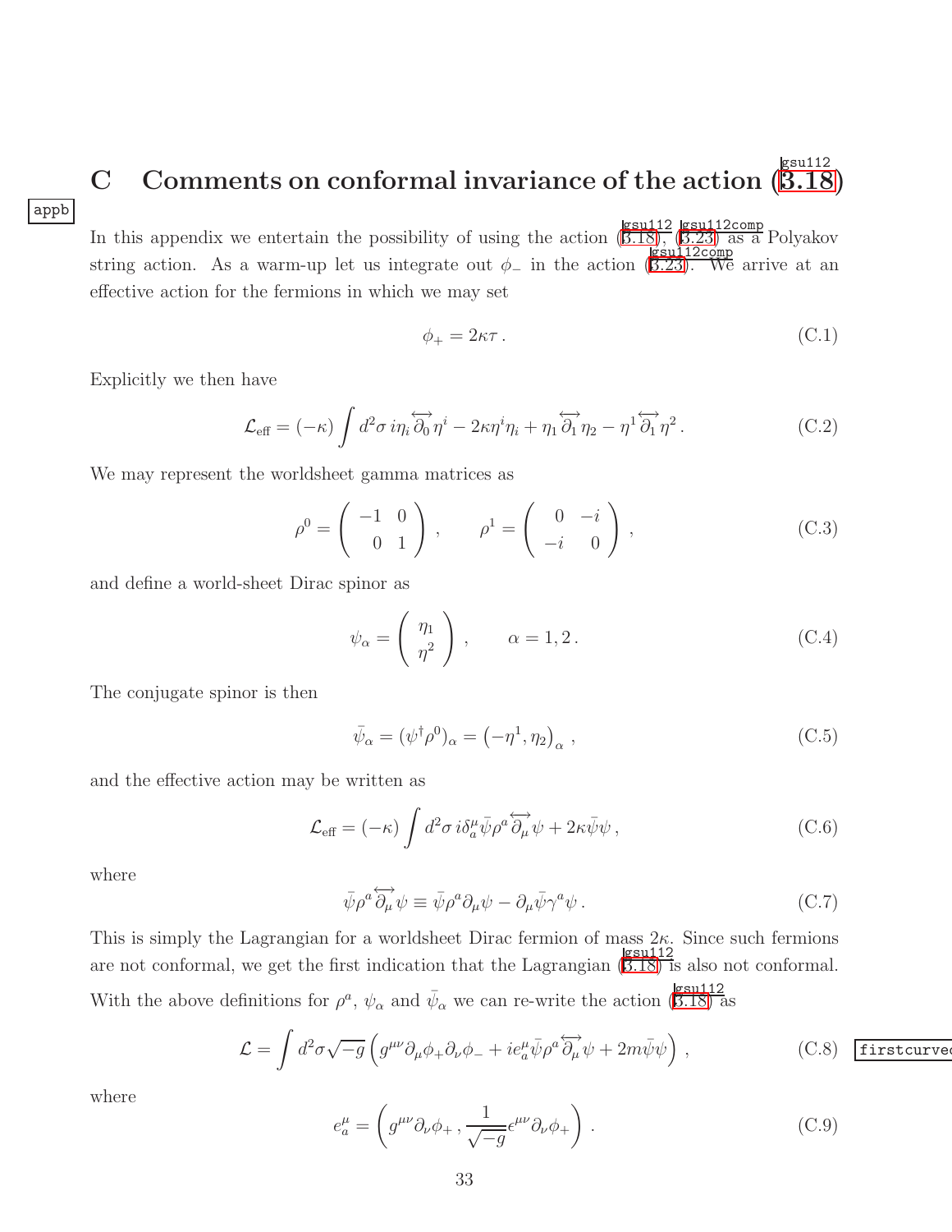## C Comments on conformal invariance of the action (3.18)

In this appendix we entertain the possibility of using the action (3.18), (3.23) as a Polyakov string action. As a warm-up let us integrate out $\phi_-$ in the action (3.23). We arrive at an effective action for the fermions in which we may set

$$\phi_+ = 2\kappa\tau\,. \tag{C.1}$$

Explicitly we then have

$$\mathcal{L}_{\text{eff}} = (-\kappa)\int d^2\sigma\; i\eta_i \overleftrightarrow{\partial_0}\eta^i - 2\kappa\eta^i\eta_i + \eta_1\overleftrightarrow{\partial_1}\eta_2 - \eta^1\overleftrightarrow{\partial_1}\eta^2\,. \tag{C.2}$$

We may represent the worldsheet gamma matrices as

$$\rho^0 = \begin{pmatrix} -1 & 0 \\ 0 & 1 \end{pmatrix}\,, \qquad \rho^1 = \begin{pmatrix} 0 & -i \\ -i & 0 \end{pmatrix}\,, \tag{C.3}$$

and define a world-sheet Dirac spinor as

$$\psi_\alpha = \begin{pmatrix} \eta_1 \\ \eta^2 \end{pmatrix}\,, \qquad \alpha = 1, 2\,. \tag{C.4}$$

The conjugate spinor is then

$$\bar{\psi}_\alpha = (\psi^\dagger\rho^0)_\alpha = \left(-\eta^1, \eta_2\right)_\alpha\,, \tag{C.5}$$

and the effective action may be written as

$$\mathcal{L}_{\text{eff}} = (-\kappa)\int d^2\sigma\; i\delta^\mu_a\bar{\psi}\rho^a\overleftrightarrow{\partial_\mu}\psi + 2\kappa\bar{\psi}\psi\,, \tag{C.6}$$

where

$$\bar{\psi}\rho^a\overleftrightarrow{\partial_\mu}\psi \equiv \bar{\psi}\rho^a\partial_\mu\psi - \partial_\mu\bar{\psi}\gamma^a\psi\,. \tag{C.7}$$

This is simply the Lagrangian for a worldsheet Dirac fermion of mass $2\kappa$. Since such fermions are not conformal, we get the first indication that the Lagrangian (3.18) is also not conformal. With the above definitions for $\rho^a$, $\psi_\alpha$ and $\bar{\psi}_\alpha$ we can re-write the action (3.18) as

$$\mathcal{L} = \int d^2\sigma\sqrt{-g}\left(g^{\mu\nu}\partial_\mu\phi_+\partial_\nu\phi_- + ie^\mu_a\bar{\psi}\rho^a\overleftrightarrow{\partial_\mu}\psi + 2m\bar{\psi}\psi\right)\,, \tag{C.8}$$

where

$$e^\mu_a = \left(g^{\mu\nu}\partial_\nu\phi_+\,, \frac{1}{\sqrt{-g}}\epsilon^{\mu\nu}\partial_\nu\phi_+\right)\,. \tag{C.9}$$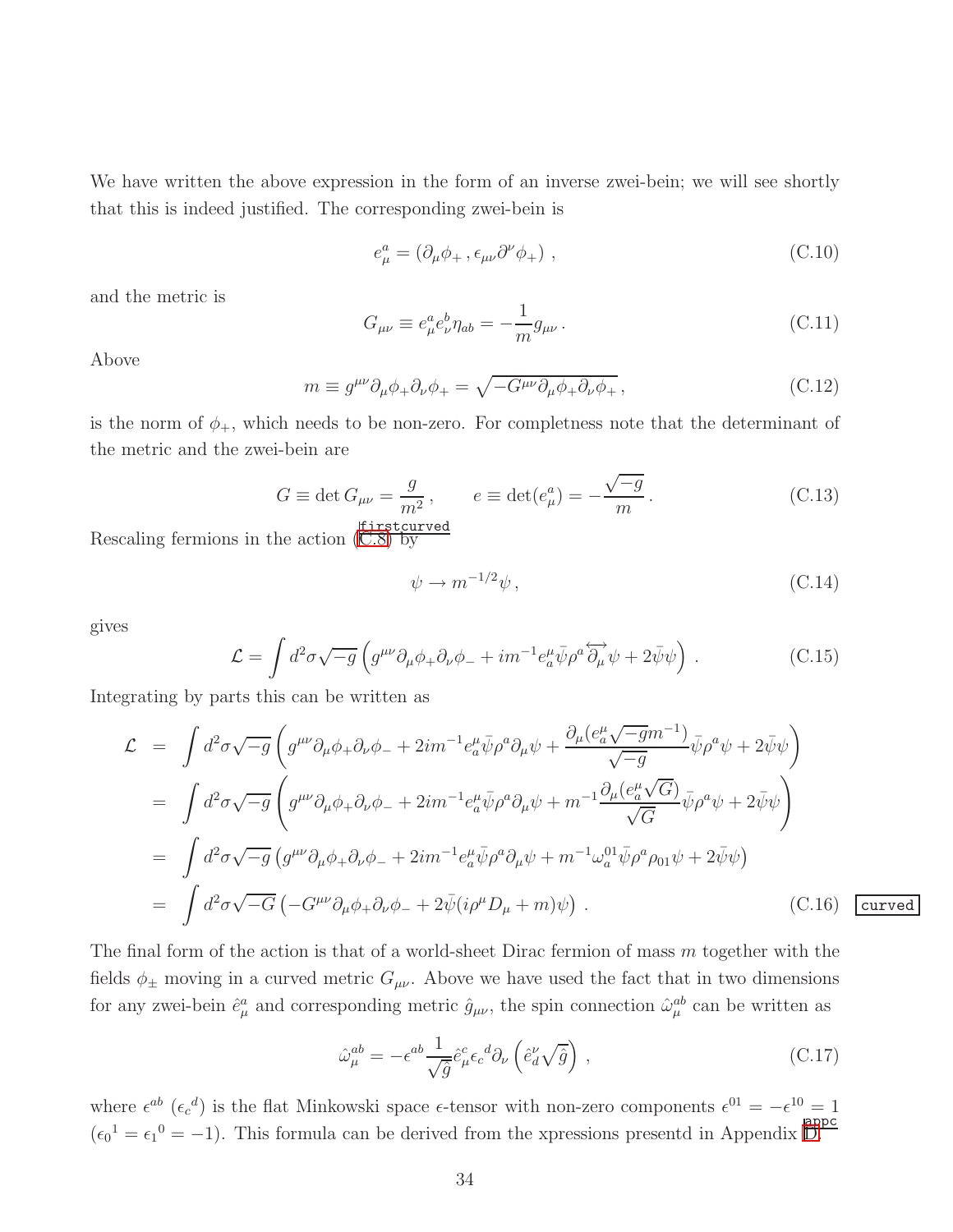We have written the above expression in the form of an inverse zwei-bein; we will see shortly that this is indeed justified. The corresponding zwei-bein is

$$e^a_\mu = (\partial_\mu \phi_+ \,, \epsilon_{\mu\nu} \partial^\nu \phi_+) \,, \tag{C.10}$$

and the metric is

$$G_{\mu\nu} \equiv e^a_\mu e^b_\nu \eta_{ab} = -\frac{1}{m} g_{\mu\nu} \,. \tag{C.11}$$

Above

$$m \equiv g^{\mu\nu} \partial_\mu \phi_+ \partial_\nu \phi_+ = \sqrt{-G^{\mu\nu} \partial_\mu \phi_+ \partial_\nu \phi_+} \,, \tag{C.12}$$

is the norm of $\phi_+$, which needs to be non-zero. For completness note that the determinant of the metric and the zwei-bein are

$$G \equiv \det G_{\mu\nu} = \frac{g}{m^2} \,, \qquad e \equiv \det(e^a_\mu) = -\frac{\sqrt{-g}}{m} \,. \tag{C.13}$$

Rescaling fermions in the action (C.8) by

$$\psi \to m^{-1/2} \psi \,, \tag{C.14}$$

gives

$$\mathcal{L} = \int d^2\sigma \sqrt{-g} \left( g^{\mu\nu} \partial_\mu \phi_+ \partial_\nu \phi_- + i m^{-1} e^\mu_a \bar{\psi} \rho^a \overleftrightarrow{\partial_\mu} \psi + 2\bar{\psi}\psi \right) \,. \tag{C.15}$$

Integrating by parts this can be written as

$$\begin{aligned}
\mathcal{L} &= \int d^2\sigma \sqrt{-g} \left( g^{\mu\nu} \partial_\mu \phi_+ \partial_\nu \phi_- + 2i m^{-1} e^\mu_a \bar{\psi} \rho^a \partial_\mu \psi + \frac{\partial_\mu (e^\mu_a \sqrt{-g} m^{-1})}{\sqrt{-g}} \bar{\psi} \rho^a \psi + 2\bar{\psi}\psi \right) \\
&= \int d^2\sigma \sqrt{-g} \left( g^{\mu\nu} \partial_\mu \phi_+ \partial_\nu \phi_- + 2i m^{-1} e^\mu_a \bar{\psi} \rho^a \partial_\mu \psi + m^{-1} \frac{\partial_\mu (e^\mu_a \sqrt{G})}{\sqrt{G}} \bar{\psi} \rho^a \psi + 2\bar{\psi}\psi \right) \\
&= \int d^2\sigma \sqrt{-g} \left( g^{\mu\nu} \partial_\mu \phi_+ \partial_\nu \phi_- + 2i m^{-1} e^\mu_a \bar{\psi} \rho^a \partial_\mu \psi + m^{-1} \omega^{01}_a \bar{\psi} \rho^a \rho_{01} \psi + 2\bar{\psi}\psi \right) \\
&= \int d^2\sigma \sqrt{-G} \left( -G^{\mu\nu} \partial_\mu \phi_+ \partial_\nu \phi_- + 2\bar{\psi}(i\rho^\mu D_\mu + m)\psi \right) \,.
\end{aligned} \tag{C.16}$$

The final form of the action is that of a world-sheet Dirac fermion of mass $m$ together with the fields $\phi_\pm$ moving in a curved metric $G_{\mu\nu}$. Above we have used the fact that in two dimensions for any zwei-bein $\hat{e}^a_\mu$ and corresponding metric $\hat{g}_{\mu\nu}$, the spin connection $\hat{\omega}^{ab}_\mu$ can be written as

$$\hat{\omega}^{ab}_\mu = -\epsilon^{ab} \frac{1}{\sqrt{\hat{g}}} \hat{e}^c_\mu \epsilon_c{}^d \partial_\nu \left( \hat{e}^\nu_d \sqrt{\hat{g}} \right) \,, \tag{C.17}$$

where $\epsilon^{ab}$ ($\epsilon_c{}^d$) is the flat Minkowski space $\epsilon$-tensor with non-zero components $\epsilon^{01} = -\epsilon^{10} = 1$ ($\epsilon_0{}^1 = \epsilon_1{}^0 = -1$). This formula can be derived from the xpressions presentd in Appendix D.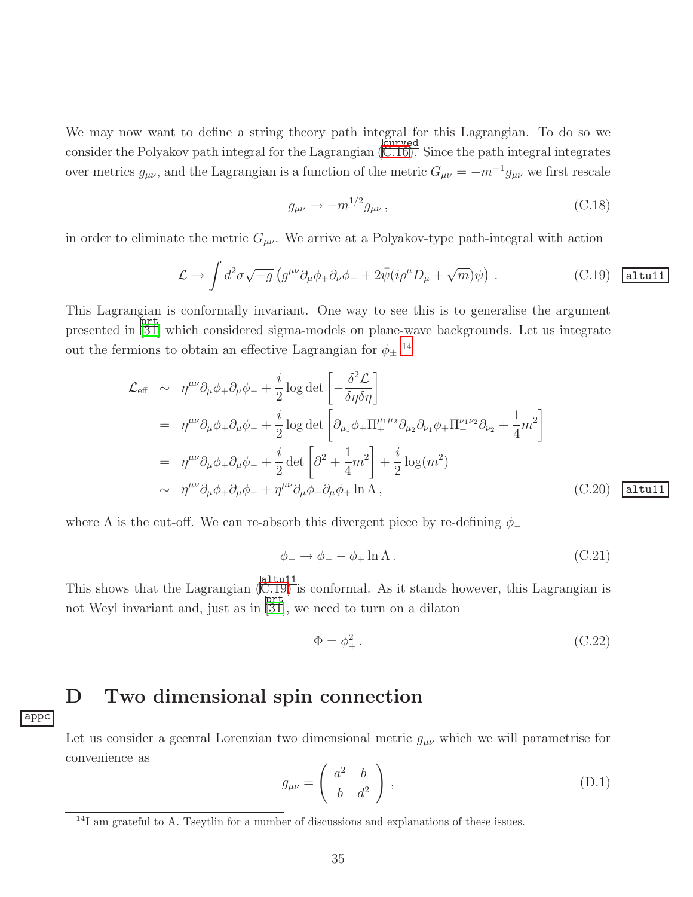We may now want to define a string theory path integral for this Lagrangian. To do so we consider the Polyakov path integral for the Lagrangian (C.16). Since the path integral integrates over metrics $g_{\mu\nu}$, and the Lagrangian is a function of the metric $G_{\mu\nu} = -m^{-1}g_{\mu\nu}$ we first rescale

$$g_{\mu\nu} \rightarrow -m^{1/2} g_{\mu\nu}\,, \tag{C.18}$$

in order to eliminate the metric $G_{\mu\nu}$. We arrive at a Polyakov-type path-integral with action

$$\mathcal{L} \rightarrow \int d^2\sigma \sqrt{-g}\left(g^{\mu\nu}\partial_\mu\phi_+\partial_\nu\phi_- + 2\bar{\psi}(i\rho^\mu D_\mu + \sqrt{m})\psi\right)\,. \tag{C.19}$$

This Lagrangian is conformally invariant. One way to see this is to generalise the argument presented in [31] which considered sigma-models on plane-wave backgrounds. Let us integrate out the fermions to obtain an effective Lagrangian for $\phi_\pm$ [14]

$$\begin{aligned}
\mathcal{L}_{\text{eff}} &\sim \eta^{\mu\nu}\partial_\mu\phi_+\partial_\mu\phi_- + \frac{i}{2}\log\det\left[-\frac{\delta^2\mathcal{L}}{\delta\eta\delta\eta}\right] \\
&= \eta^{\mu\nu}\partial_\mu\phi_+\partial_\mu\phi_- + \frac{i}{2}\log\det\left[\partial_{\mu_1}\phi_+\Pi_+^{\mu_1\mu_2}\partial_{\mu_2}\partial_{\nu_1}\phi_+\Pi_-^{\nu_1\nu_2}\partial_{\nu_2} + \frac{1}{4}m^2\right] \\
&= \eta^{\mu\nu}\partial_\mu\phi_+\partial_\mu\phi_- + \frac{i}{2}\det\left[\partial^2 + \frac{1}{4}m^2\right] + \frac{i}{2}\log(m^2) \\
&\sim \eta^{\mu\nu}\partial_\mu\phi_+\partial_\mu\phi_- + \eta^{\mu\nu}\partial_\mu\phi_+\partial_\mu\phi_+\ln\Lambda\,,
\end{aligned} \tag{C.20}$$

where $\Lambda$ is the cut-off. We can re-absorb this divergent piece by re-defining $\phi_-$

$$\phi_- \rightarrow \phi_- - \phi_+\ln\Lambda\,. \tag{C.21}$$

This shows that the Lagrangian (C.19) is conformal. As it stands however, this Lagrangian is not Weyl invariant and, just as in [31], we need to turn on a dilaton

$$\Phi = \phi_+^2\,. \tag{C.22}$$

# D Two dimensional spin connection

Let us consider a geenral Lorenzian two dimensional metric $g_{\mu\nu}$ which we will parametrise for convenience as

$$g_{\mu\nu} = \begin{pmatrix} a^2 & b \\ b & d^2 \end{pmatrix}\,, \tag{D.1}$$

[14] I am grateful to A. Tseytlin for a number of discussions and explanations of these issues.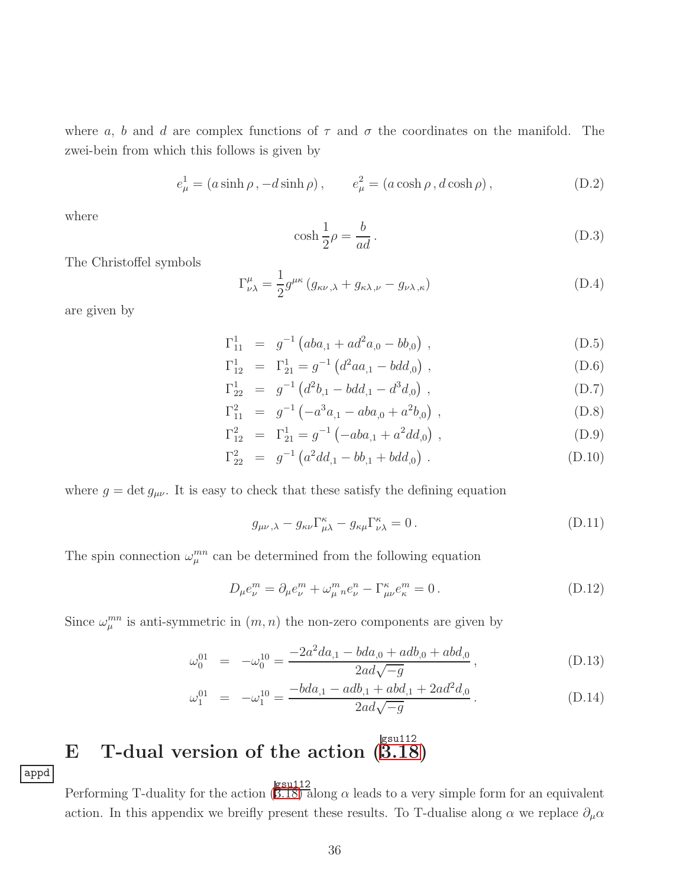where $a$, $b$ and $d$ are complex functions of $\tau$ and $\sigma$ the coordinates on the manifold. The zwei-bein from which this follows is given by

$$e^1_\mu = (a \sinh \rho \,, -d \sinh \rho) \,, \qquad e^2_\mu = (a \cosh \rho \,, d \cosh \rho) \,, \tag{D.2}$$

where

$$\cosh \frac{1}{2}\rho = \frac{b}{ad} \,. \tag{D.3}$$

The Christoffel symbols

$$\Gamma^\mu_{\nu\lambda} = \frac{1}{2} g^{\mu\kappa} \left( g_{\kappa\nu\,,\lambda} + g_{\kappa\lambda\,,\nu} - g_{\nu\lambda\,,\kappa} \right) \tag{D.4}$$

are given by

$$\Gamma^1_{11} \;=\; g^{-1} \left( aba_{,1} + ad^2 a_{,0} - bb_{,0} \right) \,, \tag{D.5}$$

$$\Gamma^1_{12} \;=\; \Gamma^1_{21} = g^{-1} \left( d^2 a a_{,1} - bdd_{,0} \right) \,, \tag{D.6}$$

$$\Gamma^1_{22} \;=\; g^{-1} \left( d^2 b_{,1} - bdd_{,1} - d^3 d_{,0} \right) \,, \tag{D.7}$$

$$\Gamma^2_{11} \;=\; g^{-1} \left( -a^3 a_{,1} - aba_{,0} + a^2 b_{,0} \right) \,, \tag{D.8}$$

$$\Gamma^2_{12} \;=\; \Gamma^1_{21} = g^{-1} \left( -aba_{,1} + a^2 dd_{,0} \right) \,, \tag{D.9}$$

$$\Gamma^2_{22} \;=\; g^{-1} \left( a^2 dd_{,1} - bb_{,1} + bdd_{,0} \right) \,. \tag{D.10}$$

where $g = \det g_{\mu\nu}$. It is easy to check that these satisfy the defining equation

$$g_{\mu\nu\,,\lambda} - g_{\kappa\nu} \Gamma^\kappa_{\mu\lambda} - g_{\kappa\mu} \Gamma^\kappa_{\nu\lambda} = 0 \,. \tag{D.11}$$

The spin connection $\omega^{mn}_\mu$ can be determined from the following equation

$$D_\mu e^m_\nu = \partial_\mu e^m_\nu + \omega^m_{\mu\ n} e^n_\nu - \Gamma^\kappa_{\mu\nu} e^m_\kappa = 0 \,. \tag{D.12}$$

Since $\omega^{mn}_\mu$ is anti-symmetric in $(m, n)$ the non-zero components are given by

$$\omega^{01}_0 \;=\; -\omega^{10}_0 = \frac{-2a^2 da_{,1} - bda_{,0} + adb_{,0} + abd_{,0}}{2ad\sqrt{-g}} \,, \tag{D.13}$$

$$\omega^{01}_1 \;=\; -\omega^{10}_1 = \frac{-bda_{,1} - adb_{,1} + abd_{,1} + 2ad^2 d_{,0}}{2ad\sqrt{-g}} \,. \tag{D.14}$$

# E T-dual version of the action (3.18)

Performing T-duality for the action (3.18) along $\alpha$ leads to a very simple form for an equivalent action. In this appendix we breifly present these results. To T-dualise along $\alpha$ we replace $\partial_\mu \alpha$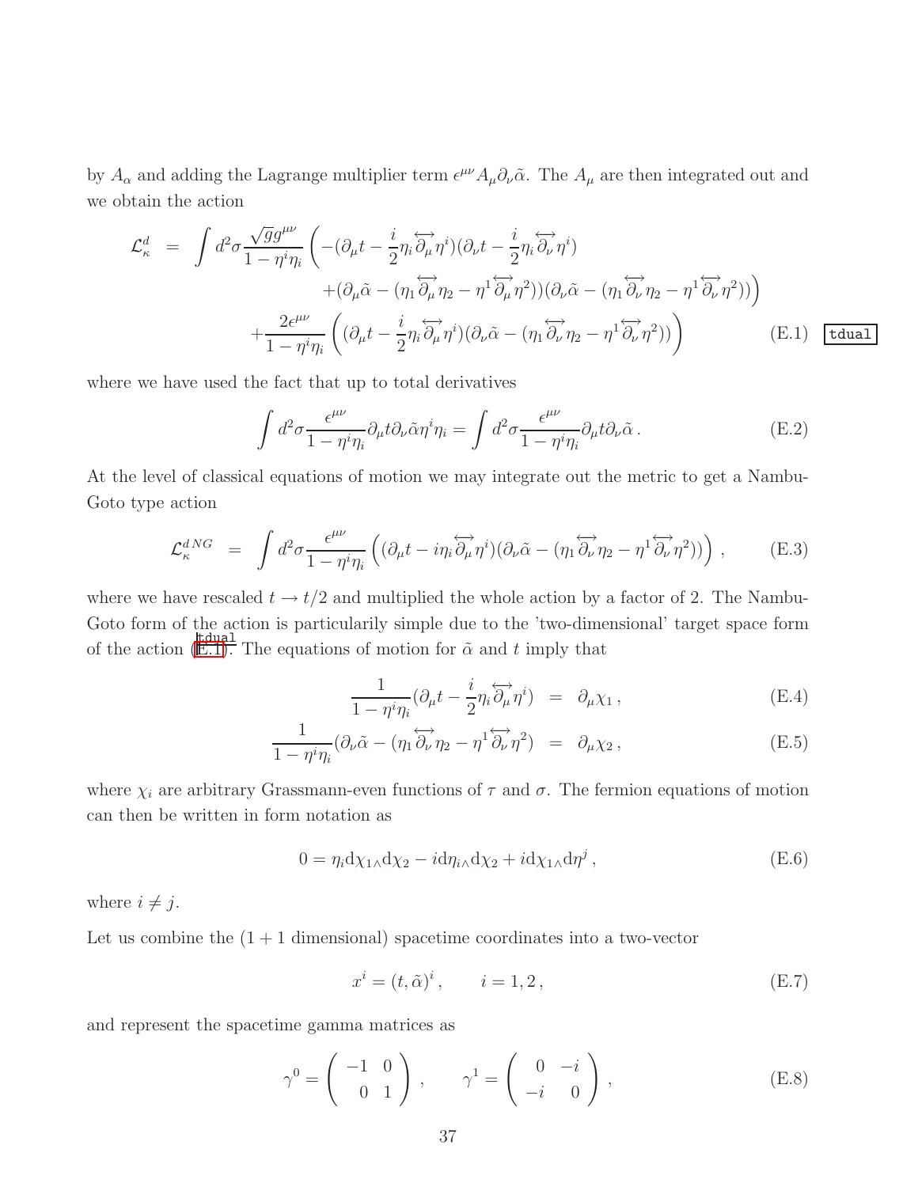by $A_\alpha$ and adding the Lagrange multiplier term $\epsilon^{\mu\nu}A_\mu\partial_\nu\tilde{\alpha}$. The $A_\mu$ are then integrated out and we obtain the action

$$
\begin{aligned}
\mathcal{L}^d_\kappa &= \int d^2\sigma \frac{\sqrt{g}g^{\mu\nu}}{1-\eta^i\eta_i}\Big(-(\partial_\mu t - \frac{i}{2}\eta_i\overleftrightarrow{\partial_\mu}\eta^i)(\partial_\nu t - \frac{i}{2}\eta_i\overleftrightarrow{\partial_\nu}\eta^i) \\
&\qquad + (\partial_\mu\tilde{\alpha} - (\eta_1\overleftrightarrow{\partial_\mu}\eta_2 - \eta^1\overleftrightarrow{\partial_\mu}\eta^2))(\partial_\nu\tilde{\alpha} - (\eta_1\overleftrightarrow{\partial_\nu}\eta_2 - \eta^1\overleftrightarrow{\partial_\nu}\eta^2))\Big) \\
&\quad + \frac{2\epsilon^{\mu\nu}}{1-\eta^i\eta_i}\Big((\partial_\mu t - \frac{i}{2}\eta_i\overleftrightarrow{\partial_\mu}\eta^i)(\partial_\nu\tilde{\alpha} - (\eta_1\overleftrightarrow{\partial_\nu}\eta_2 - \eta^1\overleftrightarrow{\partial_\nu}\eta^2))\Big)
\end{aligned}
\tag{E.1}
$$

where we have used the fact that up to total derivatives

$$
\int d^2\sigma \frac{\epsilon^{\mu\nu}}{1-\eta^i\eta_i}\partial_\mu t\partial_\nu\tilde{\alpha}\eta^i\eta_i = \int d^2\sigma\frac{\epsilon^{\mu\nu}}{1-\eta^i\eta_i}\partial_\mu t\partial_\nu\tilde{\alpha}\,. \tag{E.2}
$$

At the level of classical equations of motion we may integrate out the metric to get a Nambu-Goto type action

$$
\mathcal{L}^{dNG}_\kappa = \int d^2\sigma \frac{\epsilon^{\mu\nu}}{1-\eta^i\eta_i}\Big((\partial_\mu t - i\eta_i\overleftrightarrow{\partial_\mu}\eta^i)(\partial_\nu\tilde{\alpha} - (\eta_1\overleftrightarrow{\partial_\nu}\eta_2 - \eta^1\overleftrightarrow{\partial_\nu}\eta^2))\Big)\,, \tag{E.3}
$$

where we have rescaled $t \to t/2$ and multiplied the whole action by a factor of 2. The Nambu-Goto form of the action is particularily simple due to the 'two-dimensional' target space form of the action (E.1). The equations of motion for $\tilde{\alpha}$ and $t$ imply that

$$
\frac{1}{1-\eta^i\eta_i}(\partial_\mu t - \frac{i}{2}\eta_i\overleftrightarrow{\partial_\mu}\eta^i) = \partial_\mu\chi_1\,, \tag{E.4}
$$

$$
\frac{1}{1-\eta^i\eta_i}(\partial_\nu\tilde{\alpha} - (\eta_1\overleftrightarrow{\partial_\nu}\eta_2 - \eta^1\overleftrightarrow{\partial_\nu}\eta^2) = \partial_\mu\chi_2\,, \tag{E.5}
$$

where $\chi_i$ are arbitrary Grassmann-even functions of $\tau$ and $\sigma$. The fermion equations of motion can then be written in form notation as

$$
0 = \eta_i \mathrm{d}\chi_1{}_\wedge\mathrm{d}\chi_2 - i\mathrm{d}\eta_i{}_\wedge\mathrm{d}\chi_2 + i\mathrm{d}\chi_1{}_\wedge\mathrm{d}\eta^j\,, \tag{E.6}
$$

where $i \neq j$.

Let us combine the $(1+1$ dimensional) spacetime coordinates into a two-vector

$$
x^i = (t, \tilde{\alpha})^i\,, \qquad i = 1, 2\,, \tag{E.7}
$$

and represent the spacetime gamma matrices as

$$
\gamma^0 = \begin{pmatrix} -1 & 0 \\ 0 & 1 \end{pmatrix}\,, \qquad \gamma^1 = \begin{pmatrix} 0 & -i \\ -i & 0 \end{pmatrix}\,, \tag{E.8}
$$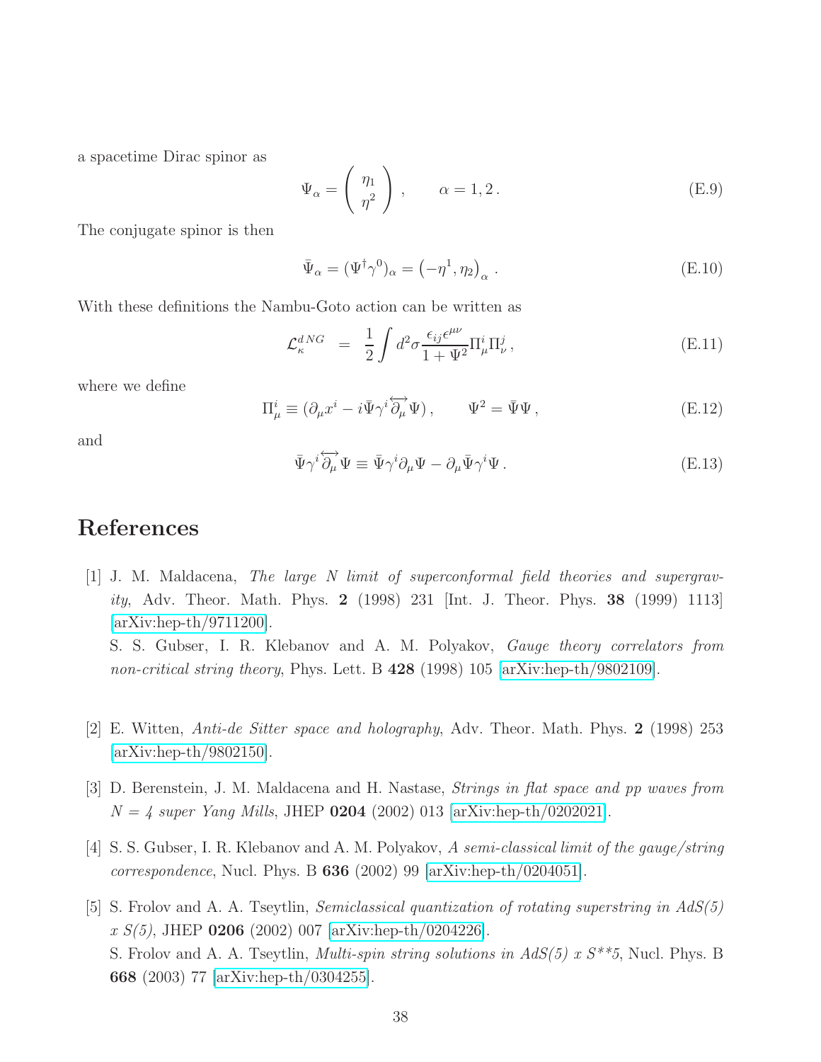a spacetime Dirac spinor as

$$\Psi_\alpha = \begin{pmatrix} \eta_1 \\ \eta^2 \end{pmatrix}, \qquad \alpha = 1, 2 \,. \tag{E.9}$$

The conjugate spinor is then

$$\bar{\Psi}_\alpha = (\Psi^\dagger \gamma^0)_\alpha = \left(-\eta^1, \eta_2\right)_\alpha \,. \tag{E.10}$$

With these definitions the Nambu-Goto action can be written as

$$\mathcal{L}_\kappa^{d\,NG} = \frac{1}{2} \int d^2\sigma \frac{\epsilon_{ij}\epsilon^{\mu\nu}}{1+\Psi^2} \Pi^i_\mu \Pi^j_\nu \,, \tag{E.11}$$

where we define

$$\Pi^i_\mu \equiv (\partial_\mu x^i - i\bar{\Psi}\gamma^i \overleftrightarrow{\partial_\mu} \Psi) \,, \qquad \Psi^2 = \bar{\Psi}\Psi \,, \tag{E.12}$$

and

$$\bar{\Psi}\gamma^i \overleftrightarrow{\partial_\mu} \Psi \equiv \bar{\Psi}\gamma^i \partial_\mu \Psi - \partial_\mu \bar{\Psi}\gamma^i \Psi \,. \tag{E.13}$$

# References

[1] J. M. Maldacena, *The large N limit of superconformal field theories and supergravity*, Adv. Theor. Math. Phys. **2** (1998) 231 [Int. J. Theor. Phys. **38** (1999) 1113] [arXiv:hep-th/9711200].
S. S. Gubser, I. R. Klebanov and A. M. Polyakov, *Gauge theory correlators from non-critical string theory*, Phys. Lett. B **428** (1998) 105 [arXiv:hep-th/9802109].

[2] E. Witten, *Anti-de Sitter space and holography*, Adv. Theor. Math. Phys. **2** (1998) 253 [arXiv:hep-th/9802150].

[3] D. Berenstein, J. M. Maldacena and H. Nastase, *Strings in flat space and pp waves from N = 4 super Yang Mills*, JHEP **0204** (2002) 013 [arXiv:hep-th/0202021].

[4] S. S. Gubser, I. R. Klebanov and A. M. Polyakov, *A semi-classical limit of the gauge/string correspondence*, Nucl. Phys. B **636** (2002) 99 [arXiv:hep-th/0204051].

[5] S. Frolov and A. A. Tseytlin, *Semiclassical quantization of rotating superstring in AdS(5) x S(5)*, JHEP **0206** (2002) 007 [arXiv:hep-th/0204226].
S. Frolov and A. A. Tseytlin, *Multi-spin string solutions in AdS(5) x S**5*, Nucl. Phys. B **668** (2003) 77 [arXiv:hep-th/0304255].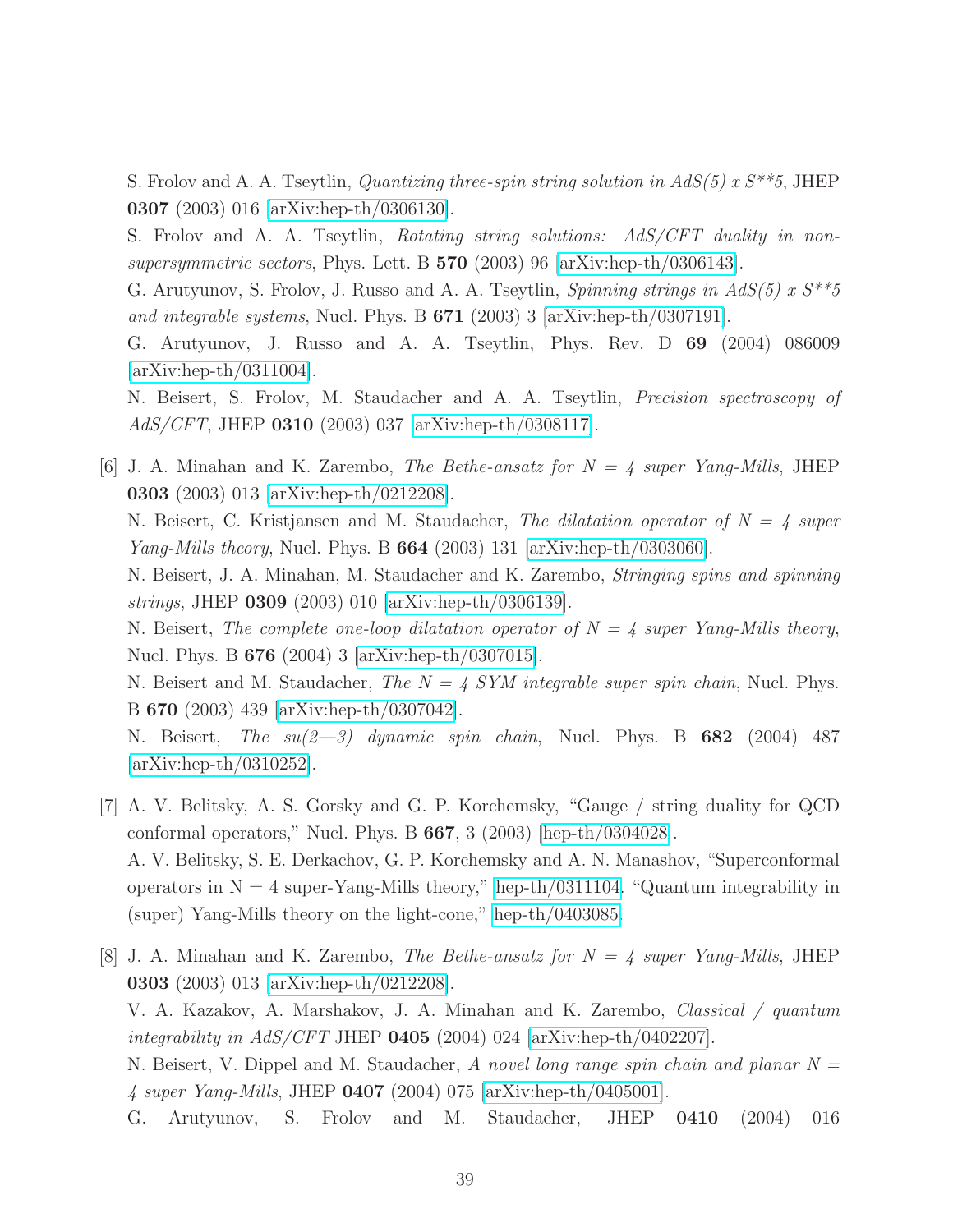S. Frolov and A. A. Tseytlin, *Quantizing three-spin string solution in AdS(5) x S**5*, JHEP **0307** (2003) 016 [arXiv:hep-th/0306130].

S. Frolov and A. A. Tseytlin, *Rotating string solutions: AdS/CFT duality in non-supersymmetric sectors*, Phys. Lett. B **570** (2003) 96 [arXiv:hep-th/0306143].

G. Arutyunov, S. Frolov, J. Russo and A. A. Tseytlin, *Spinning strings in AdS(5) x S**5 and integrable systems*, Nucl. Phys. B **671** (2003) 3 [arXiv:hep-th/0307191].

G. Arutyunov, J. Russo and A. A. Tseytlin, Phys. Rev. D **69** (2004) 086009 [arXiv:hep-th/0311004].

N. Beisert, S. Frolov, M. Staudacher and A. A. Tseytlin, *Precision spectroscopy of AdS/CFT*, JHEP **0310** (2003) 037 [arXiv:hep-th/0308117].

[6] J. A. Minahan and K. Zarembo, *The Bethe-ansatz for $N = 4$ super Yang-Mills*, JHEP **0303** (2003) 013 [arXiv:hep-th/0212208].
N. Beisert, C. Kristjansen and M. Staudacher, *The dilatation operator of $N = 4$ super Yang-Mills theory*, Nucl. Phys. B **664** (2003) 131 [arXiv:hep-th/0303060].
N. Beisert, J. A. Minahan, M. Staudacher and K. Zarembo, *Stringing spins and spinning strings*, JHEP **0309** (2003) 010 [arXiv:hep-th/0306139].
N. Beisert, *The complete one-loop dilatation operator of $N = 4$ super Yang-Mills theory*, Nucl. Phys. B **676** (2004) 3 [arXiv:hep-th/0307015].
N. Beisert and M. Staudacher, *The $N = 4$ SYM integrable super spin chain*, Nucl. Phys. B **670** (2003) 439 [arXiv:hep-th/0307042].
N. Beisert, *The su(2—3) dynamic spin chain*, Nucl. Phys. B **682** (2004) 487 [arXiv:hep-th/0310252].

[7] A. V. Belitsky, A. S. Gorsky and G. P. Korchemsky, "Gauge / string duality for QCD conformal operators," Nucl. Phys. B **667**, 3 (2003) [hep-th/0304028].
A. V. Belitsky, S. E. Derkachov, G. P. Korchemsky and A. N. Manashov, "Superconformal operators in N = 4 super-Yang-Mills theory," hep-th/0311104. "Quantum integrability in (super) Yang-Mills theory on the light-cone," hep-th/0403085.

[8] J. A. Minahan and K. Zarembo, *The Bethe-ansatz for $N = 4$ super Yang-Mills*, JHEP **0303** (2003) 013 [arXiv:hep-th/0212208].
V. A. Kazakov, A. Marshakov, J. A. Minahan and K. Zarembo, *Classical / quantum integrability in AdS/CFT* JHEP **0405** (2004) 024 [arXiv:hep-th/0402207].
N. Beisert, V. Dippel and M. Staudacher, *A novel long range spin chain and planar $N = 4$ super Yang-Mills*, JHEP **0407** (2004) 075 [arXiv:hep-th/0405001].
G. Arutyunov, S. Frolov and M. Staudacher, JHEP **0410** (2004) 016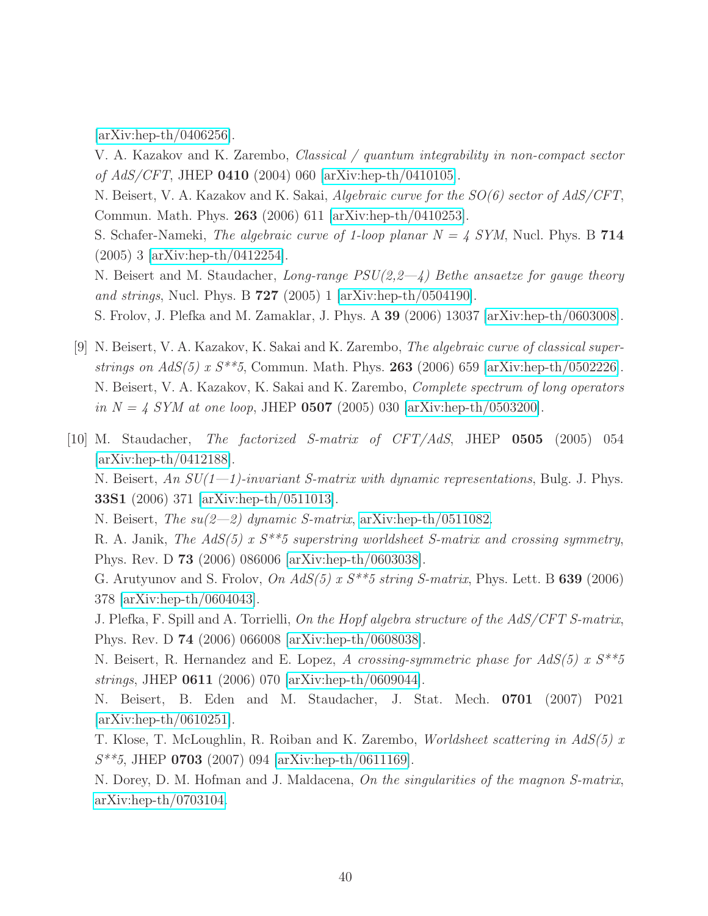[arXiv:hep-th/0406256].
V. A. Kazakov and K. Zarembo, *Classical / quantum integrability in non-compact sector of AdS/CFT*, JHEP **0410** (2004) 060 [arXiv:hep-th/0410105].
N. Beisert, V. A. Kazakov and K. Sakai, *Algebraic curve for the SO(6) sector of AdS/CFT*, Commun. Math. Phys. **263** (2006) 611 [arXiv:hep-th/0410253].
S. Schafer-Nameki, *The algebraic curve of 1-loop planar N = 4 SYM*, Nucl. Phys. B **714** (2005) 3 [arXiv:hep-th/0412254].
N. Beisert and M. Staudacher, *Long-range PSU(2,2—4) Bethe ansaetze for gauge theory and strings*, Nucl. Phys. B **727** (2005) 1 [arXiv:hep-th/0504190].
S. Frolov, J. Plefka and M. Zamaklar, J. Phys. A **39** (2006) 13037 [arXiv:hep-th/0603008].

[9] N. Beisert, V. A. Kazakov, K. Sakai and K. Zarembo, *The algebraic curve of classical superstrings on AdS(5) x S**5*, Commun. Math. Phys. **263** (2006) 659 [arXiv:hep-th/0502226].
N. Beisert, V. A. Kazakov, K. Sakai and K. Zarembo, *Complete spectrum of long operators in N = 4 SYM at one loop*, JHEP **0507** (2005) 030 [arXiv:hep-th/0503200].

[10] M. Staudacher, *The factorized S-matrix of CFT/AdS*, JHEP **0505** (2005) 054 [arXiv:hep-th/0412188].
N. Beisert, *An SU(1—1)-invariant S-matrix with dynamic representations*, Bulg. J. Phys. **33S1** (2006) 371 [arXiv:hep-th/0511013].
N. Beisert, *The su(2—2) dynamic S-matrix*, arXiv:hep-th/0511082.
R. A. Janik, *The AdS(5) x S**5 superstring worldsheet S-matrix and crossing symmetry*, Phys. Rev. D **73** (2006) 086006 [arXiv:hep-th/0603038].
G. Arutyunov and S. Frolov, *On AdS(5) x S**5 string S-matrix*, Phys. Lett. B **639** (2006) 378 [arXiv:hep-th/0604043].
J. Plefka, F. Spill and A. Torrielli, *On the Hopf algebra structure of the AdS/CFT S-matrix*, Phys. Rev. D **74** (2006) 066008 [arXiv:hep-th/0608038].
N. Beisert, R. Hernandez and E. Lopez, *A crossing-symmetric phase for AdS(5) x S**5 strings*, JHEP **0611** (2006) 070 [arXiv:hep-th/0609044].
N. Beisert, B. Eden and M. Staudacher, J. Stat. Mech. **0701** (2007) P021 [arXiv:hep-th/0610251].
T. Klose, T. McLoughlin, R. Roiban and K. Zarembo, *Worldsheet scattering in AdS(5) x S**5*, JHEP **0703** (2007) 094 [arXiv:hep-th/0611169].
N. Dorey, D. M. Hofman and J. Maldacena, *On the singularities of the magnon S-matrix*, arXiv:hep-th/0703104.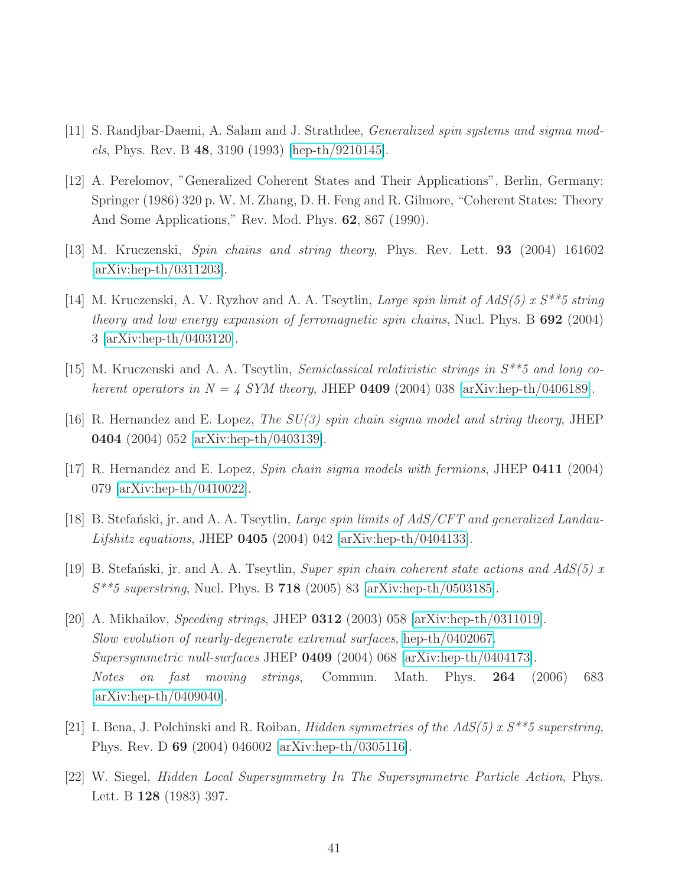[11] S. Randjbar-Daemi, A. Salam and J. Strathdee, *Generalized spin systems and sigma models*, Phys. Rev. B **48**, 3190 (1993) [hep-th/9210145].

[12] A. Perelomov, "Generalized Coherent States and Their Applications", Berlin, Germany: Springer (1986) 320 p. W. M. Zhang, D. H. Feng and R. Gilmore, "Coherent States: Theory And Some Applications," Rev. Mod. Phys. **62**, 867 (1990).

[13] M. Kruczenski, *Spin chains and string theory*, Phys. Rev. Lett. **93** (2004) 161602 [arXiv:hep-th/0311203].

[14] M. Kruczenski, A. V. Ryzhov and A. A. Tseytlin, *Large spin limit of AdS(5) x S**5 string theory and low energy expansion of ferromagnetic spin chains*, Nucl. Phys. B **692** (2004) 3 [arXiv:hep-th/0403120].

[15] M. Kruczenski and A. A. Tseytlin, *Semiclassical relativistic strings in S**5 and long coherent operators in N = 4 SYM theory*, JHEP **0409** (2004) 038 [arXiv:hep-th/0406189].

[16] R. Hernandez and E. Lopez, *The SU(3) spin chain sigma model and string theory*, JHEP **0404** (2004) 052 [arXiv:hep-th/0403139].

[17] R. Hernandez and E. Lopez, *Spin chain sigma models with fermions*, JHEP **0411** (2004) 079 [arXiv:hep-th/0410022].

[18] B. Stefański, jr. and A. A. Tseytlin, *Large spin limits of AdS/CFT and generalized Landau-Lifshitz equations*, JHEP **0405** (2004) 042 [arXiv:hep-th/0404133].

[19] B. Stefański, jr. and A. A. Tseytlin, *Super spin chain coherent state actions and AdS(5) x S**5 superstring*, Nucl. Phys. B **718** (2005) 83 [arXiv:hep-th/0503185].

[20] A. Mikhailov, *Speeding strings*, JHEP **0312** (2003) 058 [arXiv:hep-th/0311019].
*Slow evolution of nearly-degenerate extremal surfaces*, hep-th/0402067.
*Supersymmetric null-surfaces* JHEP **0409** (2004) 068 [arXiv:hep-th/0404173].
*Notes on fast moving strings*, Commun. Math. Phys. **264** (2006) 683 [arXiv:hep-th/0409040].

[21] I. Bena, J. Polchinski and R. Roiban, *Hidden symmetries of the AdS(5) x S**5 superstring*, Phys. Rev. D **69** (2004) 046002 [arXiv:hep-th/0305116].

[22] W. Siegel, *Hidden Local Supersymmetry In The Supersymmetric Particle Action*, Phys. Lett. B **128** (1983) 397.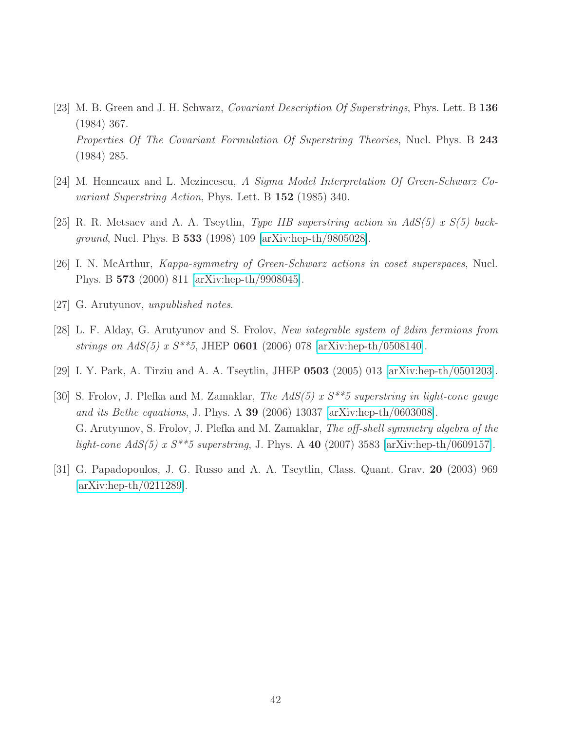[23] M. B. Green and J. H. Schwarz, *Covariant Description Of Superstrings*, Phys. Lett. B **136** (1984) 367.
*Properties Of The Covariant Formulation Of Superstring Theories*, Nucl. Phys. B **243** (1984) 285.

[24] M. Henneaux and L. Mezincescu, *A Sigma Model Interpretation Of Green-Schwarz Covariant Superstring Action*, Phys. Lett. B **152** (1985) 340.

[25] R. R. Metsaev and A. A. Tseytlin, *Type IIB superstring action in AdS(5) x S(5) background*, Nucl. Phys. B **533** (1998) 109 [arXiv:hep-th/9805028].

[26] I. N. McArthur, *Kappa-symmetry of Green-Schwarz actions in coset superspaces*, Nucl. Phys. B **573** (2000) 811 [arXiv:hep-th/9908045].

[27] G. Arutyunov, *unpublished notes*.

[28] L. F. Alday, G. Arutyunov and S. Frolov, *New integrable system of 2dim fermions from strings on AdS(5) x S**5*, JHEP **0601** (2006) 078 [arXiv:hep-th/0508140].

[29] I. Y. Park, A. Tirziu and A. A. Tseytlin, JHEP **0503** (2005) 013 [arXiv:hep-th/0501203].

[30] S. Frolov, J. Plefka and M. Zamaklar, *The AdS(5) x S**5 superstring in light-cone gauge and its Bethe equations*, J. Phys. A **39** (2006) 13037 [arXiv:hep-th/0603008].
G. Arutyunov, S. Frolov, J. Plefka and M. Zamaklar, *The off-shell symmetry algebra of the light-cone AdS(5) x S**5 superstring*, J. Phys. A **40** (2007) 3583 [arXiv:hep-th/0609157].

[31] G. Papadopoulos, J. G. Russo and A. A. Tseytlin, Class. Quant. Grav. **20** (2003) 969 [arXiv:hep-th/0211289].